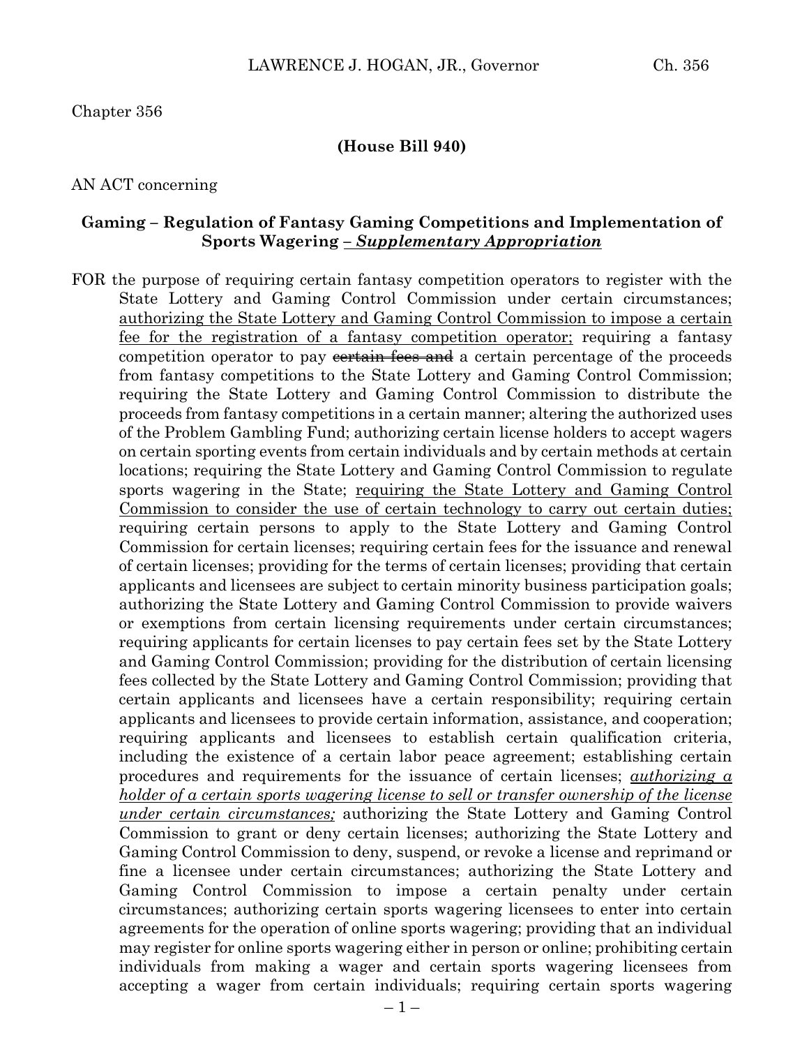Chapter 356

**(House Bill 940)**

AN ACT concerning

**Gaming – Regulation of Fantasy Gaming Competitions and Implementation of Sports Wagering – *Supplementary Appropriation***

FOR the purpose of requiring certain fantasy competition operators to register with the State Lottery and Gaming Control Commission under certain circumstances; authorizing the State Lottery and Gaming Control Commission to impose a certain fee for the registration of a fantasy competition operator; requiring a fantasy competition operator to pay ~~certain fees and~~ a certain percentage of the proceeds from fantasy competitions to the State Lottery and Gaming Control Commission; requiring the State Lottery and Gaming Control Commission to distribute the proceeds from fantasy competitions in a certain manner; altering the authorized uses of the Problem Gambling Fund; authorizing certain license holders to accept wagers on certain sporting events from certain individuals and by certain methods at certain locations; requiring the State Lottery and Gaming Control Commission to regulate sports wagering in the State; requiring the State Lottery and Gaming Control Commission to consider the use of certain technology to carry out certain duties; requiring certain persons to apply to the State Lottery and Gaming Control Commission for certain licenses; requiring certain fees for the issuance and renewal of certain licenses; providing for the terms of certain licenses; providing that certain applicants and licensees are subject to certain minority business participation goals; authorizing the State Lottery and Gaming Control Commission to provide waivers or exemptions from certain licensing requirements under certain circumstances; requiring applicants for certain licenses to pay certain fees set by the State Lottery and Gaming Control Commission; providing for the distribution of certain licensing fees collected by the State Lottery and Gaming Control Commission; providing that certain applicants and licensees have a certain responsibility; requiring certain applicants and licensees to provide certain information, assistance, and cooperation; requiring applicants and licensees to establish certain qualification criteria, including the existence of a certain labor peace agreement; establishing certain procedures and requirements for the issuance of certain licenses; *authorizing a holder of a certain sports wagering license to sell or transfer ownership of the license under certain circumstances;* authorizing the State Lottery and Gaming Control Commission to grant or deny certain licenses; authorizing the State Lottery and Gaming Control Commission to deny, suspend, or revoke a license and reprimand or fine a licensee under certain circumstances; authorizing the State Lottery and Gaming Control Commission to impose a certain penalty under certain circumstances; authorizing certain sports wagering licensees to enter into certain agreements for the operation of online sports wagering; providing that an individual may register for online sports wagering either in person or online; prohibiting certain individuals from making a wager and certain sports wagering licensees from accepting a wager from certain individuals; requiring certain sports wagering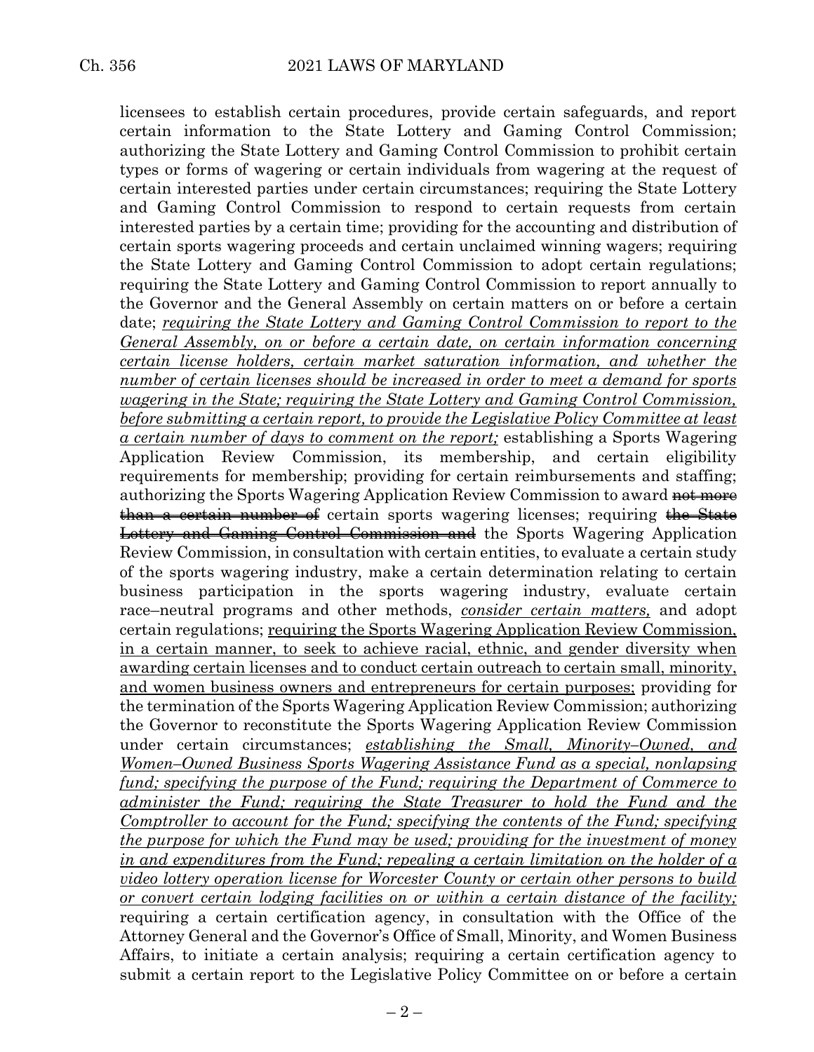licensees to establish certain procedures, provide certain safeguards, and report certain information to the State Lottery and Gaming Control Commission; authorizing the State Lottery and Gaming Control Commission to prohibit certain types or forms of wagering or certain individuals from wagering at the request of certain interested parties under certain circumstances; requiring the State Lottery and Gaming Control Commission to respond to certain requests from certain interested parties by a certain time; providing for the accounting and distribution of certain sports wagering proceeds and certain unclaimed winning wagers; requiring the State Lottery and Gaming Control Commission to adopt certain regulations; requiring the State Lottery and Gaming Control Commission to report annually to the Governor and the General Assembly on certain matters on or before a certain date; *requiring the State Lottery and Gaming Control Commission to report to the General Assembly, on or before a certain date, on certain information concerning certain license holders, certain market saturation information, and whether the number of certain licenses should be increased in order to meet a demand for sports wagering in the State; requiring the State Lottery and Gaming Control Commission, before submitting a certain report, to provide the Legislative Policy Committee at least a certain number of days to comment on the report;* establishing a Sports Wagering Application Review Commission, its membership, and certain eligibility requirements for membership; providing for certain reimbursements and staffing; authorizing the Sports Wagering Application Review Commission to award ~~not more than a certain number of~~ certain sports wagering licenses; requiring ~~the State Lottery and Gaming Control Commission and~~ the Sports Wagering Application Review Commission, in consultation with certain entities, to evaluate a certain study of the sports wagering industry, make a certain determination relating to certain business participation in the sports wagering industry, evaluate certain race–neutral programs and other methods, *consider certain matters,* and adopt certain regulations; requiring the Sports Wagering Application Review Commission, in a certain manner, to seek to achieve racial, ethnic, and gender diversity when awarding certain licenses and to conduct certain outreach to certain small, minority, and women business owners and entrepreneurs for certain purposes; providing for the termination of the Sports Wagering Application Review Commission; authorizing the Governor to reconstitute the Sports Wagering Application Review Commission under certain circumstances; *establishing the Small, Minority–Owned, and Women–Owned Business Sports Wagering Assistance Fund as a special, nonlapsing fund; specifying the purpose of the Fund; requiring the Department of Commerce to administer the Fund; requiring the State Treasurer to hold the Fund and the Comptroller to account for the Fund; specifying the contents of the Fund; specifying the purpose for which the Fund may be used; providing for the investment of money in and expenditures from the Fund; repealing a certain limitation on the holder of a video lottery operation license for Worcester County or certain other persons to build or convert certain lodging facilities on or within a certain distance of the facility;* requiring a certain certification agency, in consultation with the Office of the Attorney General and the Governor's Office of Small, Minority, and Women Business Affairs, to initiate a certain analysis; requiring a certain certification agency to submit a certain report to the Legislative Policy Committee on or before a certain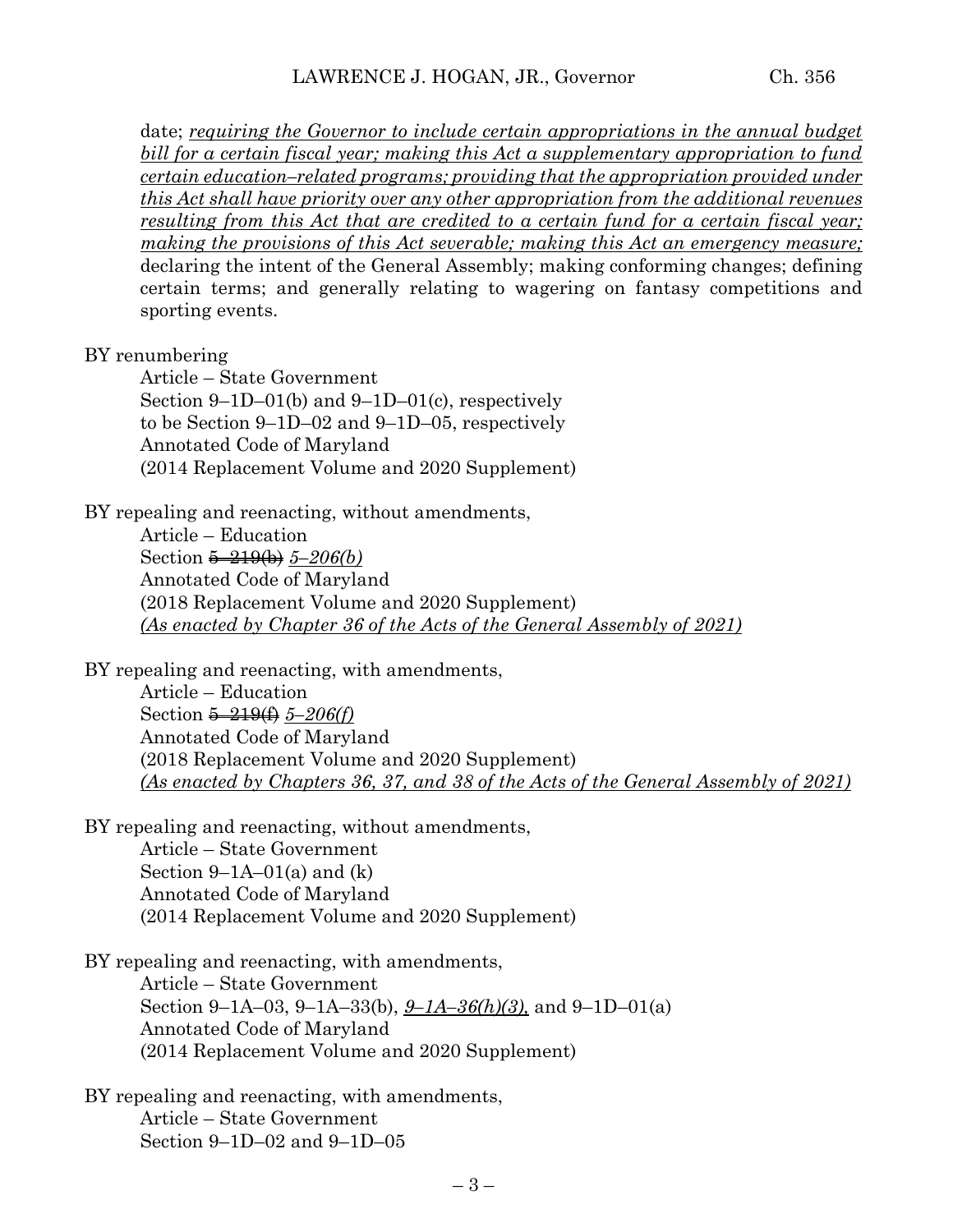date; *requiring the Governor to include certain appropriations in the annual budget bill for a certain fiscal year; making this Act a supplementary appropriation to fund certain education–related programs; providing that the appropriation provided under this Act shall have priority over any other appropriation from the additional revenues resulting from this Act that are credited to a certain fund for a certain fiscal year; making the provisions of this Act severable; making this Act an emergency measure;* declaring the intent of the General Assembly; making conforming changes; defining certain terms; and generally relating to wagering on fantasy competitions and sporting events.

BY renumbering

Article – State Government
Section 9–1D–01(b) and 9–1D–01(c), respectively
to be Section 9–1D–02 and 9–1D–05, respectively
Annotated Code of Maryland
(2014 Replacement Volume and 2020 Supplement)

BY repealing and reenacting, without amendments,

Article – Education
Section ~~5–219(b)~~ *5–206(b)*
Annotated Code of Maryland
(2018 Replacement Volume and 2020 Supplement)
*(As enacted by Chapter 36 of the Acts of the General Assembly of 2021)*

BY repealing and reenacting, with amendments,

Article – Education
Section ~~5–219(f)~~ *5–206(f)*
Annotated Code of Maryland
(2018 Replacement Volume and 2020 Supplement)
*(As enacted by Chapters 36, 37, and 38 of the Acts of the General Assembly of 2021)*

BY repealing and reenacting, without amendments,

Article – State Government
Section 9–1A–01(a) and (k)
Annotated Code of Maryland
(2014 Replacement Volume and 2020 Supplement)

BY repealing and reenacting, with amendments,

Article – State Government
Section 9–1A–03, 9–1A–33(b), *9–1A–36(h)(3),* and 9–1D–01(a)
Annotated Code of Maryland
(2014 Replacement Volume and 2020 Supplement)

BY repealing and reenacting, with amendments,

Article – State Government
Section 9–1D–02 and 9–1D–05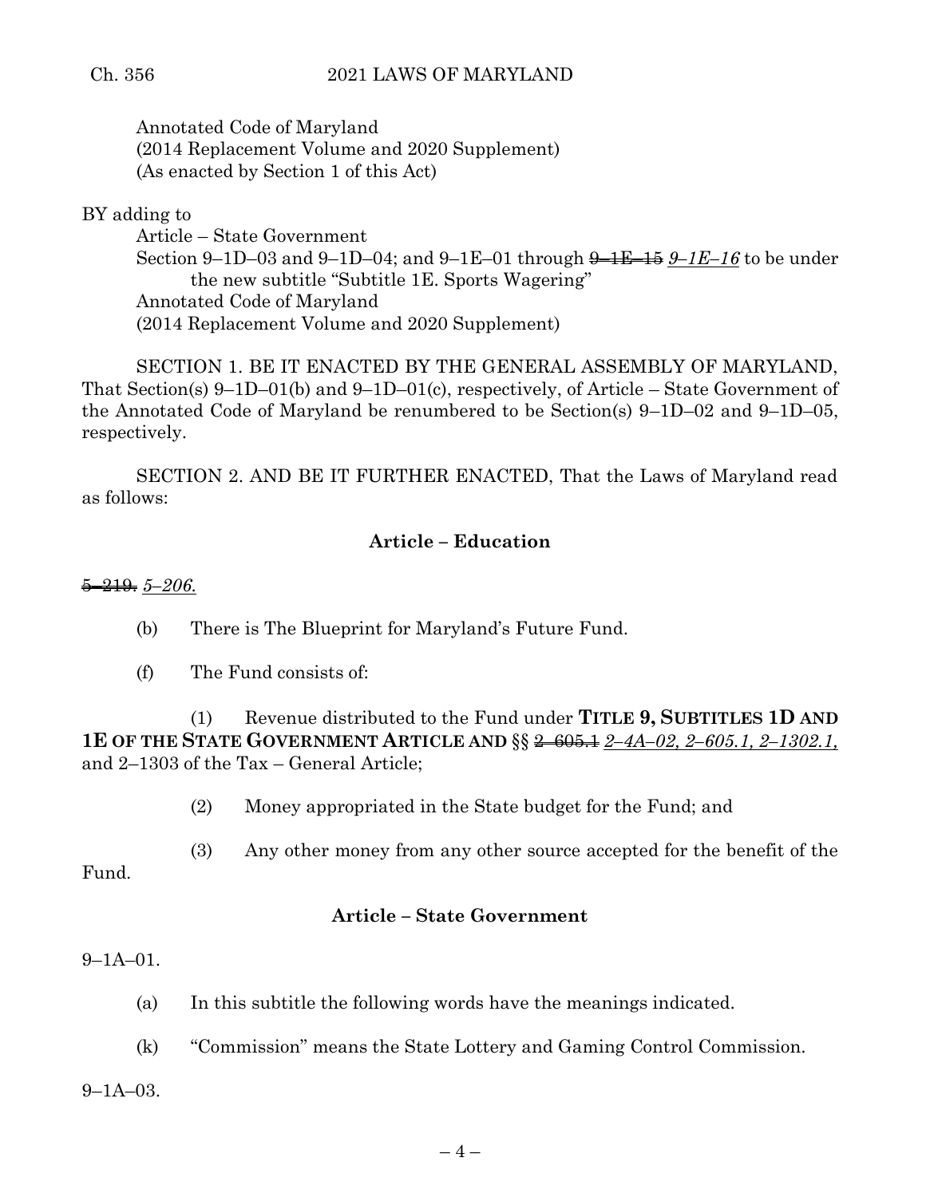Annotated Code of Maryland
(2014 Replacement Volume and 2020 Supplement)
(As enacted by Section 1 of this Act)

BY adding to

Article – State Government
Section 9–1D–03 and 9–1D–04; and 9–1E–01 through ~~9–1E–15~~ *9–1E–16* to be under the new subtitle "Subtitle 1E. Sports Wagering"
Annotated Code of Maryland
(2014 Replacement Volume and 2020 Supplement)

SECTION 1. BE IT ENACTED BY THE GENERAL ASSEMBLY OF MARYLAND, That Section(s) 9–1D–01(b) and 9–1D–01(c), respectively, of Article – State Government of the Annotated Code of Maryland be renumbered to be Section(s) 9–1D–02 and 9–1D–05, respectively.

SECTION 2. AND BE IT FURTHER ENACTED, That the Laws of Maryland read as follows:

**Article – Education**

~~5–219.~~ *5–206.*

(b) There is The Blueprint for Maryland's Future Fund.

(f) The Fund consists of:

(1) Revenue distributed to the Fund under **TITLE 9, SUBTITLES 1D AND 1E OF THE STATE GOVERNMENT ARTICLE AND** §§ ~~2–605.1~~ *2–4A–02, 2–605.1, 2–1302.1,* and 2–1303 of the Tax – General Article;

(2) Money appropriated in the State budget for the Fund; and

(3) Any other money from any other source accepted for the benefit of the Fund.

**Article – State Government**

9–1A–01.

(a) In this subtitle the following words have the meanings indicated.

(k) "Commission" means the State Lottery and Gaming Control Commission.

9–1A–03.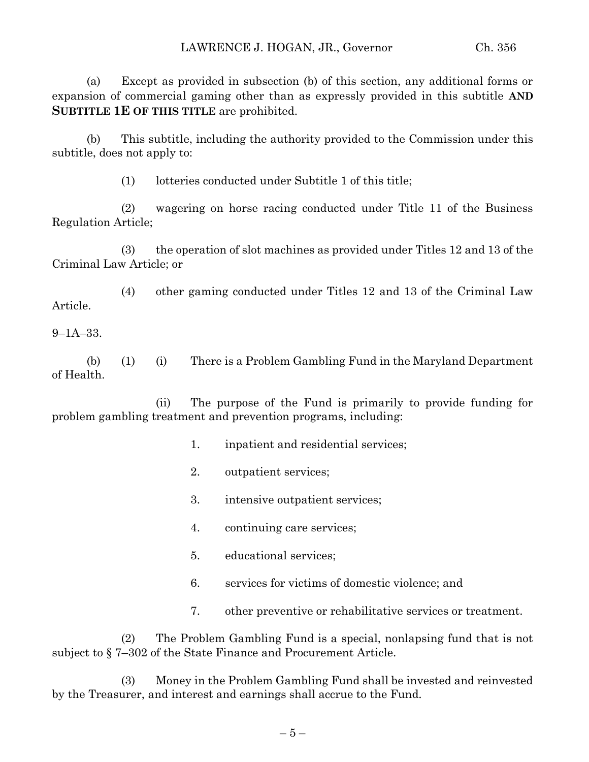(a) Except as provided in subsection (b) of this section, any additional forms or expansion of commercial gaming other than as expressly provided in this subtitle **AND SUBTITLE 1E OF THIS TITLE** are prohibited.

(b) This subtitle, including the authority provided to the Commission under this subtitle, does not apply to:

(1) lotteries conducted under Subtitle 1 of this title;

(2) wagering on horse racing conducted under Title 11 of the Business Regulation Article;

(3) the operation of slot machines as provided under Titles 12 and 13 of the Criminal Law Article; or

(4) other gaming conducted under Titles 12 and 13 of the Criminal Law Article.

9–1A–33.

(b) (1) (i) There is a Problem Gambling Fund in the Maryland Department of Health.

(ii) The purpose of the Fund is primarily to provide funding for problem gambling treatment and prevention programs, including:

1. inpatient and residential services;

2. outpatient services;

3. intensive outpatient services;

4. continuing care services;

5. educational services;

6. services for victims of domestic violence; and

7. other preventive or rehabilitative services or treatment.

(2) The Problem Gambling Fund is a special, nonlapsing fund that is not subject to § 7–302 of the State Finance and Procurement Article.

(3) Money in the Problem Gambling Fund shall be invested and reinvested by the Treasurer, and interest and earnings shall accrue to the Fund.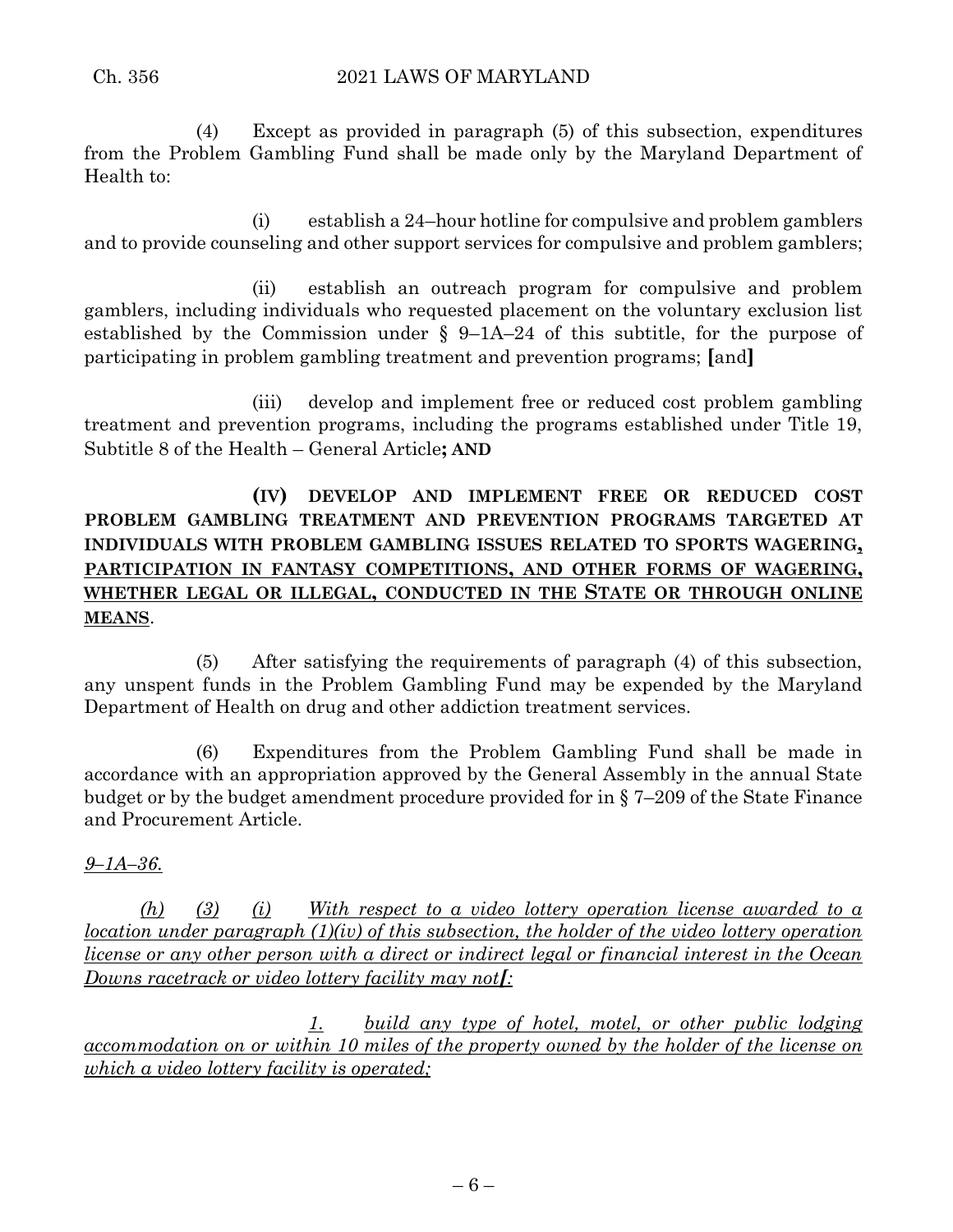(4) Except as provided in paragraph (5) of this subsection, expenditures from the Problem Gambling Fund shall be made only by the Maryland Department of Health to:

(i) establish a 24–hour hotline for compulsive and problem gamblers and to provide counseling and other support services for compulsive and problem gamblers;

(ii) establish an outreach program for compulsive and problem gamblers, including individuals who requested placement on the voluntary exclusion list established by the Commission under § 9–1A–24 of this subtitle, for the purpose of participating in problem gambling treatment and prevention programs; **[**and**]**

(iii) develop and implement free or reduced cost problem gambling treatment and prevention programs, including the programs established under Title 19, Subtitle 8 of the Health – General Article**; AND**

**(IV) DEVELOP AND IMPLEMENT FREE OR REDUCED COST PROBLEM GAMBLING TREATMENT AND PREVENTION PROGRAMS TARGETED AT INDIVIDUALS WITH PROBLEM GAMBLING ISSUES RELATED TO SPORTS WAGERING**<u>**, PARTICIPATION IN FANTASY COMPETITIONS, AND OTHER FORMS OF WAGERING, WHETHER LEGAL OR ILLEGAL, CONDUCTED IN THE STATE OR THROUGH ONLINE MEANS**</u>.

(5) After satisfying the requirements of paragraph (4) of this subsection, any unspent funds in the Problem Gambling Fund may be expended by the Maryland Department of Health on drug and other addiction treatment services.

(6) Expenditures from the Problem Gambling Fund shall be made in accordance with an appropriation approved by the General Assembly in the annual State budget or by the budget amendment procedure provided for in § 7–209 of the State Finance and Procurement Article.

<u>*9–1A–36.*</u>

<u>*(h) (3) (i) With respect to a video lottery operation license awarded to a location under paragraph (1)(iv) of this subsection, the holder of the video lottery operation license or any other person with a direct or indirect legal or financial interest in the Ocean Downs racetrack or video lottery facility may not[:*</u>

<u>*1. build any type of hotel, motel, or other public lodging accommodation on or within 10 miles of the property owned by the holder of the license on which a video lottery facility is operated;*</u>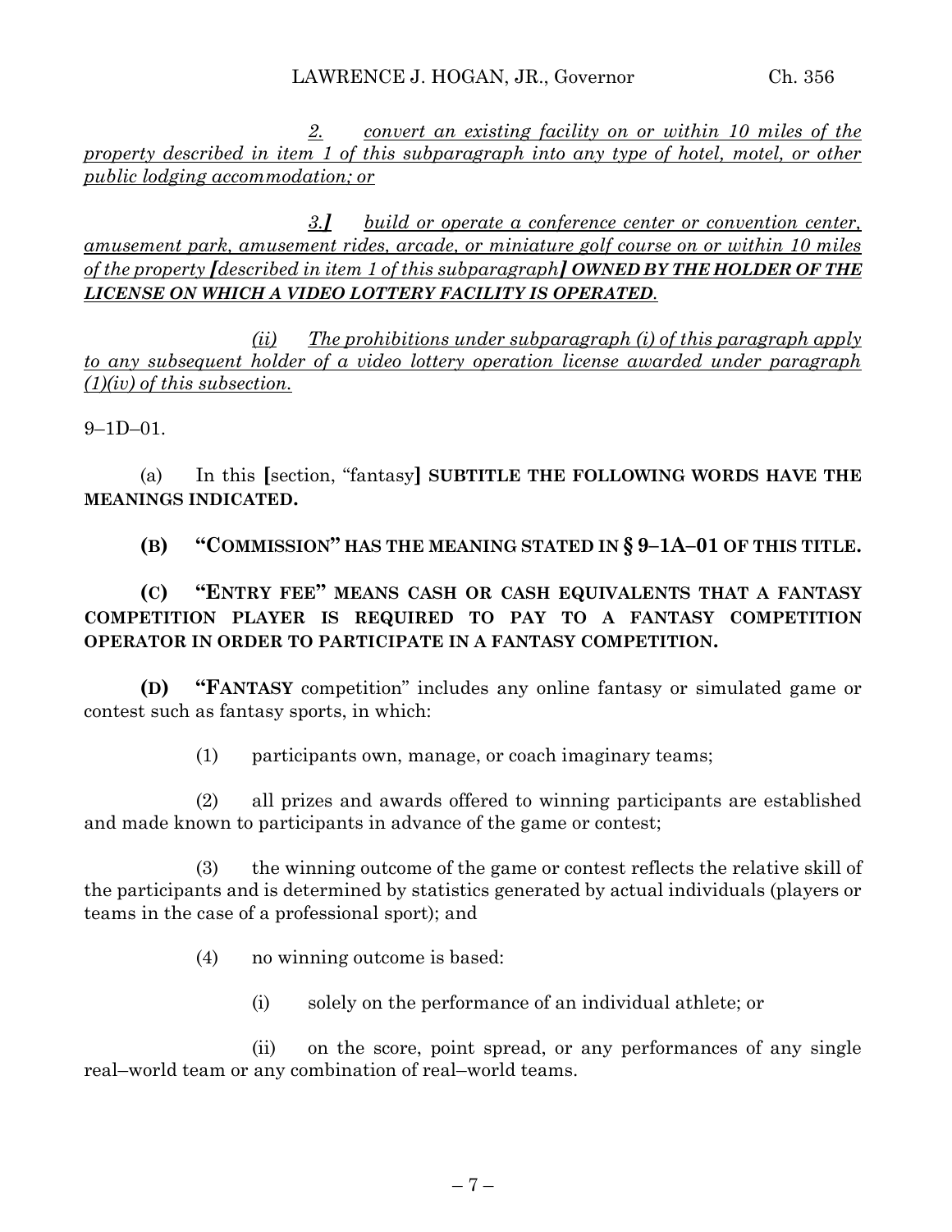2. *convert an existing facility on or within 10 miles of the property described in item 1 of this subparagraph into any type of hotel, motel, or other public lodging accommodation; or*

3.] *build or operate a conference center or convention center, amusement park, amusement rides, arcade, or miniature golf course on or within 10 miles of the property* [*described in item 1 of this subparagraph*] ***OWNED BY THE HOLDER OF THE LICENSE ON WHICH A VIDEO LOTTERY FACILITY IS OPERATED.***

*(ii) The prohibitions under subparagraph (i) of this paragraph apply to any subsequent holder of a video lottery operation license awarded under paragraph (1)(iv) of this subsection.*

9–1D–01.

(a) In this [section, "fantasy] **SUBTITLE THE FOLLOWING WORDS HAVE THE MEANINGS INDICATED.**

**(B) "COMMISSION" HAS THE MEANING STATED IN § 9–1A–01 OF THIS TITLE.**

**(C) "ENTRY FEE" MEANS CASH OR CASH EQUIVALENTS THAT A FANTASY COMPETITION PLAYER IS REQUIRED TO PAY TO A FANTASY COMPETITION OPERATOR IN ORDER TO PARTICIPATE IN A FANTASY COMPETITION.**

**(D) "FANTASY** competition" includes any online fantasy or simulated game or contest such as fantasy sports, in which:

(1) participants own, manage, or coach imaginary teams;

(2) all prizes and awards offered to winning participants are established and made known to participants in advance of the game or contest;

(3) the winning outcome of the game or contest reflects the relative skill of the participants and is determined by statistics generated by actual individuals (players or teams in the case of a professional sport); and

(4) no winning outcome is based:

(i) solely on the performance of an individual athlete; or

(ii) on the score, point spread, or any performances of any single real–world team or any combination of real–world teams.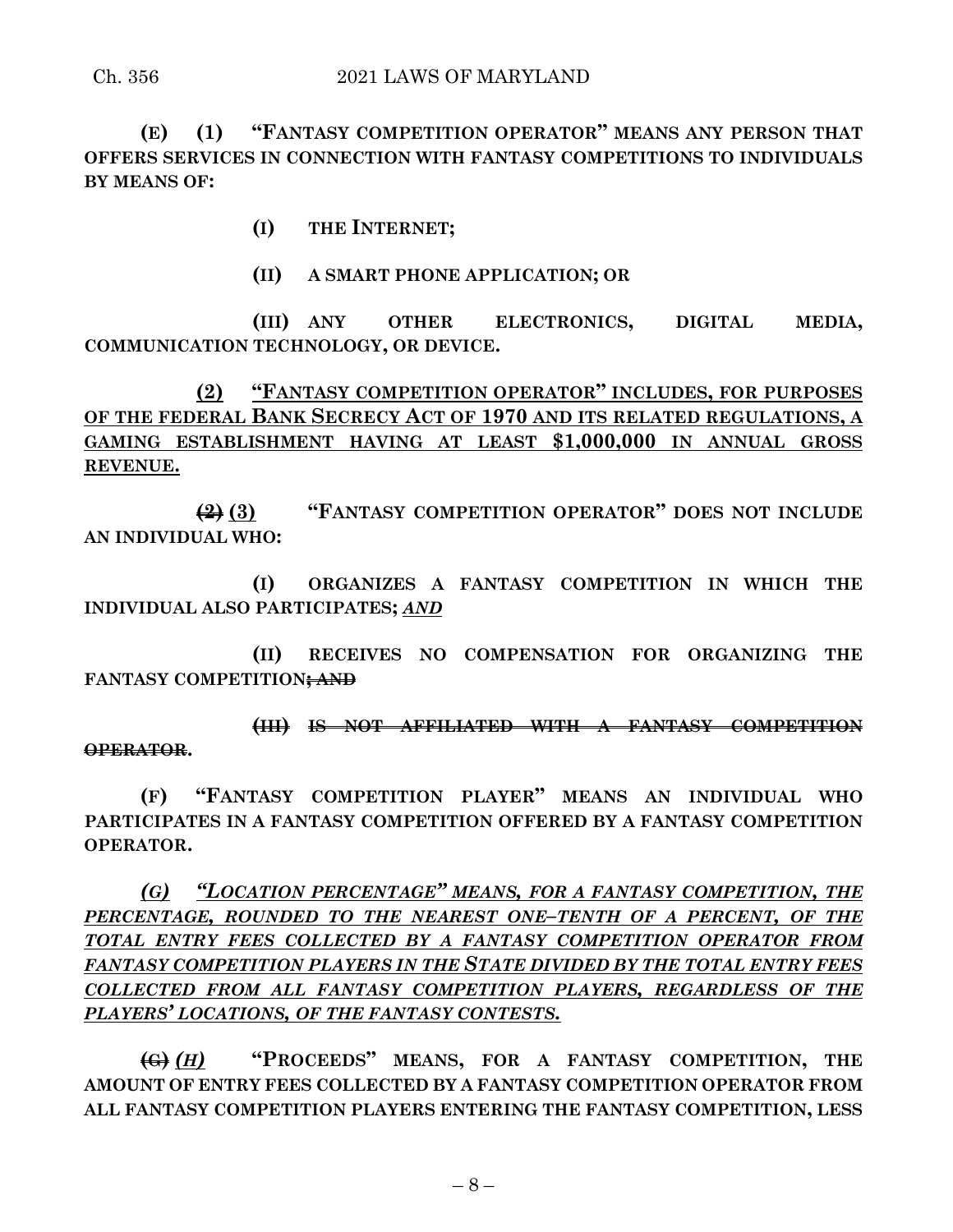**(E) (1) "FANTASY COMPETITION OPERATOR" MEANS ANY PERSON THAT OFFERS SERVICES IN CONNECTION WITH FANTASY COMPETITIONS TO INDIVIDUALS BY MEANS OF:**

**(I) THE INTERNET;**

**(II) A SMART PHONE APPLICATION; OR**

**(III) ANY OTHER ELECTRONICS, DIGITAL MEDIA, COMMUNICATION TECHNOLOGY, OR DEVICE.**

<u>**(2) "FANTASY COMPETITION OPERATOR" INCLUDES, FOR PURPOSES OF THE FEDERAL BANK SECRECY ACT OF 1970 AND ITS RELATED REGULATIONS, A GAMING ESTABLISHMENT HAVING AT LEAST $1,000,000 IN ANNUAL GROSS REVENUE.**</u>

~~**(2)**~~ <u>**(3)**</u> **"FANTASY COMPETITION OPERATOR" DOES NOT INCLUDE AN INDIVIDUAL WHO:**

**(I) ORGANIZES A FANTASY COMPETITION IN WHICH THE INDIVIDUAL ALSO PARTICIPATES;** <u>***AND***</u>

**(II) RECEIVES NO COMPENSATION FOR ORGANIZING THE FANTASY COMPETITION**~~**; AND**~~

~~**(III) IS NOT AFFILIATED WITH A FANTASY COMPETITION OPERATOR**~~**.**

**(F) "FANTASY COMPETITION PLAYER" MEANS AN INDIVIDUAL WHO PARTICIPATES IN A FANTASY COMPETITION OFFERED BY A FANTASY COMPETITION OPERATOR.**

<u>***(G) "LOCATION PERCENTAGE" MEANS, FOR A FANTASY COMPETITION, THE PERCENTAGE, ROUNDED TO THE NEAREST ONE–TENTH OF A PERCENT, OF THE TOTAL ENTRY FEES COLLECTED BY A FANTASY COMPETITION OPERATOR FROM FANTASY COMPETITION PLAYERS IN THE STATE DIVIDED BY THE TOTAL ENTRY FEES COLLECTED FROM ALL FANTASY COMPETITION PLAYERS, REGARDLESS OF THE PLAYERS' LOCATIONS, OF THE FANTASY CONTESTS.***</u>

~~**(G)**~~ <u>***(H)***</u> **"PROCEEDS" MEANS, FOR A FANTASY COMPETITION, THE AMOUNT OF ENTRY FEES COLLECTED BY A FANTASY COMPETITION OPERATOR FROM ALL FANTASY COMPETITION PLAYERS ENTERING THE FANTASY COMPETITION, LESS**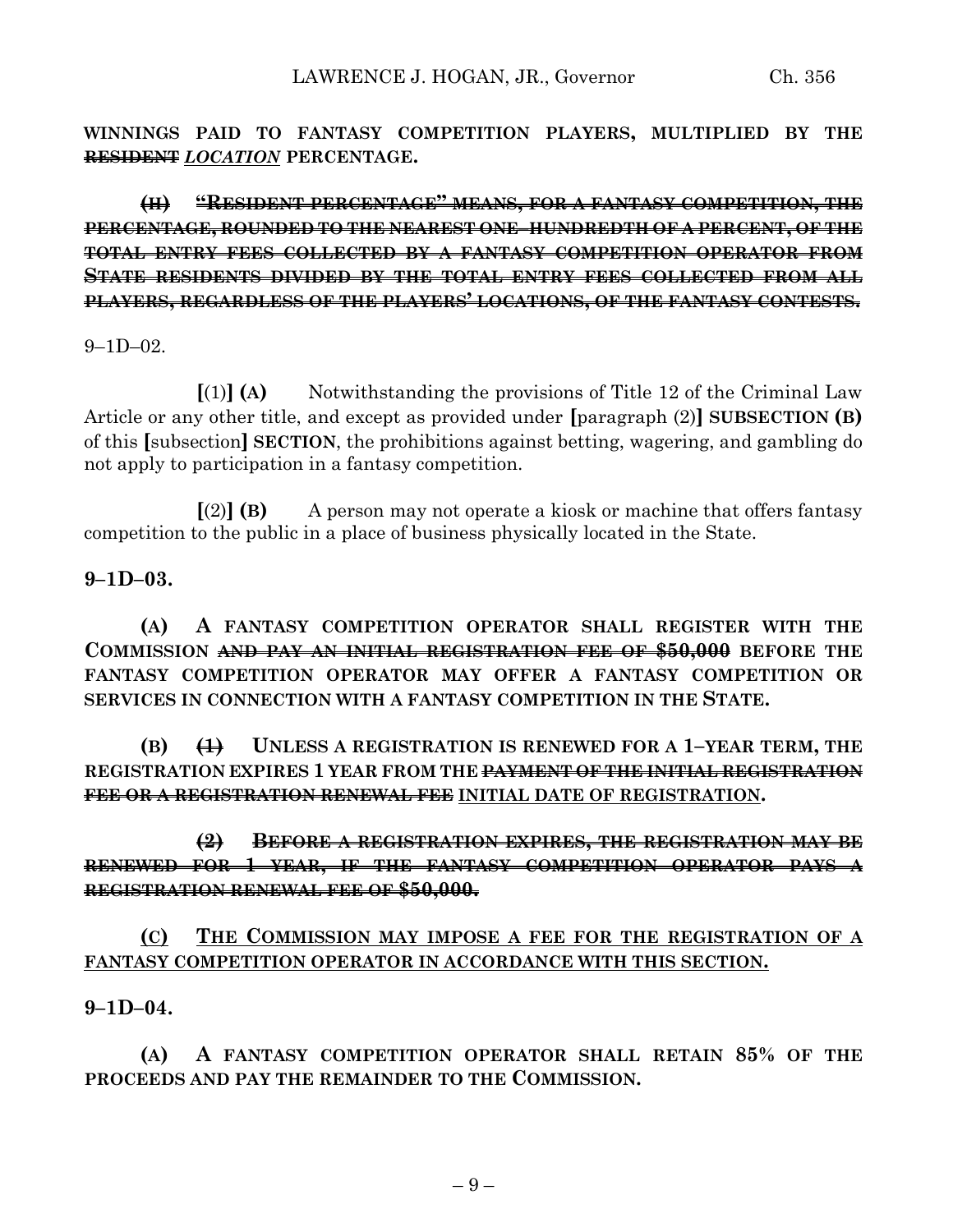**WINNINGS PAID TO FANTASY COMPETITION PLAYERS, MULTIPLIED BY THE ~~RESIDENT~~ *LOCATION* PERCENTAGE.**

**~~(H) "RESIDENT PERCENTAGE" MEANS, FOR A FANTASY COMPETITION, THE PERCENTAGE, ROUNDED TO THE NEAREST ONE–HUNDREDTH OF A PERCENT, OF THE TOTAL ENTRY FEES COLLECTED BY A FANTASY COMPETITION OPERATOR FROM STATE RESIDENTS DIVIDED BY THE TOTAL ENTRY FEES COLLECTED FROM ALL PLAYERS, REGARDLESS OF THE PLAYERS' LOCATIONS, OF THE FANTASY CONTESTS.~~**

9–1D–02.

[(1)] **(A)** Notwithstanding the provisions of Title 12 of the Criminal Law Article or any other title, and except as provided under [paragraph (2)] **SUBSECTION (B)** of this [subsection] **SECTION**, the prohibitions against betting, wagering, and gambling do not apply to participation in a fantasy competition.

[(2)] **(B)** A person may not operate a kiosk or machine that offers fantasy competition to the public in a place of business physically located in the State.

**9–1D–03.**

**(A) A FANTASY COMPETITION OPERATOR SHALL REGISTER WITH THE COMMISSION ~~AND PAY AN INITIAL REGISTRATION FEE OF \$50,000~~ BEFORE THE FANTASY COMPETITION OPERATOR MAY OFFER A FANTASY COMPETITION OR SERVICES IN CONNECTION WITH A FANTASY COMPETITION IN THE STATE.**

**(B) ~~(1)~~ UNLESS A REGISTRATION IS RENEWED FOR A 1–YEAR TERM, THE REGISTRATION EXPIRES 1 YEAR FROM THE ~~PAYMENT OF THE INITIAL REGISTRATION FEE OR A REGISTRATION RENEWAL FEE~~ <u>INITIAL DATE OF REGISTRATION</u>.**

**~~(2) BEFORE A REGISTRATION EXPIRES, THE REGISTRATION MAY BE RENEWED FOR 1 YEAR, IF THE FANTASY COMPETITION OPERATOR PAYS A REGISTRATION RENEWAL FEE OF \$50,000.~~**

<u>**(C) THE COMMISSION MAY IMPOSE A FEE FOR THE REGISTRATION OF A FANTASY COMPETITION OPERATOR IN ACCORDANCE WITH THIS SECTION.**</u>

**9–1D–04.**

**(A) A FANTASY COMPETITION OPERATOR SHALL RETAIN 85% OF THE PROCEEDS AND PAY THE REMAINDER TO THE COMMISSION.**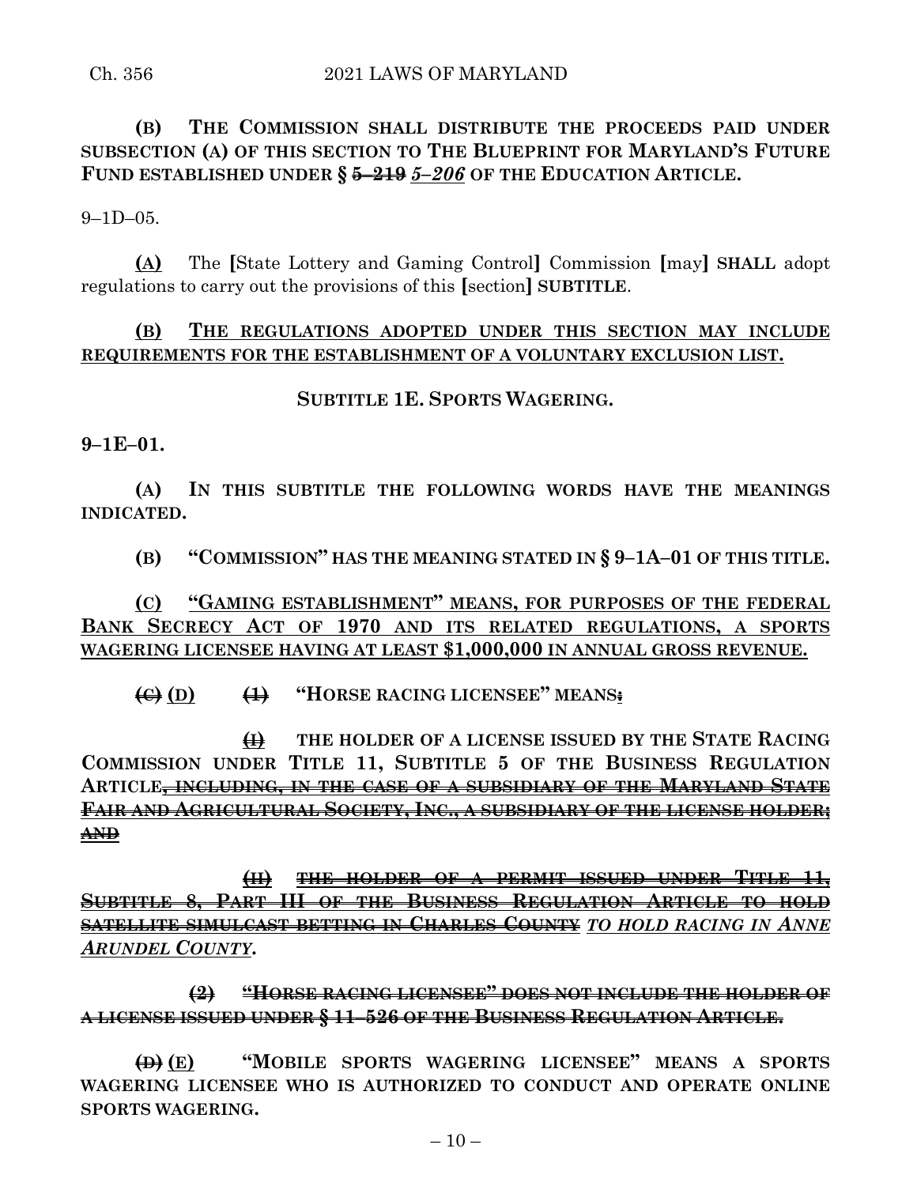**(B) THE COMMISSION SHALL DISTRIBUTE THE PROCEEDS PAID UNDER SUBSECTION (A) OF THIS SECTION TO THE BLUEPRINT FOR MARYLAND'S FUTURE FUND ESTABLISHED UNDER § ~~5–219~~ *5–206* OF THE EDUCATION ARTICLE.**

9–1D–05.

<u>(A)</u> The **[**State Lottery and Gaming Control**]** Commission **[**may**]** **SHALL** adopt regulations to carry out the provisions of this **[**section**]** **SUBTITLE**.

<u>**(B) THE REGULATIONS ADOPTED UNDER THIS SECTION MAY INCLUDE REQUIREMENTS FOR THE ESTABLISHMENT OF A VOLUNTARY EXCLUSION LIST.**</u>

**SUBTITLE 1E. SPORTS WAGERING.**

**9–1E–01.**

**(A) IN THIS SUBTITLE THE FOLLOWING WORDS HAVE THE MEANINGS INDICATED.**

**(B) "COMMISSION" HAS THE MEANING STATED IN § 9–1A–01 OF THIS TITLE.**

<u>**(C) "GAMING ESTABLISHMENT" MEANS, FOR PURPOSES OF THE FEDERAL BANK SECRECY ACT OF 1970 AND ITS RELATED REGULATIONS, A SPORTS WAGERING LICENSEE HAVING AT LEAST $1,000,000 IN ANNUAL GROSS REVENUE.**</u>

**~~(C)~~ <u>(D)</u> ~~(1)~~ "HORSE RACING LICENSEE" MEANS~~:~~**

**~~(I)~~ THE HOLDER OF A LICENSE ISSUED BY THE STATE RACING COMMISSION UNDER TITLE 11, SUBTITLE 5 OF THE BUSINESS REGULATION ARTICLE~~, INCLUDING, IN THE CASE OF A SUBSIDIARY OF THE MARYLAND STATE FAIR AND AGRICULTURAL SOCIETY, INC., A SUBSIDIARY OF THE LICENSE HOLDER; AND~~**

**~~(II) THE HOLDER OF A PERMIT ISSUED UNDER TITLE 11, SUBTITLE 8, PART III OF THE BUSINESS REGULATION ARTICLE TO HOLD SATELLITE SIMULCAST BETTING IN CHARLES COUNTY~~ *<u>TO HOLD RACING IN ANNE ARUNDEL COUNTY</u>*.**

**~~(2) "HORSE RACING LICENSEE" DOES NOT INCLUDE THE HOLDER OF A LICENSE ISSUED UNDER § 11–526 OF THE BUSINESS REGULATION ARTICLE.~~**

**~~(D)~~ <u>(E)</u> "MOBILE SPORTS WAGERING LICENSEE" MEANS A SPORTS WAGERING LICENSEE WHO IS AUTHORIZED TO CONDUCT AND OPERATE ONLINE SPORTS WAGERING.**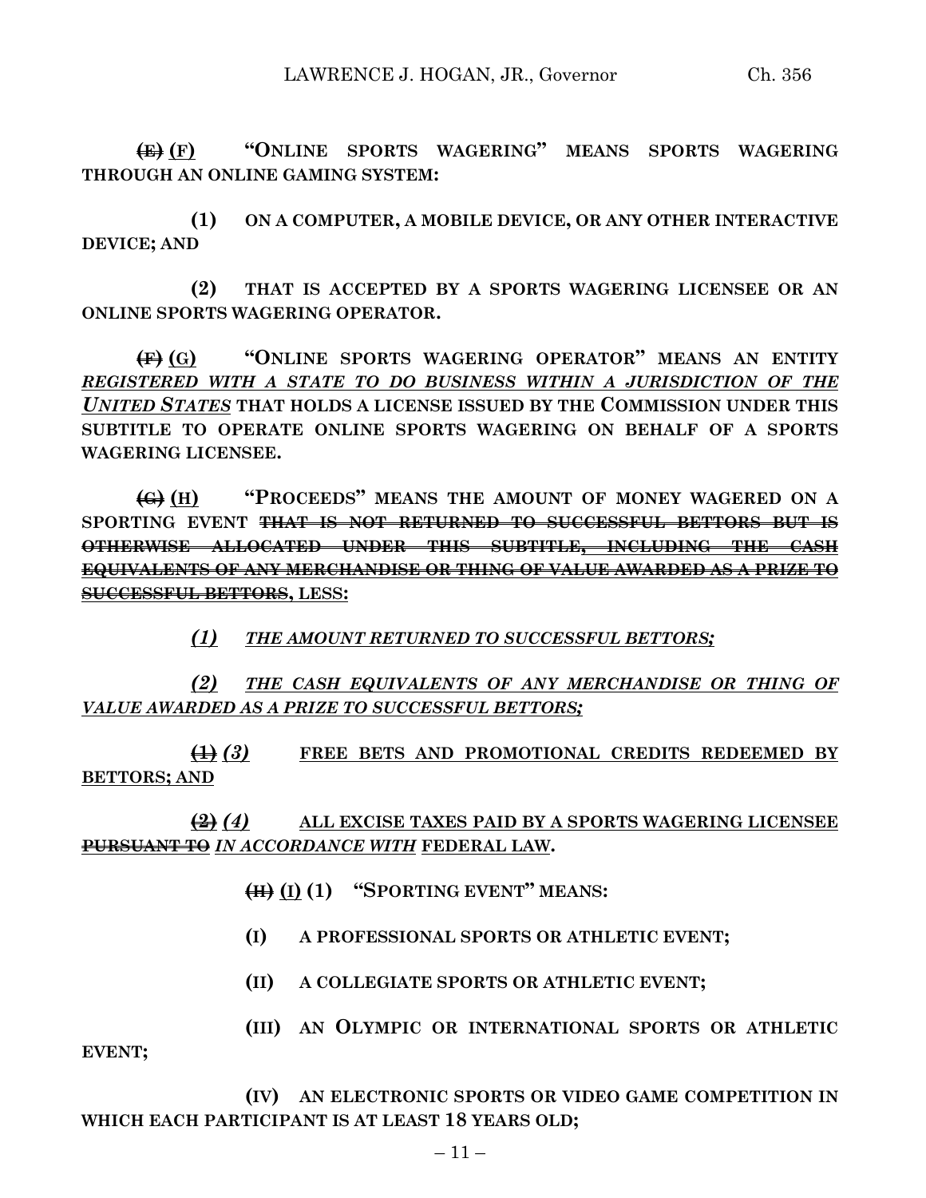~~(E)~~ **(F)** **"ONLINE SPORTS WAGERING" MEANS SPORTS WAGERING THROUGH AN ONLINE GAMING SYSTEM:**

**(1) ON A COMPUTER, A MOBILE DEVICE, OR ANY OTHER INTERACTIVE DEVICE; AND**

**(2) THAT IS ACCEPTED BY A SPORTS WAGERING LICENSEE OR AN ONLINE SPORTS WAGERING OPERATOR.**

~~(F)~~ **(G)** **"ONLINE SPORTS WAGERING OPERATOR" MEANS AN ENTITY** ***REGISTERED WITH A STATE TO DO BUSINESS WITHIN A JURISDICTION OF THE UNITED STATES*** **THAT HOLDS A LICENSE ISSUED BY THE COMMISSION UNDER THIS SUBTITLE TO OPERATE ONLINE SPORTS WAGERING ON BEHALF OF A SPORTS WAGERING LICENSEE.**

~~(G)~~ **(H)** **"PROCEEDS" MEANS THE AMOUNT OF MONEY WAGERED ON A SPORTING EVENT** ~~THAT IS NOT RETURNED TO SUCCESSFUL BETTORS BUT IS OTHERWISE ALLOCATED UNDER THIS SUBTITLE, INCLUDING THE CASH EQUIVALENTS OF ANY MERCHANDISE OR THING OF VALUE AWARDED AS A PRIZE TO SUCCESSFUL BETTORS~~**, LESS:**

***(1) THE AMOUNT RETURNED TO SUCCESSFUL BETTORS;***

***(2) THE CASH EQUIVALENTS OF ANY MERCHANDISE OR THING OF VALUE AWARDED AS A PRIZE TO SUCCESSFUL BETTORS;***

~~(1)~~ ***(3)*** **FREE BETS AND PROMOTIONAL CREDITS REDEEMED BY BETTORS; AND**

~~(2)~~ ***(4)*** **ALL EXCISE TAXES PAID BY A SPORTS WAGERING LICENSEE** ~~PURSUANT TO~~ ***IN ACCORDANCE WITH*** **FEDERAL LAW.**

~~(H)~~ **(I) (1) "SPORTING EVENT" MEANS:**

**(I) A PROFESSIONAL SPORTS OR ATHLETIC EVENT;**

**(II) A COLLEGIATE SPORTS OR ATHLETIC EVENT;**

**(III) AN OLYMPIC OR INTERNATIONAL SPORTS OR ATHLETIC EVENT;**

**(IV) AN ELECTRONIC SPORTS OR VIDEO GAME COMPETITION IN WHICH EACH PARTICIPANT IS AT LEAST 18 YEARS OLD;**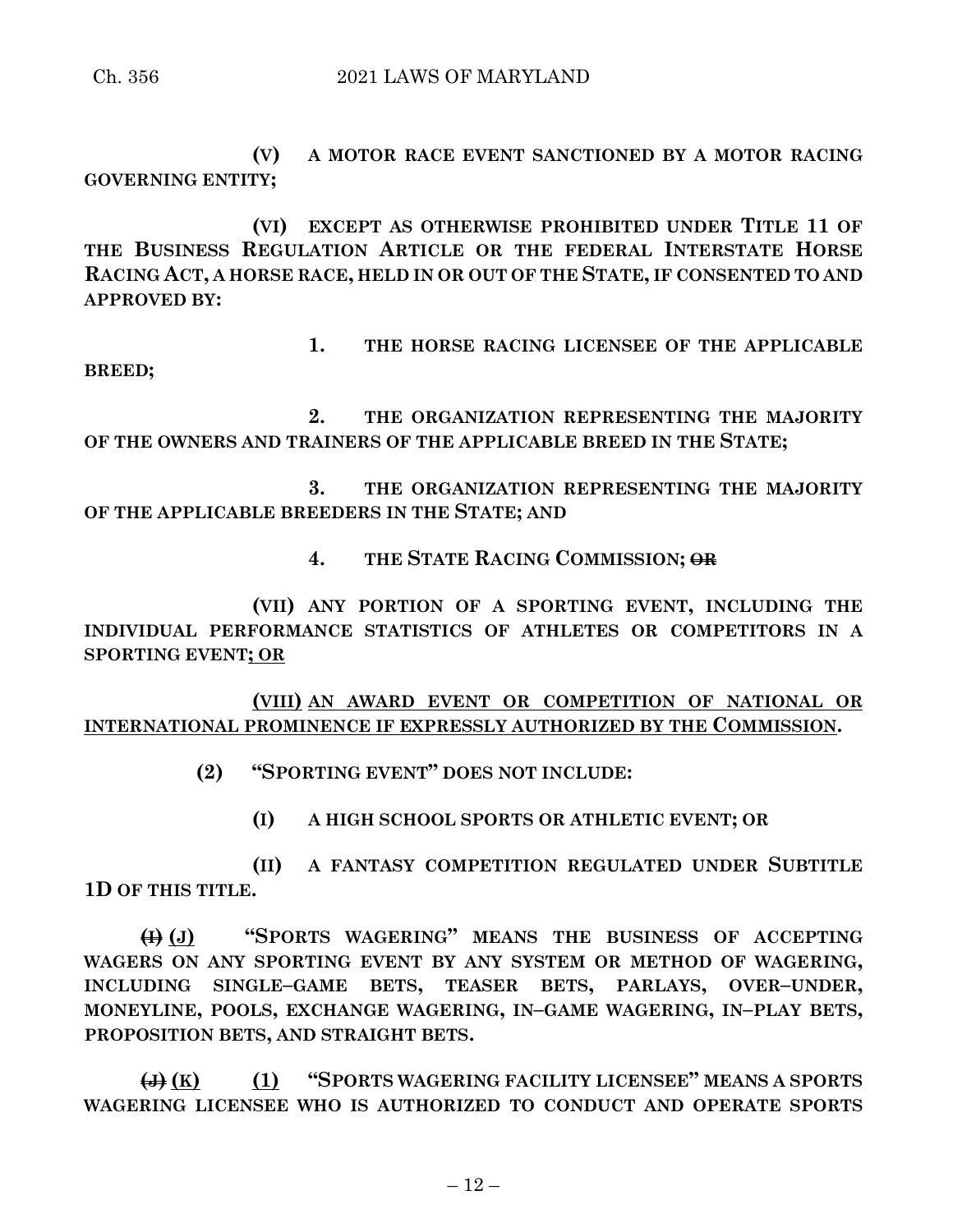**(V) A MOTOR RACE EVENT SANCTIONED BY A MOTOR RACING GOVERNING ENTITY;**

**(VI) EXCEPT AS OTHERWISE PROHIBITED UNDER TITLE 11 OF THE BUSINESS REGULATION ARTICLE OR THE FEDERAL INTERSTATE HORSE RACING ACT, A HORSE RACE, HELD IN OR OUT OF THE STATE, IF CONSENTED TO AND APPROVED BY:**

**1. THE HORSE RACING LICENSEE OF THE APPLICABLE BREED;**

**2. THE ORGANIZATION REPRESENTING THE MAJORITY OF THE OWNERS AND TRAINERS OF THE APPLICABLE BREED IN THE STATE;**

**3. THE ORGANIZATION REPRESENTING THE MAJORITY OF THE APPLICABLE BREEDERS IN THE STATE; AND**

**4. THE STATE RACING COMMISSION;** ~~**OR**~~

**(VII) ANY PORTION OF A SPORTING EVENT, INCLUDING THE INDIVIDUAL PERFORMANCE STATISTICS OF ATHLETES OR COMPETITORS IN A SPORTING EVENT**<u>**; OR**</u>

<u>**(VIII) AN AWARD EVENT OR COMPETITION OF NATIONAL OR INTERNATIONAL PROMINENCE IF EXPRESSLY AUTHORIZED BY THE COMMISSION**</u>**.**

**(2) "SPORTING EVENT" DOES NOT INCLUDE:**

**(I) A HIGH SCHOOL SPORTS OR ATHLETIC EVENT; OR**

**(II) A FANTASY COMPETITION REGULATED UNDER SUBTITLE 1D OF THIS TITLE.**

~~**(I)**~~ <u>**(J)**</u> **"SPORTS WAGERING" MEANS THE BUSINESS OF ACCEPTING WAGERS ON ANY SPORTING EVENT BY ANY SYSTEM OR METHOD OF WAGERING, INCLUDING SINGLE–GAME BETS, TEASER BETS, PARLAYS, OVER–UNDER, MONEYLINE, POOLS, EXCHANGE WAGERING, IN–GAME WAGERING, IN–PLAY BETS, PROPOSITION BETS, AND STRAIGHT BETS.**

~~**(J)**~~ <u>**(K)**</u> <u>**(1)**</u> **"SPORTS WAGERING FACILITY LICENSEE" MEANS A SPORTS WAGERING LICENSEE WHO IS AUTHORIZED TO CONDUCT AND OPERATE SPORTS**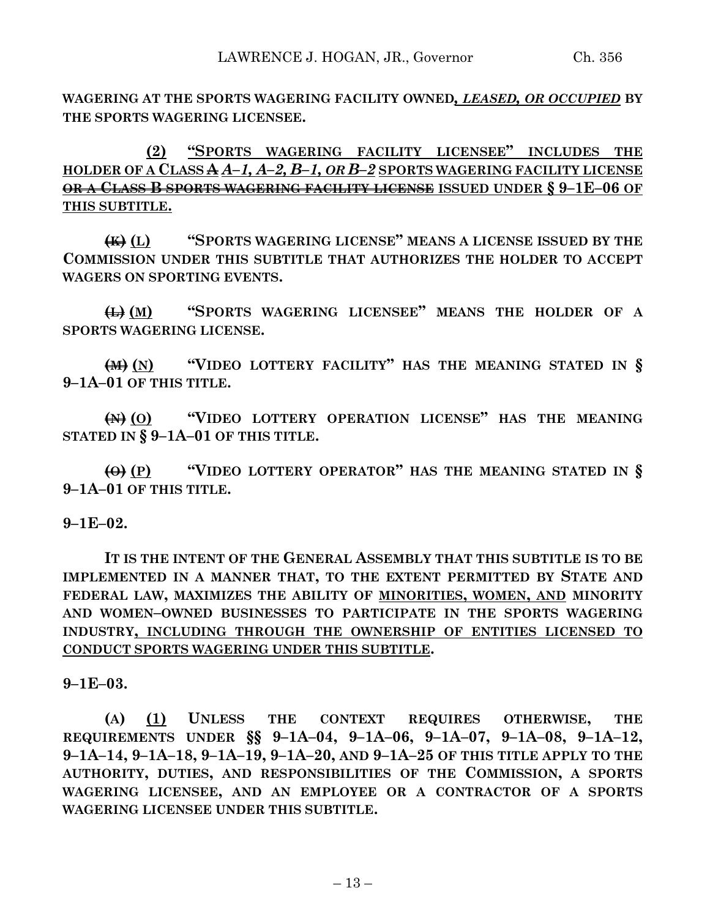**WAGERING AT THE SPORTS WAGERING FACILITY OWNED*, LEASED, OR OCCUPIED* BY THE SPORTS WAGERING LICENSEE.**

**(2) "SPORTS WAGERING FACILITY LICENSEE" INCLUDES THE HOLDER OF A CLASS ~~A~~ *A–1, A–2, B–1, OR B–2* SPORTS WAGERING FACILITY LICENSE ~~OR A CLASS B SPORTS WAGERING FACILITY LICENSE~~ ISSUED UNDER § 9–1E–06 OF THIS SUBTITLE.**

**~~(K)~~ (L) "SPORTS WAGERING LICENSE" MEANS A LICENSE ISSUED BY THE COMMISSION UNDER THIS SUBTITLE THAT AUTHORIZES THE HOLDER TO ACCEPT WAGERS ON SPORTING EVENTS.**

**~~(L)~~ (M) "SPORTS WAGERING LICENSEE" MEANS THE HOLDER OF A SPORTS WAGERING LICENSE.**

**~~(M)~~ (N) "VIDEO LOTTERY FACILITY" HAS THE MEANING STATED IN § 9–1A–01 OF THIS TITLE.**

**~~(N)~~ (O) "VIDEO LOTTERY OPERATION LICENSE" HAS THE MEANING STATED IN § 9–1A–01 OF THIS TITLE.**

**~~(O)~~ (P) "VIDEO LOTTERY OPERATOR" HAS THE MEANING STATED IN § 9–1A–01 OF THIS TITLE.**

**9–1E–02.**

**IT IS THE INTENT OF THE GENERAL ASSEMBLY THAT THIS SUBTITLE IS TO BE IMPLEMENTED IN A MANNER THAT, TO THE EXTENT PERMITTED BY STATE AND FEDERAL LAW, MAXIMIZES THE ABILITY OF MINORITIES, WOMEN, AND MINORITY AND WOMEN–OWNED BUSINESSES TO PARTICIPATE IN THE SPORTS WAGERING INDUSTRY, INCLUDING THROUGH THE OWNERSHIP OF ENTITIES LICENSED TO CONDUCT SPORTS WAGERING UNDER THIS SUBTITLE.**

**9–1E–03.**

**(A) (1) UNLESS THE CONTEXT REQUIRES OTHERWISE, THE REQUIREMENTS UNDER §§ 9–1A–04, 9–1A–06, 9–1A–07, 9–1A–08, 9–1A–12, 9–1A–14, 9–1A–18, 9–1A–19, 9–1A–20, AND 9–1A–25 OF THIS TITLE APPLY TO THE AUTHORITY, DUTIES, AND RESPONSIBILITIES OF THE COMMISSION, A SPORTS WAGERING LICENSEE, AND AN EMPLOYEE OR A CONTRACTOR OF A SPORTS WAGERING LICENSEE UNDER THIS SUBTITLE.**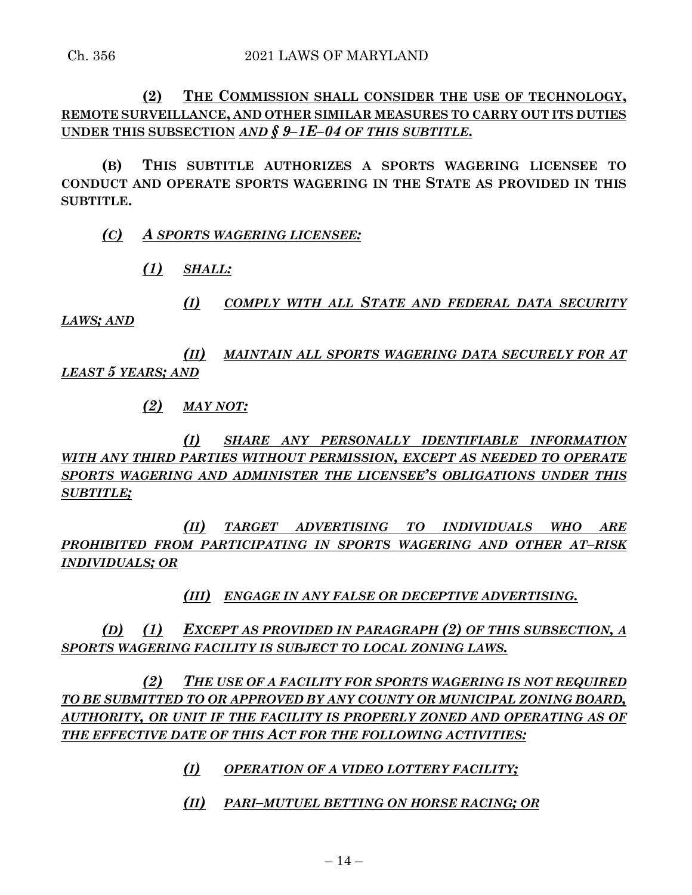**(2) THE COMMISSION SHALL CONSIDER THE USE OF TECHNOLOGY, REMOTE SURVEILLANCE, AND OTHER SIMILAR MEASURES TO CARRY OUT ITS DUTIES UNDER THIS SUBSECTION** ***AND § 9–1E–04 OF THIS SUBTITLE*****.**

**(B) THIS SUBTITLE AUTHORIZES A SPORTS WAGERING LICENSEE TO CONDUCT AND OPERATE SPORTS WAGERING IN THE STATE AS PROVIDED IN THIS SUBTITLE.**

***(C) A SPORTS WAGERING LICENSEE:***

***(1) SHALL:***

***(I) COMPLY WITH ALL STATE AND FEDERAL DATA SECURITY LAWS; AND***

***(II) MAINTAIN ALL SPORTS WAGERING DATA SECURELY FOR AT LEAST 5 YEARS; AND***

***(2) MAY NOT:***

***(I) SHARE ANY PERSONALLY IDENTIFIABLE INFORMATION WITH ANY THIRD PARTIES WITHOUT PERMISSION, EXCEPT AS NEEDED TO OPERATE SPORTS WAGERING AND ADMINISTER THE LICENSEE'S OBLIGATIONS UNDER THIS SUBTITLE;***

***(II) TARGET ADVERTISING TO INDIVIDUALS WHO ARE PROHIBITED FROM PARTICIPATING IN SPORTS WAGERING AND OTHER AT–RISK INDIVIDUALS; OR***

***(III) ENGAGE IN ANY FALSE OR DECEPTIVE ADVERTISING.***

***(D) (1) EXCEPT AS PROVIDED IN PARAGRAPH (2) OF THIS SUBSECTION, A SPORTS WAGERING FACILITY IS SUBJECT TO LOCAL ZONING LAWS.***

***(2) THE USE OF A FACILITY FOR SPORTS WAGERING IS NOT REQUIRED TO BE SUBMITTED TO OR APPROVED BY ANY COUNTY OR MUNICIPAL ZONING BOARD, AUTHORITY, OR UNIT IF THE FACILITY IS PROPERLY ZONED AND OPERATING AS OF THE EFFECTIVE DATE OF THIS ACT FOR THE FOLLOWING ACTIVITIES:***

***(I) OPERATION OF A VIDEO LOTTERY FACILITY;***

***(II) PARI–MUTUEL BETTING ON HORSE RACING; OR***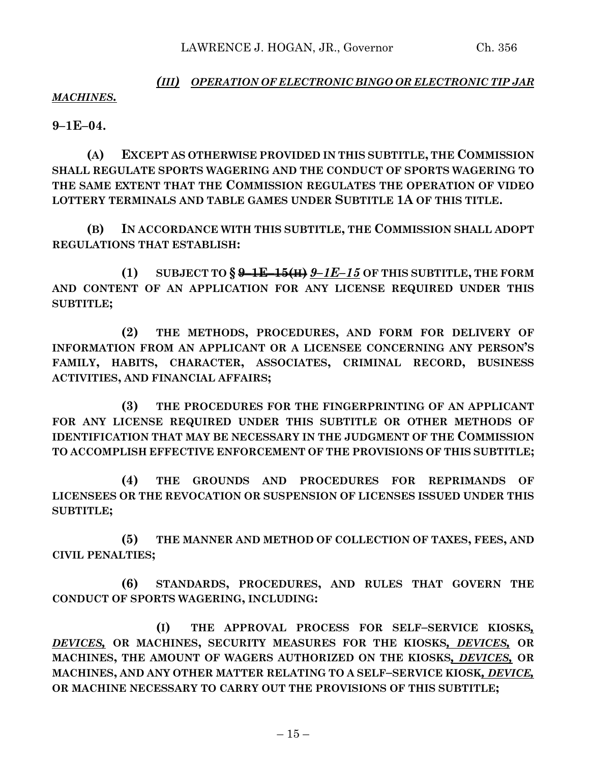***(III) OPERATION OF ELECTRONIC BINGO OR ELECTRONIC TIP JAR MACHINES.***

**9–1E–04.**

**(A) EXCEPT AS OTHERWISE PROVIDED IN THIS SUBTITLE, THE COMMISSION SHALL REGULATE SPORTS WAGERING AND THE CONDUCT OF SPORTS WAGERING TO THE SAME EXTENT THAT THE COMMISSION REGULATES THE OPERATION OF VIDEO LOTTERY TERMINALS AND TABLE GAMES UNDER SUBTITLE 1A OF THIS TITLE.**

**(B) IN ACCORDANCE WITH THIS SUBTITLE, THE COMMISSION SHALL ADOPT REGULATIONS THAT ESTABLISH:**

**(1) SUBJECT TO § ~~9–1E–15(H)~~** ***9–1E–15*** **OF THIS SUBTITLE, THE FORM AND CONTENT OF AN APPLICATION FOR ANY LICENSE REQUIRED UNDER THIS SUBTITLE;**

**(2) THE METHODS, PROCEDURES, AND FORM FOR DELIVERY OF INFORMATION FROM AN APPLICANT OR A LICENSEE CONCERNING ANY PERSON'S FAMILY, HABITS, CHARACTER, ASSOCIATES, CRIMINAL RECORD, BUSINESS ACTIVITIES, AND FINANCIAL AFFAIRS;**

**(3) THE PROCEDURES FOR THE FINGERPRINTING OF AN APPLICANT FOR ANY LICENSE REQUIRED UNDER THIS SUBTITLE OR OTHER METHODS OF IDENTIFICATION THAT MAY BE NECESSARY IN THE JUDGMENT OF THE COMMISSION TO ACCOMPLISH EFFECTIVE ENFORCEMENT OF THE PROVISIONS OF THIS SUBTITLE;**

**(4) THE GROUNDS AND PROCEDURES FOR REPRIMANDS OF LICENSEES OR THE REVOCATION OR SUSPENSION OF LICENSES ISSUED UNDER THIS SUBTITLE;**

**(5) THE MANNER AND METHOD OF COLLECTION OF TAXES, FEES, AND CIVIL PENALTIES;**

**(6) STANDARDS, PROCEDURES, AND RULES THAT GOVERN THE CONDUCT OF SPORTS WAGERING, INCLUDING:**

**(I) THE APPROVAL PROCESS FOR SELF–SERVICE KIOSKS*, DEVICES,* OR MACHINES, SECURITY MEASURES FOR THE KIOSKS*, DEVICES,* OR MACHINES, THE AMOUNT OF WAGERS AUTHORIZED ON THE KIOSKS*, DEVICES,* OR MACHINES, AND ANY OTHER MATTER RELATING TO A SELF–SERVICE KIOSK*, DEVICE,* OR MACHINE NECESSARY TO CARRY OUT THE PROVISIONS OF THIS SUBTITLE;**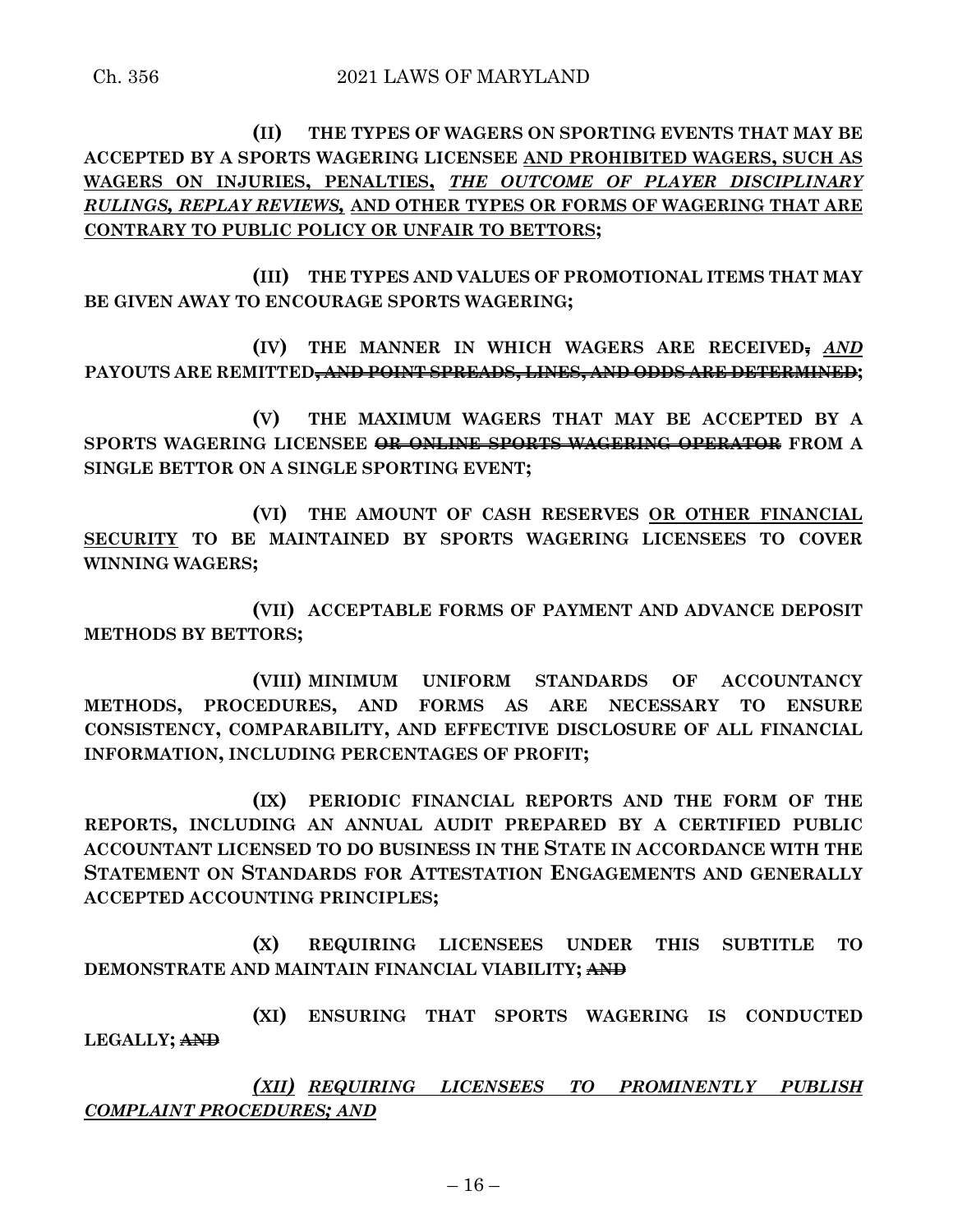**(II) THE TYPES OF WAGERS ON SPORTING EVENTS THAT MAY BE ACCEPTED BY A SPORTS WAGERING LICENSEE <u>AND PROHIBITED WAGERS, SUCH AS WAGERS ON INJURIES, PENALTIES,</u> *<u>THE OUTCOME OF PLAYER DISCIPLINARY RULINGS, REPLAY REVIEWS,</u>* <u>AND OTHER TYPES OR FORMS OF WAGERING THAT ARE CONTRARY TO PUBLIC POLICY OR UNFAIR TO BETTORS</u>;**

**(III) THE TYPES AND VALUES OF PROMOTIONAL ITEMS THAT MAY BE GIVEN AWAY TO ENCOURAGE SPORTS WAGERING;**

**(IV) THE MANNER IN WHICH WAGERS ARE RECEIVED~~,~~** ***<u>AND</u>*** **PAYOUTS ARE REMITTED~~, AND POINT SPREADS, LINES, AND ODDS ARE DETERMINED~~;**

**(V) THE MAXIMUM WAGERS THAT MAY BE ACCEPTED BY A SPORTS WAGERING LICENSEE ~~OR ONLINE SPORTS WAGERING OPERATOR~~ FROM A SINGLE BETTOR ON A SINGLE SPORTING EVENT;**

**(VI) THE AMOUNT OF CASH RESERVES <u>OR OTHER FINANCIAL SECURITY</u> TO BE MAINTAINED BY SPORTS WAGERING LICENSEES TO COVER WINNING WAGERS;**

**(VII) ACCEPTABLE FORMS OF PAYMENT AND ADVANCE DEPOSIT METHODS BY BETTORS;**

**(VIII) MINIMUM UNIFORM STANDARDS OF ACCOUNTANCY METHODS, PROCEDURES, AND FORMS AS ARE NECESSARY TO ENSURE CONSISTENCY, COMPARABILITY, AND EFFECTIVE DISCLOSURE OF ALL FINANCIAL INFORMATION, INCLUDING PERCENTAGES OF PROFIT;**

**(IX) PERIODIC FINANCIAL REPORTS AND THE FORM OF THE REPORTS, INCLUDING AN ANNUAL AUDIT PREPARED BY A CERTIFIED PUBLIC ACCOUNTANT LICENSED TO DO BUSINESS IN THE STATE IN ACCORDANCE WITH THE STATEMENT ON STANDARDS FOR ATTESTATION ENGAGEMENTS AND GENERALLY ACCEPTED ACCOUNTING PRINCIPLES;**

**(X) REQUIRING LICENSEES UNDER THIS SUBTITLE TO DEMONSTRATE AND MAINTAIN FINANCIAL VIABILITY; ~~AND~~**

**(XI) ENSURING THAT SPORTS WAGERING IS CONDUCTED LEGALLY; ~~AND~~**

***<u>(XII) REQUIRING LICENSEES TO PROMINENTLY PUBLISH COMPLAINT PROCEDURES; AND</u>***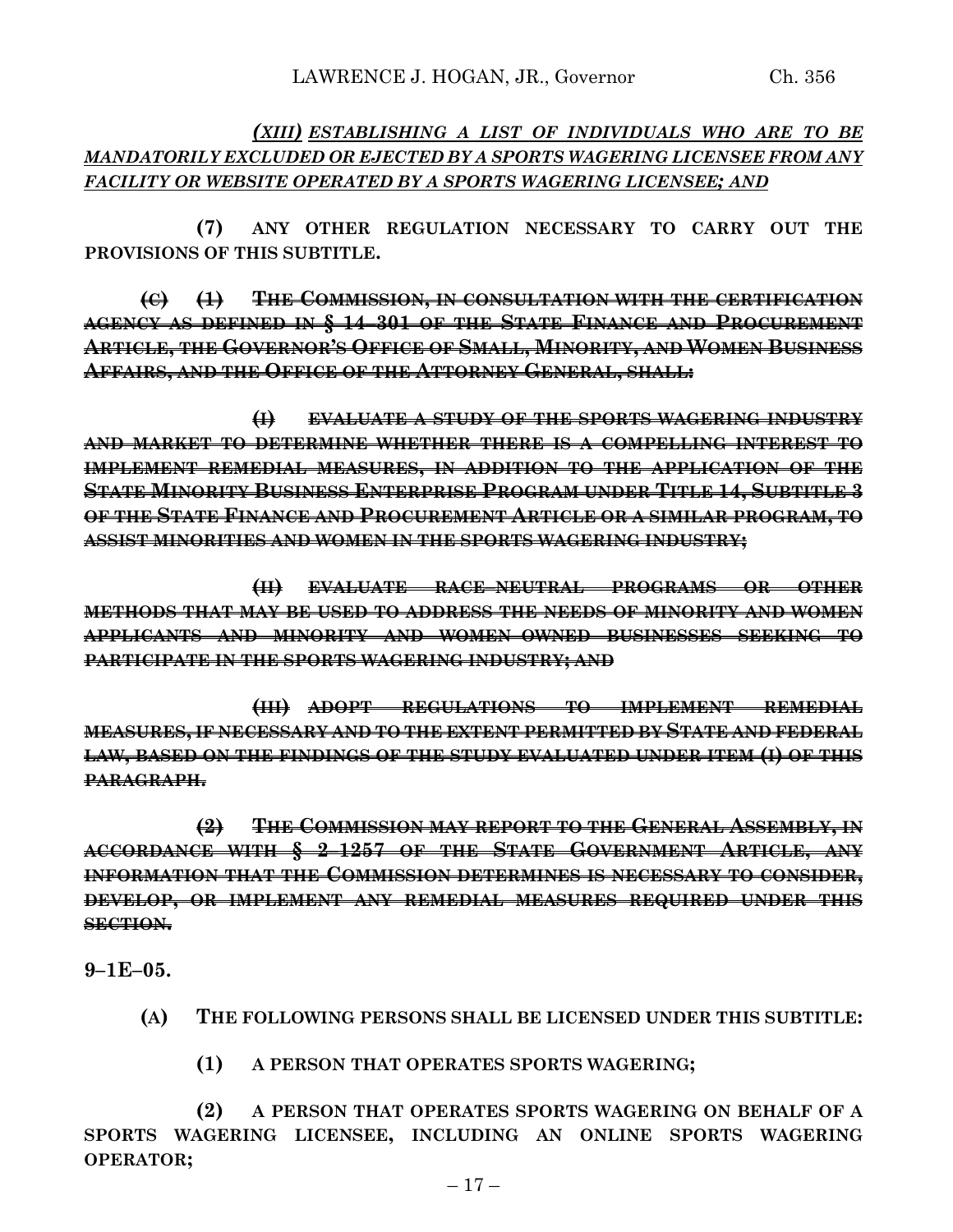***(XIII)*** ***ESTABLISHING A LIST OF INDIVIDUALS WHO ARE TO BE MANDATORILY EXCLUDED OR EJECTED BY A SPORTS WAGERING LICENSEE FROM ANY FACILITY OR WEBSITE OPERATED BY A SPORTS WAGERING LICENSEE; AND***

**(7) ANY OTHER REGULATION NECESSARY TO CARRY OUT THE PROVISIONS OF THIS SUBTITLE.**

~~**(C) (1) THE COMMISSION, IN CONSULTATION WITH THE CERTIFICATION AGENCY AS DEFINED IN § 14–301 OF THE STATE FINANCE AND PROCUREMENT ARTICLE, THE GOVERNOR'S OFFICE OF SMALL, MINORITY, AND WOMEN BUSINESS AFFAIRS, AND THE OFFICE OF THE ATTORNEY GENERAL, SHALL:**~~

~~**(I) EVALUATE A STUDY OF THE SPORTS WAGERING INDUSTRY AND MARKET TO DETERMINE WHETHER THERE IS A COMPELLING INTEREST TO IMPLEMENT REMEDIAL MEASURES, IN ADDITION TO THE APPLICATION OF THE STATE MINORITY BUSINESS ENTERPRISE PROGRAM UNDER TITLE 14, SUBTITLE 3 OF THE STATE FINANCE AND PROCUREMENT ARTICLE OR A SIMILAR PROGRAM, TO ASSIST MINORITIES AND WOMEN IN THE SPORTS WAGERING INDUSTRY;**~~

~~**(II) EVALUATE RACE–NEUTRAL PROGRAMS OR OTHER METHODS THAT MAY BE USED TO ADDRESS THE NEEDS OF MINORITY AND WOMEN APPLICANTS AND MINORITY AND WOMEN OWNED BUSINESSES SEEKING TO PARTICIPATE IN THE SPORTS WAGERING INDUSTRY; AND**~~

~~**(III) ADOPT REGULATIONS TO IMPLEMENT REMEDIAL MEASURES, IF NECESSARY AND TO THE EXTENT PERMITTED BY STATE AND FEDERAL LAW, BASED ON THE FINDINGS OF THE STUDY EVALUATED UNDER ITEM (I) OF THIS PARAGRAPH.**~~

~~**(2) THE COMMISSION MAY REPORT TO THE GENERAL ASSEMBLY, IN ACCORDANCE WITH § 2–1257 OF THE STATE GOVERNMENT ARTICLE, ANY INFORMATION THAT THE COMMISSION DETERMINES IS NECESSARY TO CONSIDER, DEVELOP, OR IMPLEMENT ANY REMEDIAL MEASURES REQUIRED UNDER THIS SECTION.**~~

**9–1E–05.**

**(A) THE FOLLOWING PERSONS SHALL BE LICENSED UNDER THIS SUBTITLE:**

**(1) A PERSON THAT OPERATES SPORTS WAGERING;**

**(2) A PERSON THAT OPERATES SPORTS WAGERING ON BEHALF OF A SPORTS WAGERING LICENSEE, INCLUDING AN ONLINE SPORTS WAGERING OPERATOR;**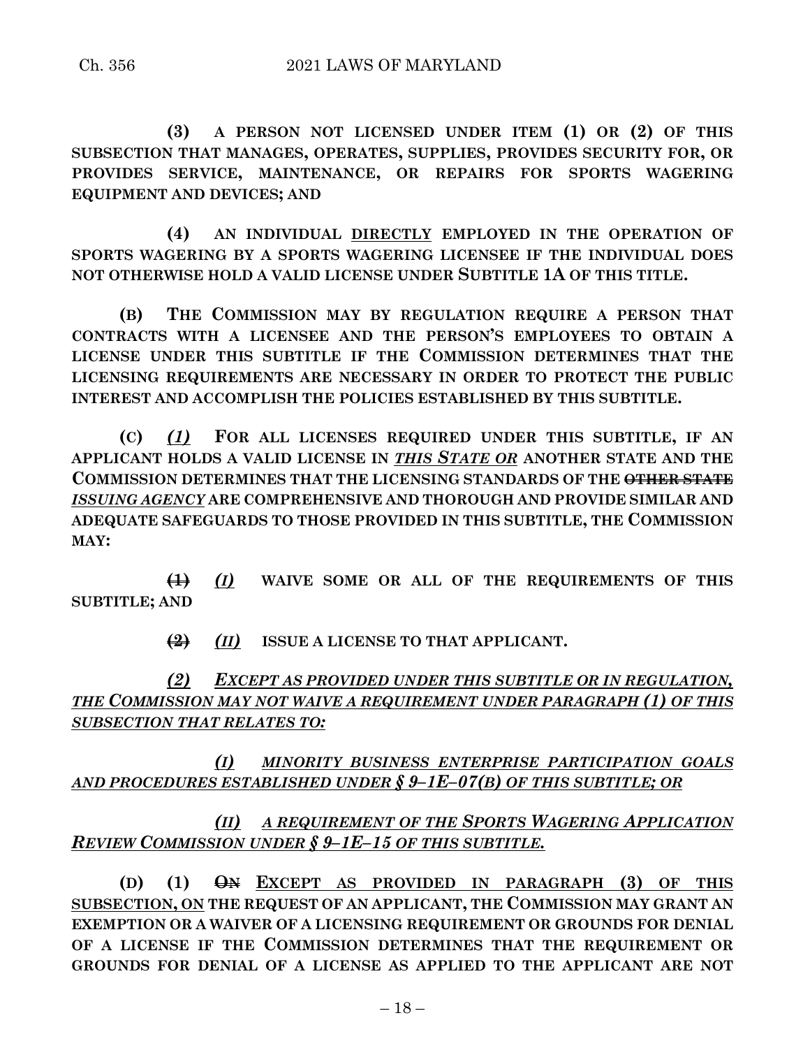**(3) A PERSON NOT LICENSED UNDER ITEM (1) OR (2) OF THIS SUBSECTION THAT MANAGES, OPERATES, SUPPLIES, PROVIDES SECURITY FOR, OR PROVIDES SERVICE, MAINTENANCE, OR REPAIRS FOR SPORTS WAGERING EQUIPMENT AND DEVICES; AND**

**(4) AN INDIVIDUAL <u>DIRECTLY</u> EMPLOYED IN THE OPERATION OF SPORTS WAGERING BY A SPORTS WAGERING LICENSEE IF THE INDIVIDUAL DOES NOT OTHERWISE HOLD A VALID LICENSE UNDER SUBTITLE 1A OF THIS TITLE.**

**(B) THE COMMISSION MAY BY REGULATION REQUIRE A PERSON THAT CONTRACTS WITH A LICENSEE AND THE PERSON'S EMPLOYEES TO OBTAIN A LICENSE UNDER THIS SUBTITLE IF THE COMMISSION DETERMINES THAT THE LICENSING REQUIREMENTS ARE NECESSARY IN ORDER TO PROTECT THE PUBLIC INTEREST AND ACCOMPLISH THE POLICIES ESTABLISHED BY THIS SUBTITLE.**

**(C)** ***<u>(1)</u>*** **FOR ALL LICENSES REQUIRED UNDER THIS SUBTITLE, IF AN APPLICANT HOLDS A VALID LICENSE IN** ***<u>THIS STATE OR</u>*** **ANOTHER STATE AND THE COMMISSION DETERMINES THAT THE LICENSING STANDARDS OF THE ~~OTHER STATE~~** ***<u>ISSUING AGENCY</u>*** **ARE COMPREHENSIVE AND THOROUGH AND PROVIDE SIMILAR AND ADEQUATE SAFEGUARDS TO THOSE PROVIDED IN THIS SUBTITLE, THE COMMISSION MAY:**

**~~(1)~~** ***<u>(I)</u>*** **WAIVE SOME OR ALL OF THE REQUIREMENTS OF THIS SUBTITLE; AND**

**~~(2)~~** ***<u>(II)</u>*** **ISSUE A LICENSE TO THAT APPLICANT.**

***<u>(2) EXCEPT AS PROVIDED UNDER THIS SUBTITLE OR IN REGULATION, THE COMMISSION MAY NOT WAIVE A REQUIREMENT UNDER PARAGRAPH (1) OF THIS SUBSECTION THAT RELATES TO:</u>***

***<u>(I) MINORITY BUSINESS ENTERPRISE PARTICIPATION GOALS AND PROCEDURES ESTABLISHED UNDER § 9–1E–07(B) OF THIS SUBTITLE; OR</u>***

***<u>(II) A REQUIREMENT OF THE SPORTS WAGERING APPLICATION REVIEW COMMISSION UNDER § 9–1E–15 OF THIS SUBTITLE.</u>***

**(D) (1) ~~ON~~ <u>EXCEPT AS PROVIDED IN PARAGRAPH (3) OF THIS SUBSECTION, ON</u> THE REQUEST OF AN APPLICANT, THE COMMISSION MAY GRANT AN EXEMPTION OR A WAIVER OF A LICENSING REQUIREMENT OR GROUNDS FOR DENIAL OF A LICENSE IF THE COMMISSION DETERMINES THAT THE REQUIREMENT OR GROUNDS FOR DENIAL OF A LICENSE AS APPLIED TO THE APPLICANT ARE NOT**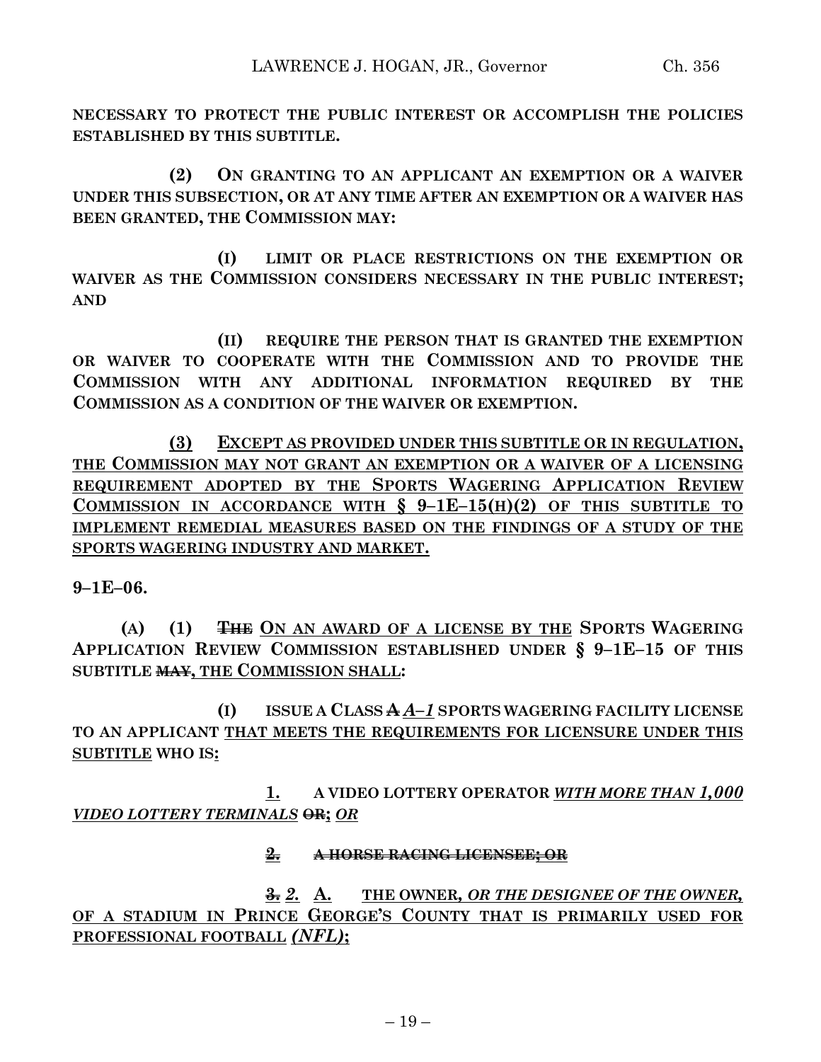**NECESSARY TO PROTECT THE PUBLIC INTEREST OR ACCOMPLISH THE POLICIES ESTABLISHED BY THIS SUBTITLE.**

**(2) ON GRANTING TO AN APPLICANT AN EXEMPTION OR A WAIVER UNDER THIS SUBSECTION, OR AT ANY TIME AFTER AN EXEMPTION OR A WAIVER HAS BEEN GRANTED, THE COMMISSION MAY:**

**(I) LIMIT OR PLACE RESTRICTIONS ON THE EXEMPTION OR WAIVER AS THE COMMISSION CONSIDERS NECESSARY IN THE PUBLIC INTEREST; AND**

**(II) REQUIRE THE PERSON THAT IS GRANTED THE EXEMPTION OR WAIVER TO COOPERATE WITH THE COMMISSION AND TO PROVIDE THE COMMISSION WITH ANY ADDITIONAL INFORMATION REQUIRED BY THE COMMISSION AS A CONDITION OF THE WAIVER OR EXEMPTION.**

**(3) EXCEPT AS PROVIDED UNDER THIS SUBTITLE OR IN REGULATION, THE COMMISSION MAY NOT GRANT AN EXEMPTION OR A WAIVER OF A LICENSING REQUIREMENT ADOPTED BY THE SPORTS WAGERING APPLICATION REVIEW COMMISSION IN ACCORDANCE WITH § 9–1E–15(H)(2) OF THIS SUBTITLE TO IMPLEMENT REMEDIAL MEASURES BASED ON THE FINDINGS OF A STUDY OF THE SPORTS WAGERING INDUSTRY AND MARKET.**

**9–1E–06.**

**(A) (1) ~~THE~~ ON AN AWARD OF A LICENSE BY THE SPORTS WAGERING APPLICATION REVIEW COMMISSION ESTABLISHED UNDER § 9–1E–15 OF THIS SUBTITLE ~~MAY~~, THE COMMISSION SHALL:**

**(I) ISSUE A CLASS ~~A~~ *A–1* SPORTS WAGERING FACILITY LICENSE TO AN APPLICANT THAT MEETS THE REQUIREMENTS FOR LICENSURE UNDER THIS SUBTITLE WHO IS:**

**1. A VIDEO LOTTERY OPERATOR *WITH MORE THAN 1,000 VIDEO LOTTERY TERMINALS* ~~OR~~; *OR***

**~~2. A HORSE RACING LICENSEE; OR~~**

**~~3.~~ *2.* A. THE OWNER, *OR THE DESIGNEE OF THE OWNER,* OF A STADIUM IN PRINCE GEORGE'S COUNTY THAT IS PRIMARILY USED FOR PROFESSIONAL FOOTBALL *(NFL)*;**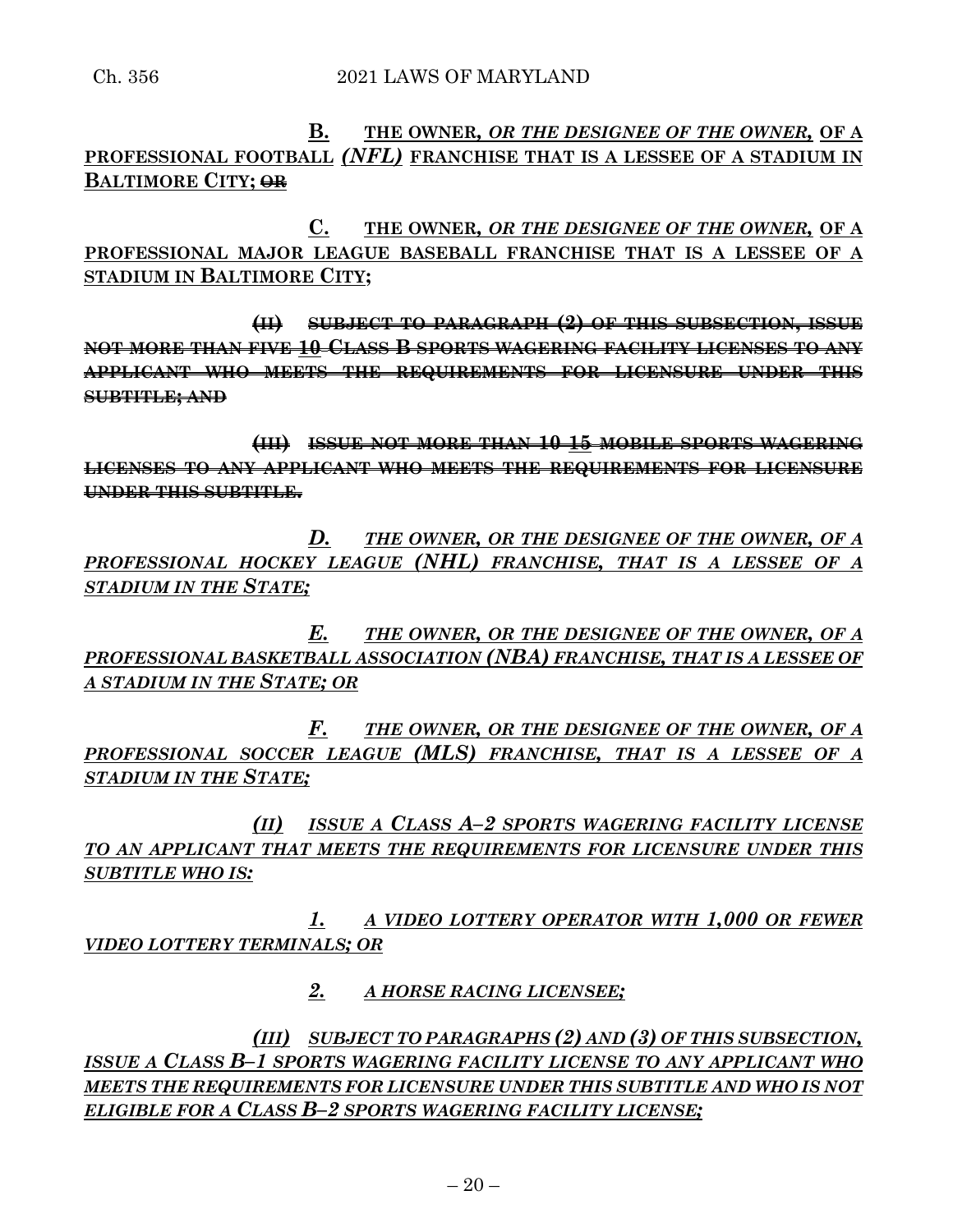**B. THE OWNER,** ***OR THE DESIGNEE OF THE OWNER,*** **OF A PROFESSIONAL FOOTBALL** ***(NFL)*** **FRANCHISE THAT IS A LESSEE OF A STADIUM IN BALTIMORE CITY;** ~~**OR**~~

**C. THE OWNER,** ***OR THE DESIGNEE OF THE OWNER,*** **OF A PROFESSIONAL MAJOR LEAGUE BASEBALL FRANCHISE THAT IS A LESSEE OF A STADIUM IN BALTIMORE CITY;**

~~**(II) SUBJECT TO PARAGRAPH (2) OF THIS SUBSECTION, ISSUE NOT MORE THAN FIVE 10 CLASS B SPORTS WAGERING FACILITY LICENSES TO ANY APPLICANT WHO MEETS THE REQUIREMENTS FOR LICENSURE UNDER THIS SUBTITLE; AND**~~

~~**(III) ISSUE NOT MORE THAN 10 15 MOBILE SPORTS WAGERING LICENSES TO ANY APPLICANT WHO MEETS THE REQUIREMENTS FOR LICENSURE UNDER THIS SUBTITLE.**~~

***D. THE OWNER, OR THE DESIGNEE OF THE OWNER, OF A PROFESSIONAL HOCKEY LEAGUE (NHL) FRANCHISE, THAT IS A LESSEE OF A STADIUM IN THE STATE;***

***E. THE OWNER, OR THE DESIGNEE OF THE OWNER, OF A PROFESSIONAL BASKETBALL ASSOCIATION (NBA) FRANCHISE, THAT IS A LESSEE OF A STADIUM IN THE STATE; OR***

***F. THE OWNER, OR THE DESIGNEE OF THE OWNER, OF A PROFESSIONAL SOCCER LEAGUE (MLS) FRANCHISE, THAT IS A LESSEE OF A STADIUM IN THE STATE;***

***(II) ISSUE A CLASS A–2 SPORTS WAGERING FACILITY LICENSE TO AN APPLICANT THAT MEETS THE REQUIREMENTS FOR LICENSURE UNDER THIS SUBTITLE WHO IS:***

***1. A VIDEO LOTTERY OPERATOR WITH 1,000 OR FEWER VIDEO LOTTERY TERMINALS; OR***

***2. A HORSE RACING LICENSEE;***

***(III) SUBJECT TO PARAGRAPHS (2) AND (3) OF THIS SUBSECTION, ISSUE A CLASS B–1 SPORTS WAGERING FACILITY LICENSE TO ANY APPLICANT WHO MEETS THE REQUIREMENTS FOR LICENSURE UNDER THIS SUBTITLE AND WHO IS NOT ELIGIBLE FOR A CLASS B–2 SPORTS WAGERING FACILITY LICENSE;***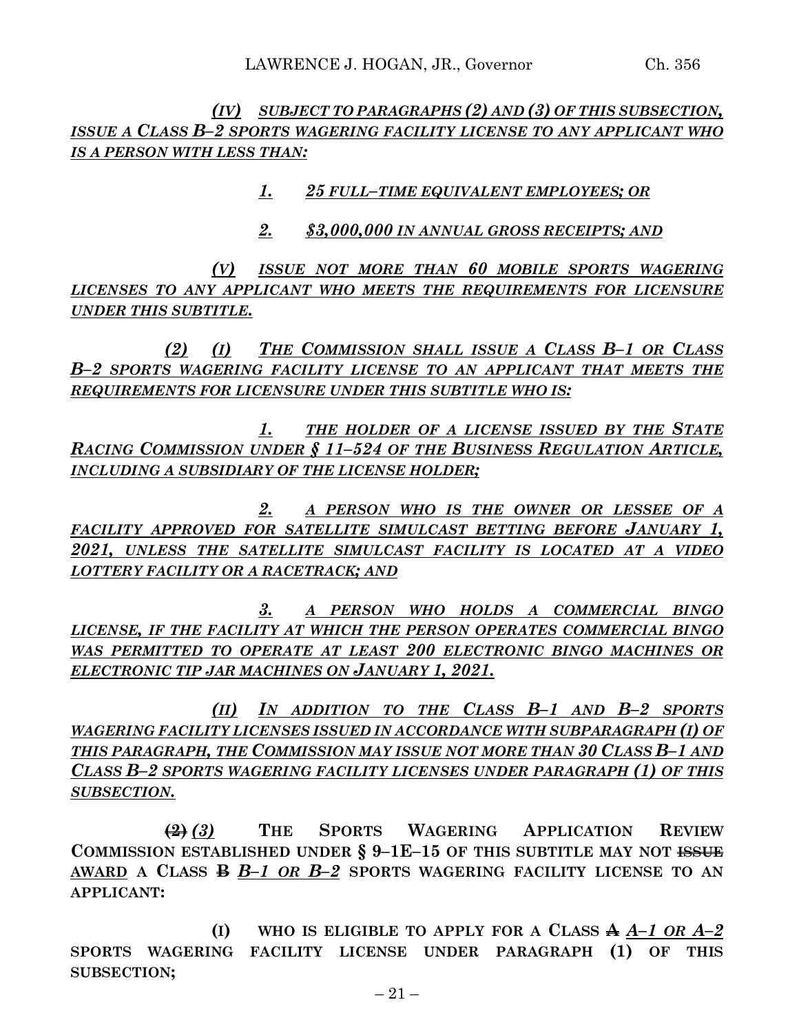*(IV) SUBJECT TO PARAGRAPHS (2) AND (3) OF THIS SUBSECTION, ISSUE A CLASS B–2 SPORTS WAGERING FACILITY LICENSE TO ANY APPLICANT WHO IS A PERSON WITH LESS THAN:*

*1. 25 FULL–TIME EQUIVALENT EMPLOYEES; OR*

*2. $3,000,000 IN ANNUAL GROSS RECEIPTS; AND*

*(V) ISSUE NOT MORE THAN 60 MOBILE SPORTS WAGERING LICENSES TO ANY APPLICANT WHO MEETS THE REQUIREMENTS FOR LICENSURE UNDER THIS SUBTITLE.*

*(2) (I) THE COMMISSION SHALL ISSUE A CLASS B–1 OR CLASS B–2 SPORTS WAGERING FACILITY LICENSE TO AN APPLICANT THAT MEETS THE REQUIREMENTS FOR LICENSURE UNDER THIS SUBTITLE WHO IS:*

*1. THE HOLDER OF A LICENSE ISSUED BY THE STATE RACING COMMISSION UNDER § 11–524 OF THE BUSINESS REGULATION ARTICLE, INCLUDING A SUBSIDIARY OF THE LICENSE HOLDER;*

*2. A PERSON WHO IS THE OWNER OR LESSEE OF A FACILITY APPROVED FOR SATELLITE SIMULCAST BETTING BEFORE JANUARY 1, 2021, UNLESS THE SATELLITE SIMULCAST FACILITY IS LOCATED AT A VIDEO LOTTERY FACILITY OR A RACETRACK; AND*

*3. A PERSON WHO HOLDS A COMMERCIAL BINGO LICENSE, IF THE FACILITY AT WHICH THE PERSON OPERATES COMMERCIAL BINGO WAS PERMITTED TO OPERATE AT LEAST 200 ELECTRONIC BINGO MACHINES OR ELECTRONIC TIP JAR MACHINES ON JANUARY 1, 2021.*

*(II) IN ADDITION TO THE CLASS B–1 AND B–2 SPORTS WAGERING FACILITY LICENSES ISSUED IN ACCORDANCE WITH SUBPARAGRAPH (I) OF THIS PARAGRAPH, THE COMMISSION MAY ISSUE NOT MORE THAN 30 CLASS B–1 AND CLASS B–2 SPORTS WAGERING FACILITY LICENSES UNDER PARAGRAPH (1) OF THIS SUBSECTION.*

~~(2)~~ *(3)* **THE SPORTS WAGERING APPLICATION REVIEW COMMISSION ESTABLISHED UNDER § 9–1E–15 OF THIS SUBTITLE MAY NOT ~~ISSUE~~ AWARD A CLASS ~~B~~ *B–1 OR B–2* SPORTS WAGERING FACILITY LICENSE TO AN APPLICANT:**

**(I) WHO IS ELIGIBLE TO APPLY FOR A CLASS ~~A~~ *A–1 OR A–2* SPORTS WAGERING FACILITY LICENSE UNDER PARAGRAPH (1) OF THIS SUBSECTION;**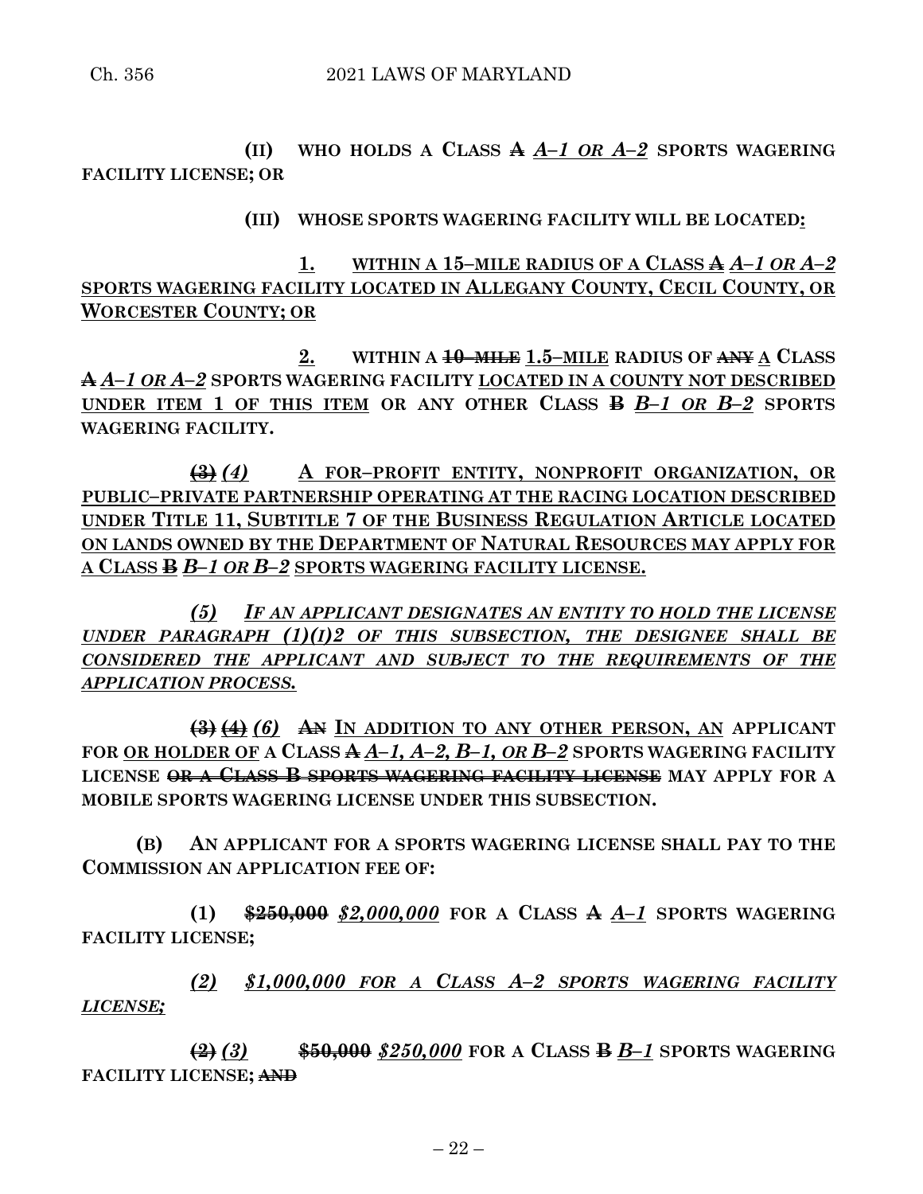(II) WHO HOLDS A CLASS ~~A~~ *A–1 OR A–2* SPORTS WAGERING FACILITY LICENSE; OR

(III) WHOSE SPORTS WAGERING FACILITY WILL BE LOCATED:

1. WITHIN A 15–MILE RADIUS OF A CLASS ~~A~~ *A–1 OR A–2* SPORTS WAGERING FACILITY LOCATED IN ALLEGANY COUNTY, CECIL COUNTY, OR WORCESTER COUNTY; OR

2. WITHIN A ~~10–MILE~~ 1.5–MILE RADIUS OF ~~ANY~~ A CLASS ~~A~~ *A–1 OR A–2* SPORTS WAGERING FACILITY LOCATED IN A COUNTY NOT DESCRIBED UNDER ITEM 1 OF THIS ITEM OR ANY OTHER CLASS ~~B~~ *B–1 OR B–2* SPORTS WAGERING FACILITY.

~~(3)~~ *(4)* A FOR–PROFIT ENTITY, NONPROFIT ORGANIZATION, OR PUBLIC–PRIVATE PARTNERSHIP OPERATING AT THE RACING LOCATION DESCRIBED UNDER TITLE 11, SUBTITLE 7 OF THE BUSINESS REGULATION ARTICLE LOCATED ON LANDS OWNED BY THE DEPARTMENT OF NATURAL RESOURCES MAY APPLY FOR A CLASS ~~B~~ *B–1 OR B–2* SPORTS WAGERING FACILITY LICENSE.

*(5) IF AN APPLICANT DESIGNATES AN ENTITY TO HOLD THE LICENSE UNDER PARAGRAPH (1)(I)2 OF THIS SUBSECTION, THE DESIGNEE SHALL BE CONSIDERED THE APPLICANT AND SUBJECT TO THE REQUIREMENTS OF THE APPLICATION PROCESS.*

~~(3)~~ ~~(4)~~ *(6)* ~~AN~~ IN ADDITION TO ANY OTHER PERSON, AN APPLICANT FOR OR HOLDER OF A CLASS ~~A~~ *A–1, A–2, B–1, OR B–2* SPORTS WAGERING FACILITY LICENSE ~~OR A CLASS B SPORTS WAGERING FACILITY LICENSE~~ MAY APPLY FOR A MOBILE SPORTS WAGERING LICENSE UNDER THIS SUBSECTION.

(B) AN APPLICANT FOR A SPORTS WAGERING LICENSE SHALL PAY TO THE COMMISSION AN APPLICATION FEE OF:

(1) ~~$250,000~~ *$2,000,000* FOR A CLASS ~~A~~ *A–1* SPORTS WAGERING FACILITY LICENSE;

*(2) $1,000,000 FOR A CLASS A–2 SPORTS WAGERING FACILITY LICENSE;*

~~(2)~~ *(3)* ~~$50,000~~ *$250,000* FOR A CLASS ~~B~~ *B–1* SPORTS WAGERING FACILITY LICENSE; ~~AND~~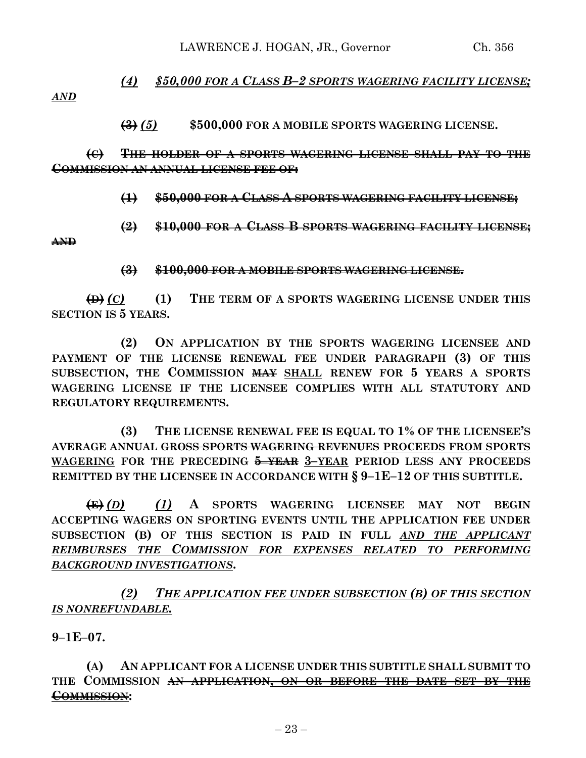*(4) $50,000 FOR A CLASS B–2 SPORTS WAGERING FACILITY LICENSE; AND*

~~(3)~~ *(5)* **$500,000 FOR A MOBILE SPORTS WAGERING LICENSE.**

~~**(C) THE HOLDER OF A SPORTS WAGERING LICENSE SHALL PAY TO THE COMMISSION AN ANNUAL LICENSE FEE OF:**~~

~~**(1) $50,000 FOR A CLASS A SPORTS WAGERING FACILITY LICENSE;**~~

~~**(2) $10,000 FOR A CLASS B SPORTS WAGERING FACILITY LICENSE; AND**~~

~~**(3) $100,000 FOR A MOBILE SPORTS WAGERING LICENSE.**~~

~~**(D)**~~ *(C)* **(1) THE TERM OF A SPORTS WAGERING LICENSE UNDER THIS SECTION IS 5 YEARS.**

**(2) ON APPLICATION BY THE SPORTS WAGERING LICENSEE AND PAYMENT OF THE LICENSE RENEWAL FEE UNDER PARAGRAPH (3) OF THIS SUBSECTION, THE COMMISSION ~~MAY~~ SHALL RENEW FOR 5 YEARS A SPORTS WAGERING LICENSE IF THE LICENSEE COMPLIES WITH ALL STATUTORY AND REGULATORY REQUIREMENTS.**

**(3) THE LICENSE RENEWAL FEE IS EQUAL TO 1% OF THE LICENSEE'S AVERAGE ANNUAL ~~GROSS SPORTS WAGERING REVENUES~~ PROCEEDS FROM SPORTS WAGERING FOR THE PRECEDING ~~5–YEAR~~ 3–YEAR PERIOD LESS ANY PROCEEDS REMITTED BY THE LICENSEE IN ACCORDANCE WITH § 9–1E–12 OF THIS SUBTITLE.**

~~**(E)**~~ *(D)* *(1)* **A SPORTS WAGERING LICENSEE MAY NOT BEGIN ACCEPTING WAGERS ON SPORTING EVENTS UNTIL THE APPLICATION FEE UNDER SUBSECTION (B) OF THIS SECTION IS PAID IN FULL** *AND THE APPLICANT REIMBURSES THE COMMISSION FOR EXPENSES RELATED TO PERFORMING BACKGROUND INVESTIGATIONS***.**

*(2) THE APPLICATION FEE UNDER SUBSECTION (B) OF THIS SECTION IS NONREFUNDABLE.*

**9–1E–07.**

**(A) AN APPLICANT FOR A LICENSE UNDER THIS SUBTITLE SHALL SUBMIT TO THE COMMISSION ~~AN APPLICATION, ON OR BEFORE THE DATE SET BY THE COMMISSION~~:**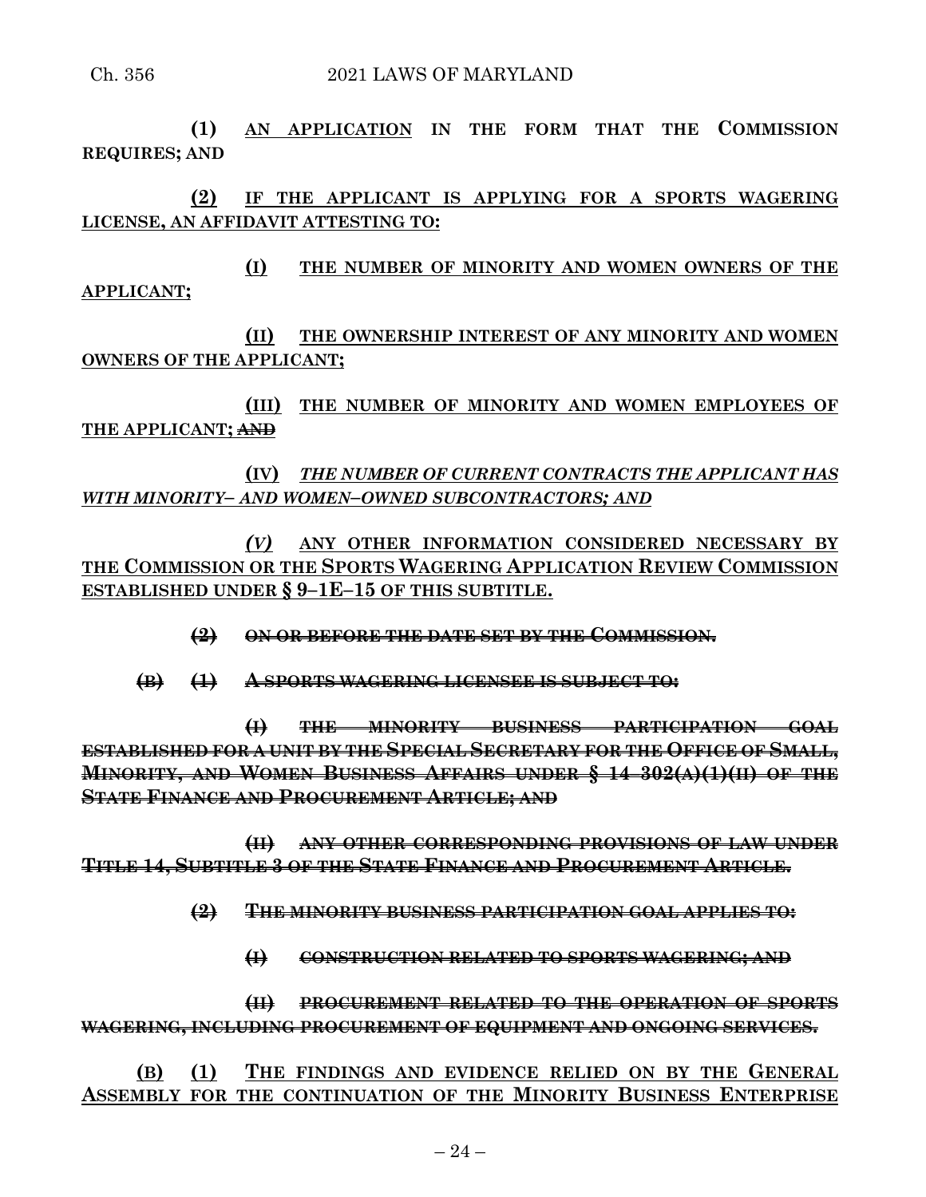**(1)** AN APPLICATION IN THE FORM THAT THE COMMISSION REQUIRES; AND

**(2)** IF THE APPLICANT IS APPLYING FOR A SPORTS WAGERING LICENSE, AN AFFIDAVIT ATTESTING TO:

**(I)** THE NUMBER OF MINORITY AND WOMEN OWNERS OF THE APPLICANT;

**(II)** THE OWNERSHIP INTEREST OF ANY MINORITY AND WOMEN OWNERS OF THE APPLICANT;

**(III)** THE NUMBER OF MINORITY AND WOMEN EMPLOYEES OF THE APPLICANT; ~~AND~~

**(IV)** *THE NUMBER OF CURRENT CONTRACTS THE APPLICANT HAS WITH MINORITY– AND WOMEN–OWNED SUBCONTRACTORS; AND*

*(V)* ANY OTHER INFORMATION CONSIDERED NECESSARY BY THE COMMISSION OR THE SPORTS WAGERING APPLICATION REVIEW COMMISSION ESTABLISHED UNDER § 9–1E–15 OF THIS SUBTITLE.

~~**(2)** ON OR BEFORE THE DATE SET BY THE COMMISSION.~~

~~**(B)** **(1)** A SPORTS WAGERING LICENSEE IS SUBJECT TO:~~

~~**(I)** THE MINORITY BUSINESS PARTICIPATION GOAL ESTABLISHED FOR A UNIT BY THE SPECIAL SECRETARY FOR THE OFFICE OF SMALL, MINORITY, AND WOMEN BUSINESS AFFAIRS UNDER § 14–302(A)(1)(II) OF THE STATE FINANCE AND PROCUREMENT ARTICLE; AND~~

~~**(II)** ANY OTHER CORRESPONDING PROVISIONS OF LAW UNDER TITLE 14, SUBTITLE 3 OF THE STATE FINANCE AND PROCUREMENT ARTICLE.~~

~~**(2)** THE MINORITY BUSINESS PARTICIPATION GOAL APPLIES TO:~~

~~**(I)** CONSTRUCTION RELATED TO SPORTS WAGERING; AND~~

~~**(II)** PROCUREMENT RELATED TO THE OPERATION OF SPORTS WAGERING, INCLUDING PROCUREMENT OF EQUIPMENT AND ONGOING SERVICES.~~

**(B)** **(1)** THE FINDINGS AND EVIDENCE RELIED ON BY THE GENERAL ASSEMBLY FOR THE CONTINUATION OF THE MINORITY BUSINESS ENTERPRISE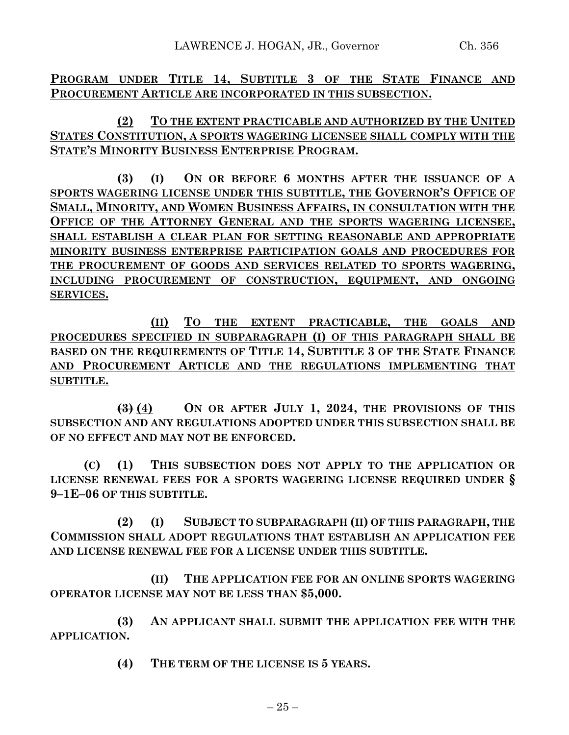**PROGRAM UNDER TITLE 14, SUBTITLE 3 OF THE STATE FINANCE AND PROCUREMENT ARTICLE ARE INCORPORATED IN THIS SUBSECTION.**

**(2) TO THE EXTENT PRACTICABLE AND AUTHORIZED BY THE UNITED STATES CONSTITUTION, A SPORTS WAGERING LICENSEE SHALL COMPLY WITH THE STATE'S MINORITY BUSINESS ENTERPRISE PROGRAM.**

**(3) (I) ON OR BEFORE 6 MONTHS AFTER THE ISSUANCE OF A SPORTS WAGERING LICENSE UNDER THIS SUBTITLE, THE GOVERNOR'S OFFICE OF SMALL, MINORITY, AND WOMEN BUSINESS AFFAIRS, IN CONSULTATION WITH THE OFFICE OF THE ATTORNEY GENERAL AND THE SPORTS WAGERING LICENSEE, SHALL ESTABLISH A CLEAR PLAN FOR SETTING REASONABLE AND APPROPRIATE MINORITY BUSINESS ENTERPRISE PARTICIPATION GOALS AND PROCEDURES FOR THE PROCUREMENT OF GOODS AND SERVICES RELATED TO SPORTS WAGERING, INCLUDING PROCUREMENT OF CONSTRUCTION, EQUIPMENT, AND ONGOING SERVICES.**

**(II) TO THE EXTENT PRACTICABLE, THE GOALS AND PROCEDURES SPECIFIED IN SUBPARAGRAPH (I) OF THIS PARAGRAPH SHALL BE BASED ON THE REQUIREMENTS OF TITLE 14, SUBTITLE 3 OF THE STATE FINANCE AND PROCUREMENT ARTICLE AND THE REGULATIONS IMPLEMENTING THAT SUBTITLE.**

~~**(3)**~~ **(4) ON OR AFTER JULY 1, 2024, THE PROVISIONS OF THIS SUBSECTION AND ANY REGULATIONS ADOPTED UNDER THIS SUBSECTION SHALL BE OF NO EFFECT AND MAY NOT BE ENFORCED.**

**(C) (1) THIS SUBSECTION DOES NOT APPLY TO THE APPLICATION OR LICENSE RENEWAL FEES FOR A SPORTS WAGERING LICENSE REQUIRED UNDER § 9–1E–06 OF THIS SUBTITLE.**

**(2) (I) SUBJECT TO SUBPARAGRAPH (II) OF THIS PARAGRAPH, THE COMMISSION SHALL ADOPT REGULATIONS THAT ESTABLISH AN APPLICATION FEE AND LICENSE RENEWAL FEE FOR A LICENSE UNDER THIS SUBTITLE.**

**(II) THE APPLICATION FEE FOR AN ONLINE SPORTS WAGERING OPERATOR LICENSE MAY NOT BE LESS THAN $5,000.**

**(3) AN APPLICANT SHALL SUBMIT THE APPLICATION FEE WITH THE APPLICATION.**

**(4) THE TERM OF THE LICENSE IS 5 YEARS.**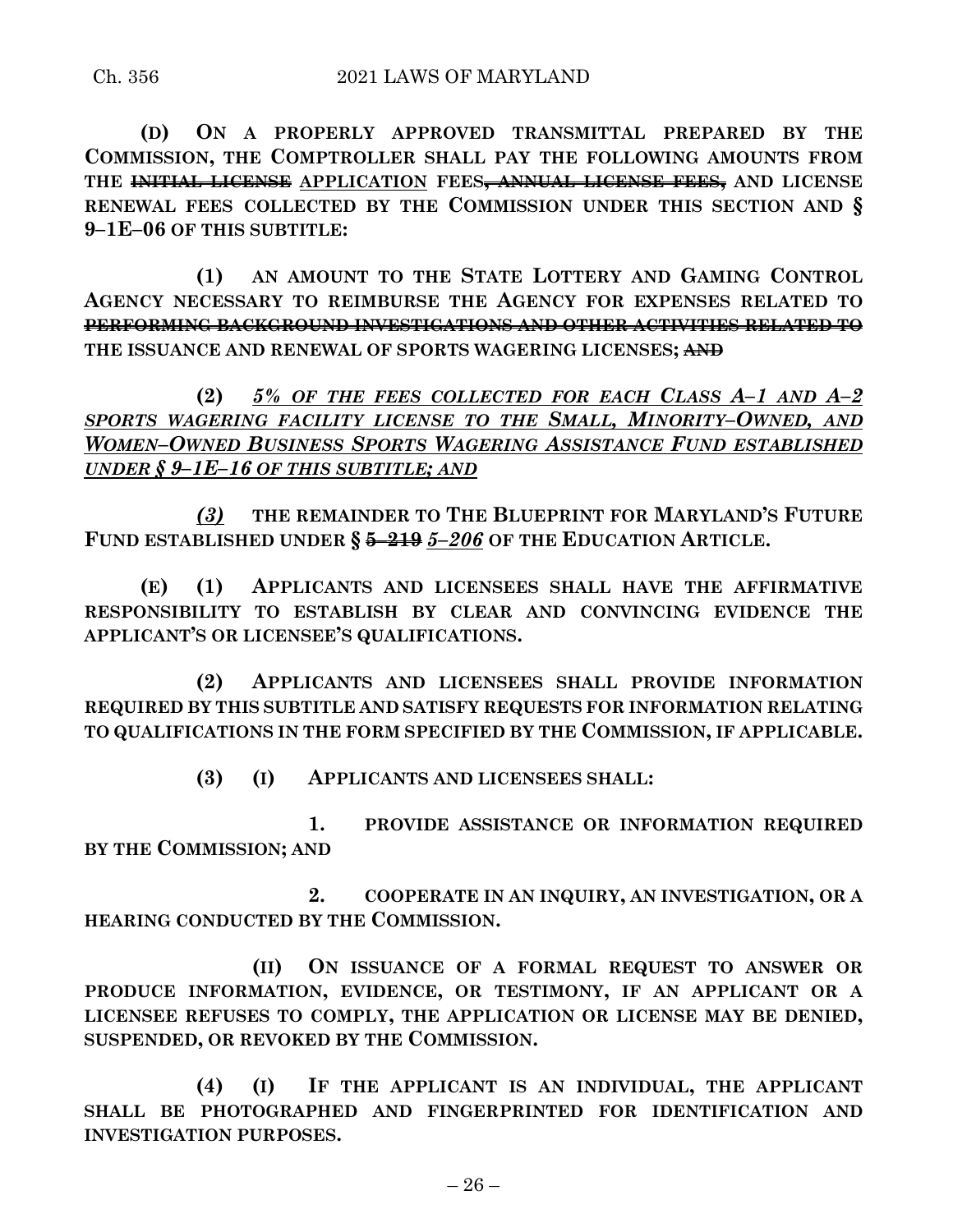**(D) ON A PROPERLY APPROVED TRANSMITTAL PREPARED BY THE COMMISSION, THE COMPTROLLER SHALL PAY THE FOLLOWING AMOUNTS FROM THE ~~INITIAL LICENSE~~ <u>APPLICATION</u> FEES~~, ANNUAL LICENSE FEES,~~ AND LICENSE RENEWAL FEES COLLECTED BY THE COMMISSION UNDER THIS SECTION AND § 9–1E–06 OF THIS SUBTITLE:**

**(1) AN AMOUNT TO THE STATE LOTTERY AND GAMING CONTROL AGENCY NECESSARY TO REIMBURSE THE AGENCY FOR EXPENSES RELATED TO ~~PERFORMING BACKGROUND INVESTIGATIONS AND OTHER ACTIVITIES RELATED TO~~ THE ISSUANCE AND RENEWAL OF SPORTS WAGERING LICENSES; ~~AND~~**

**(2)** <u>*5% OF THE FEES COLLECTED FOR EACH CLASS A–1 AND A–2 SPORTS WAGERING FACILITY LICENSE TO THE SMALL, MINORITY–OWNED, AND WOMEN–OWNED BUSINESS SPORTS WAGERING ASSISTANCE FUND ESTABLISHED UNDER § 9–1E–16 OF THIS SUBTITLE; AND*</u>

<u>*(3)*</u> **THE REMAINDER TO THE BLUEPRINT FOR MARYLAND'S FUTURE FUND ESTABLISHED UNDER § ~~5–219~~** <u>*5–206*</u> **OF THE EDUCATION ARTICLE.**

**(E) (1) APPLICANTS AND LICENSEES SHALL HAVE THE AFFIRMATIVE RESPONSIBILITY TO ESTABLISH BY CLEAR AND CONVINCING EVIDENCE THE APPLICANT'S OR LICENSEE'S QUALIFICATIONS.**

**(2) APPLICANTS AND LICENSEES SHALL PROVIDE INFORMATION REQUIRED BY THIS SUBTITLE AND SATISFY REQUESTS FOR INFORMATION RELATING TO QUALIFICATIONS IN THE FORM SPECIFIED BY THE COMMISSION, IF APPLICABLE.**

**(3) (I) APPLICANTS AND LICENSEES SHALL:**

**1. PROVIDE ASSISTANCE OR INFORMATION REQUIRED BY THE COMMISSION; AND**

**2. COOPERATE IN AN INQUIRY, AN INVESTIGATION, OR A HEARING CONDUCTED BY THE COMMISSION.**

**(II) ON ISSUANCE OF A FORMAL REQUEST TO ANSWER OR PRODUCE INFORMATION, EVIDENCE, OR TESTIMONY, IF AN APPLICANT OR A LICENSEE REFUSES TO COMPLY, THE APPLICATION OR LICENSE MAY BE DENIED, SUSPENDED, OR REVOKED BY THE COMMISSION.**

**(4) (I) IF THE APPLICANT IS AN INDIVIDUAL, THE APPLICANT SHALL BE PHOTOGRAPHED AND FINGERPRINTED FOR IDENTIFICATION AND INVESTIGATION PURPOSES.**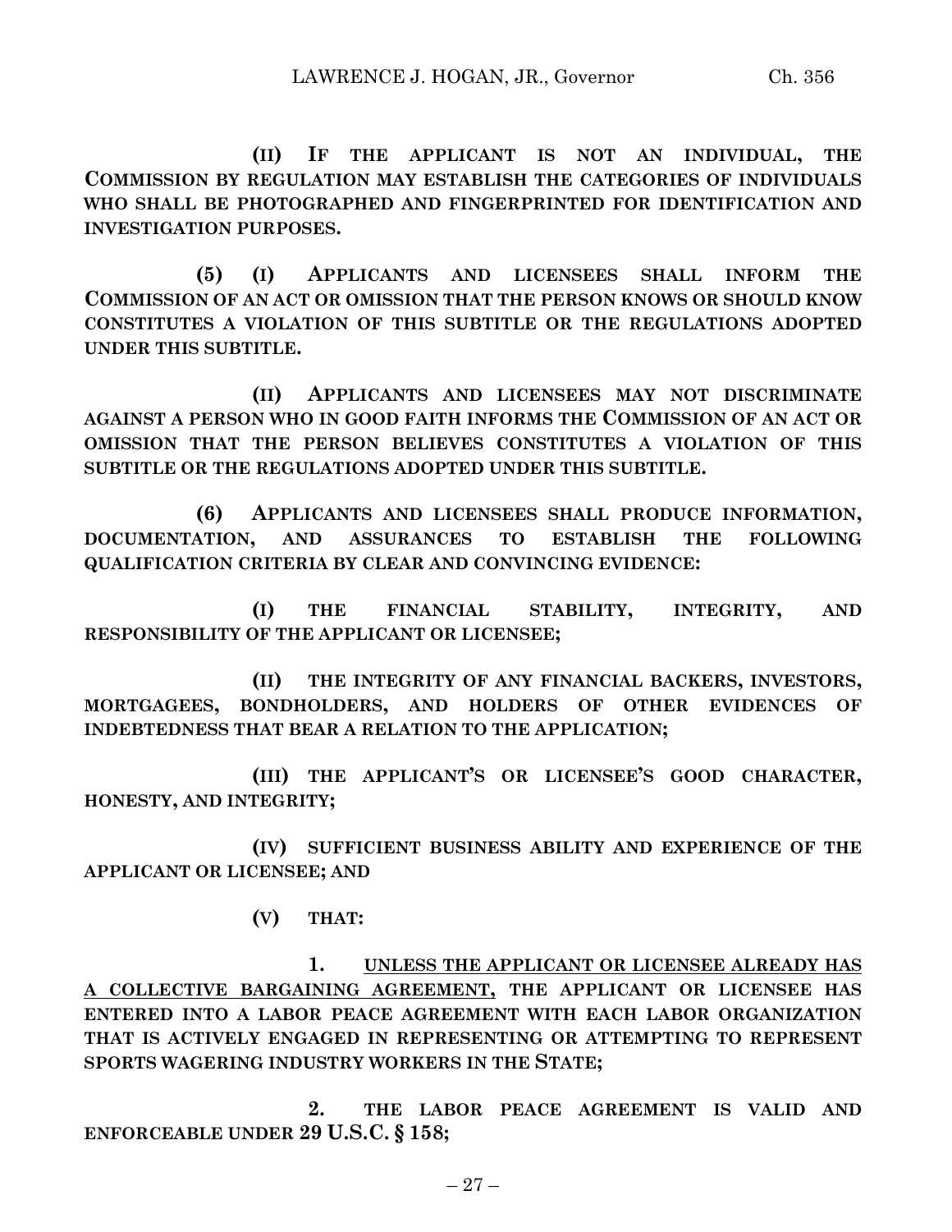**(II) IF THE APPLICANT IS NOT AN INDIVIDUAL, THE COMMISSION BY REGULATION MAY ESTABLISH THE CATEGORIES OF INDIVIDUALS WHO SHALL BE PHOTOGRAPHED AND FINGERPRINTED FOR IDENTIFICATION AND INVESTIGATION PURPOSES.**

**(5) (I) APPLICANTS AND LICENSEES SHALL INFORM THE COMMISSION OF AN ACT OR OMISSION THAT THE PERSON KNOWS OR SHOULD KNOW CONSTITUTES A VIOLATION OF THIS SUBTITLE OR THE REGULATIONS ADOPTED UNDER THIS SUBTITLE.**

**(II) APPLICANTS AND LICENSEES MAY NOT DISCRIMINATE AGAINST A PERSON WHO IN GOOD FAITH INFORMS THE COMMISSION OF AN ACT OR OMISSION THAT THE PERSON BELIEVES CONSTITUTES A VIOLATION OF THIS SUBTITLE OR THE REGULATIONS ADOPTED UNDER THIS SUBTITLE.**

**(6) APPLICANTS AND LICENSEES SHALL PRODUCE INFORMATION, DOCUMENTATION, AND ASSURANCES TO ESTABLISH THE FOLLOWING QUALIFICATION CRITERIA BY CLEAR AND CONVINCING EVIDENCE:**

**(I) THE FINANCIAL STABILITY, INTEGRITY, AND RESPONSIBILITY OF THE APPLICANT OR LICENSEE;**

**(II) THE INTEGRITY OF ANY FINANCIAL BACKERS, INVESTORS, MORTGAGEES, BONDHOLDERS, AND HOLDERS OF OTHER EVIDENCES OF INDEBTEDNESS THAT BEAR A RELATION TO THE APPLICATION;**

**(III) THE APPLICANT'S OR LICENSEE'S GOOD CHARACTER, HONESTY, AND INTEGRITY;**

**(IV) SUFFICIENT BUSINESS ABILITY AND EXPERIENCE OF THE APPLICANT OR LICENSEE; AND**

**(V) THAT:**

**1.** <u>UNLESS THE APPLICANT OR LICENSEE ALREADY HAS A COLLECTIVE BARGAINING AGREEMENT,</u> **THE APPLICANT OR LICENSEE HAS ENTERED INTO A LABOR PEACE AGREEMENT WITH EACH LABOR ORGANIZATION THAT IS ACTIVELY ENGAGED IN REPRESENTING OR ATTEMPTING TO REPRESENT SPORTS WAGERING INDUSTRY WORKERS IN THE STATE;**

**2. THE LABOR PEACE AGREEMENT IS VALID AND ENFORCEABLE UNDER 29 U.S.C. § 158;**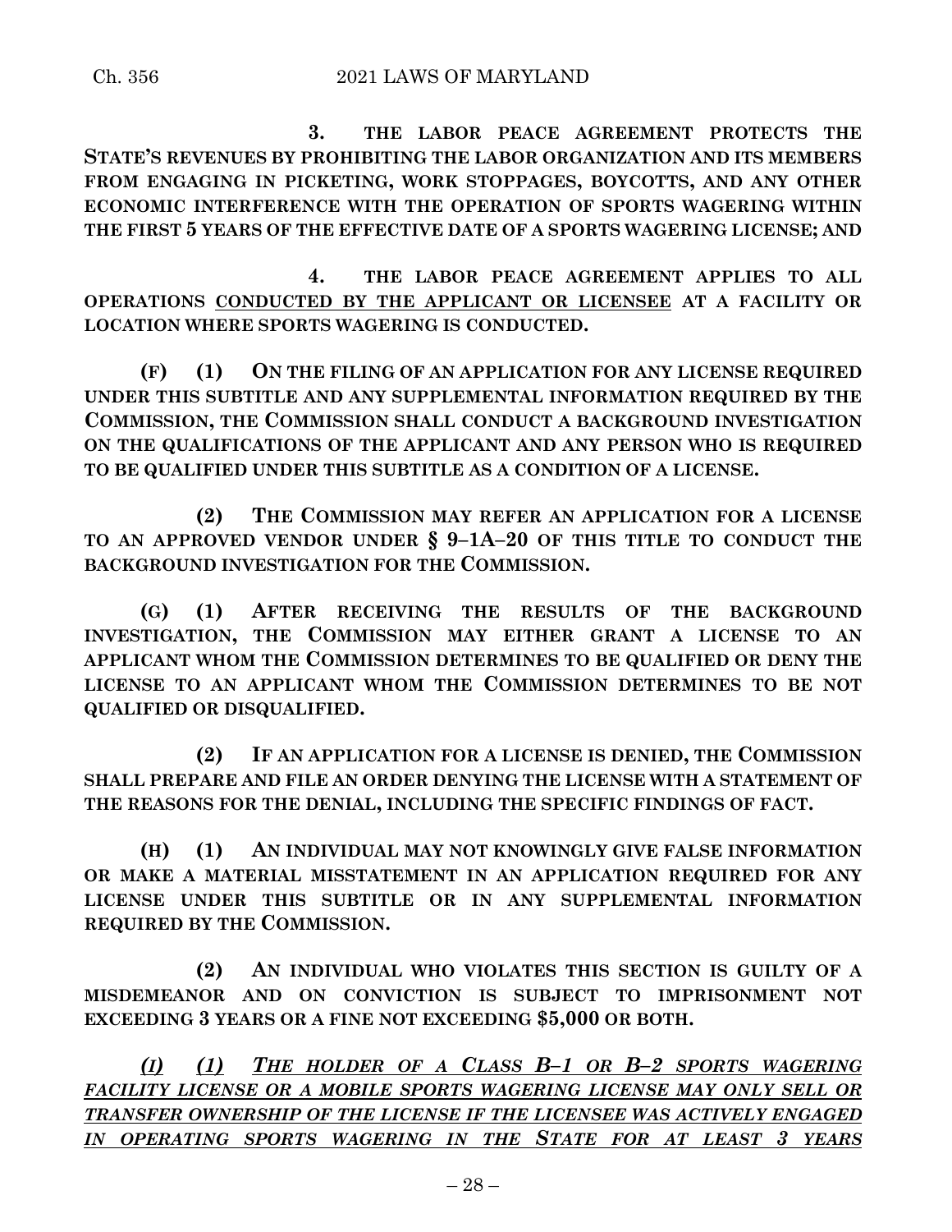**3. THE LABOR PEACE AGREEMENT PROTECTS THE STATE'S REVENUES BY PROHIBITING THE LABOR ORGANIZATION AND ITS MEMBERS FROM ENGAGING IN PICKETING, WORK STOPPAGES, BOYCOTTS, AND ANY OTHER ECONOMIC INTERFERENCE WITH THE OPERATION OF SPORTS WAGERING WITHIN THE FIRST 5 YEARS OF THE EFFECTIVE DATE OF A SPORTS WAGERING LICENSE; AND**

**4. THE LABOR PEACE AGREEMENT APPLIES TO ALL OPERATIONS <u>CONDUCTED BY THE APPLICANT OR LICENSEE</u> AT A FACILITY OR LOCATION WHERE SPORTS WAGERING IS CONDUCTED.**

**(F) (1) ON THE FILING OF AN APPLICATION FOR ANY LICENSE REQUIRED UNDER THIS SUBTITLE AND ANY SUPPLEMENTAL INFORMATION REQUIRED BY THE COMMISSION, THE COMMISSION SHALL CONDUCT A BACKGROUND INVESTIGATION ON THE QUALIFICATIONS OF THE APPLICANT AND ANY PERSON WHO IS REQUIRED TO BE QUALIFIED UNDER THIS SUBTITLE AS A CONDITION OF A LICENSE.**

**(2) THE COMMISSION MAY REFER AN APPLICATION FOR A LICENSE TO AN APPROVED VENDOR UNDER § 9–1A–20 OF THIS TITLE TO CONDUCT THE BACKGROUND INVESTIGATION FOR THE COMMISSION.**

**(G) (1) AFTER RECEIVING THE RESULTS OF THE BACKGROUND INVESTIGATION, THE COMMISSION MAY EITHER GRANT A LICENSE TO AN APPLICANT WHOM THE COMMISSION DETERMINES TO BE QUALIFIED OR DENY THE LICENSE TO AN APPLICANT WHOM THE COMMISSION DETERMINES TO BE NOT QUALIFIED OR DISQUALIFIED.**

**(2) IF AN APPLICATION FOR A LICENSE IS DENIED, THE COMMISSION SHALL PREPARE AND FILE AN ORDER DENYING THE LICENSE WITH A STATEMENT OF THE REASONS FOR THE DENIAL, INCLUDING THE SPECIFIC FINDINGS OF FACT.**

**(H) (1) AN INDIVIDUAL MAY NOT KNOWINGLY GIVE FALSE INFORMATION OR MAKE A MATERIAL MISSTATEMENT IN AN APPLICATION REQUIRED FOR ANY LICENSE UNDER THIS SUBTITLE OR IN ANY SUPPLEMENTAL INFORMATION REQUIRED BY THE COMMISSION.**

**(2) AN INDIVIDUAL WHO VIOLATES THIS SECTION IS GUILTY OF A MISDEMEANOR AND ON CONVICTION IS SUBJECT TO IMPRISONMENT NOT EXCEEDING 3 YEARS OR A FINE NOT EXCEEDING $5,000 OR BOTH.**

***<u>(I) (1) THE HOLDER OF A CLASS B–1 OR B–2 SPORTS WAGERING FACILITY LICENSE OR A MOBILE SPORTS WAGERING LICENSE MAY ONLY SELL OR TRANSFER OWNERSHIP OF THE LICENSE IF THE LICENSEE WAS ACTIVELY ENGAGED IN OPERATING SPORTS WAGERING IN THE STATE FOR AT LEAST 3 YEARS</u>***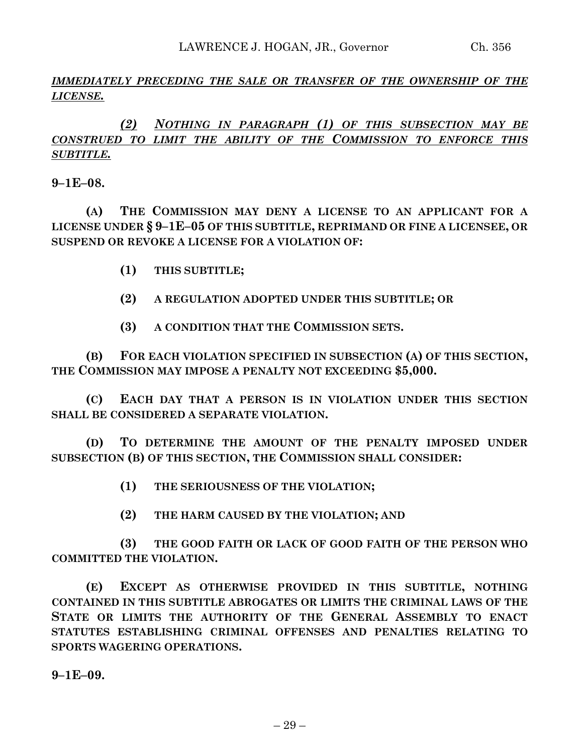***IMMEDIATELY PRECEDING THE SALE OR TRANSFER OF THE OWNERSHIP OF THE LICENSE.***

***(2) NOTHING IN PARAGRAPH (1) OF THIS SUBSECTION MAY BE CONSTRUED TO LIMIT THE ABILITY OF THE COMMISSION TO ENFORCE THIS SUBTITLE.***

**9–1E–08.**

**(A) THE COMMISSION MAY DENY A LICENSE TO AN APPLICANT FOR A LICENSE UNDER § 9–1E–05 OF THIS SUBTITLE, REPRIMAND OR FINE A LICENSEE, OR SUSPEND OR REVOKE A LICENSE FOR A VIOLATION OF:**

**(1) THIS SUBTITLE;**

**(2) A REGULATION ADOPTED UNDER THIS SUBTITLE; OR**

**(3) A CONDITION THAT THE COMMISSION SETS.**

**(B) FOR EACH VIOLATION SPECIFIED IN SUBSECTION (A) OF THIS SECTION, THE COMMISSION MAY IMPOSE A PENALTY NOT EXCEEDING $5,000.**

**(C) EACH DAY THAT A PERSON IS IN VIOLATION UNDER THIS SECTION SHALL BE CONSIDERED A SEPARATE VIOLATION.**

**(D) TO DETERMINE THE AMOUNT OF THE PENALTY IMPOSED UNDER SUBSECTION (B) OF THIS SECTION, THE COMMISSION SHALL CONSIDER:**

**(1) THE SERIOUSNESS OF THE VIOLATION;**

**(2) THE HARM CAUSED BY THE VIOLATION; AND**

**(3) THE GOOD FAITH OR LACK OF GOOD FAITH OF THE PERSON WHO COMMITTED THE VIOLATION.**

**(E) EXCEPT AS OTHERWISE PROVIDED IN THIS SUBTITLE, NOTHING CONTAINED IN THIS SUBTITLE ABROGATES OR LIMITS THE CRIMINAL LAWS OF THE STATE OR LIMITS THE AUTHORITY OF THE GENERAL ASSEMBLY TO ENACT STATUTES ESTABLISHING CRIMINAL OFFENSES AND PENALTIES RELATING TO SPORTS WAGERING OPERATIONS.**

**9–1E–09.**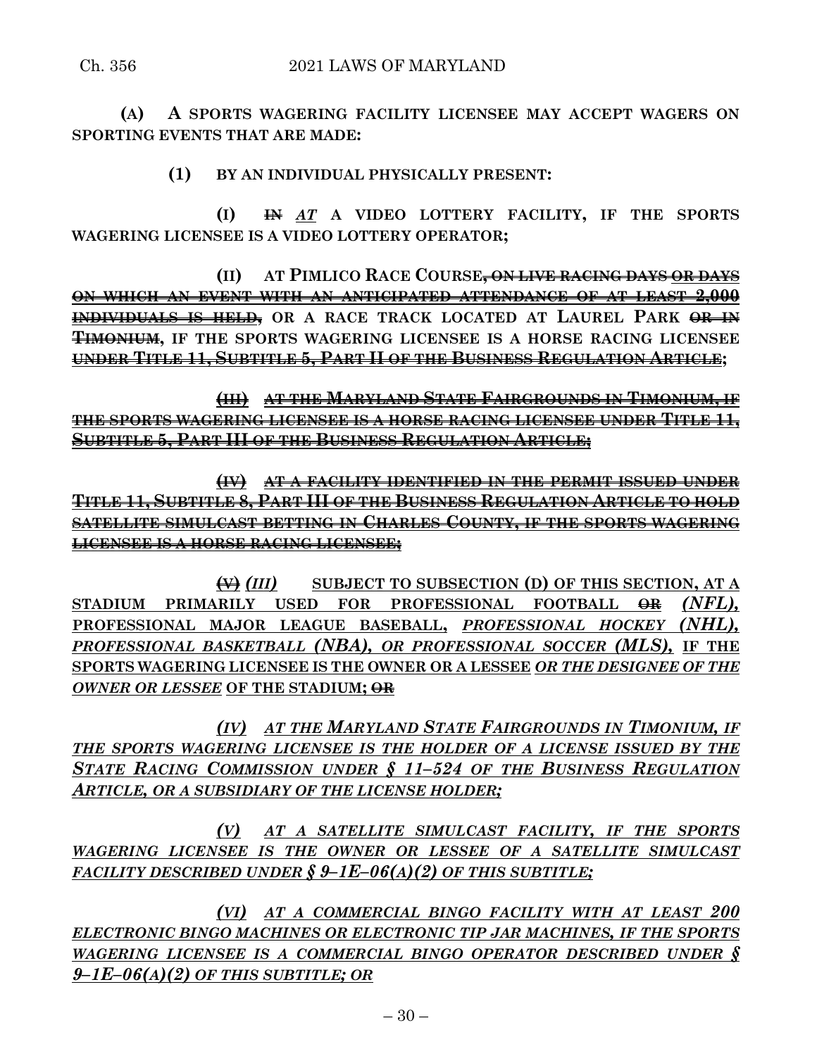**(A) A SPORTS WAGERING FACILITY LICENSEE MAY ACCEPT WAGERS ON SPORTING EVENTS THAT ARE MADE:**

**(1) BY AN INDIVIDUAL PHYSICALLY PRESENT:**

**(I)** ~~**IN**~~ ***AT*** **A VIDEO LOTTERY FACILITY, IF THE SPORTS WAGERING LICENSEE IS A VIDEO LOTTERY OPERATOR;**

**(II) AT PIMLICO RACE COURSE**~~**, ON LIVE RACING DAYS OR DAYS ON WHICH AN EVENT WITH AN ANTICIPATED ATTENDANCE OF AT LEAST 2,000 INDIVIDUALS IS HELD,**~~ **OR A RACE TRACK LOCATED AT LAUREL PARK** ~~**OR IN TIMONIUM**~~**, IF THE SPORTS WAGERING LICENSEE IS A HORSE RACING LICENSEE** ~~**UNDER TITLE 11, SUBTITLE 5, PART II OF THE BUSINESS REGULATION ARTICLE**~~**;**

~~**(III) AT THE MARYLAND STATE FAIRGROUNDS IN TIMONIUM, IF THE SPORTS WAGERING LICENSEE IS A HORSE RACING LICENSEE UNDER TITLE 11, SUBTITLE 5, PART III OF THE BUSINESS REGULATION ARTICLE;**~~

~~**(IV) AT A FACILITY IDENTIFIED IN THE PERMIT ISSUED UNDER TITLE 11, SUBTITLE 8, PART III OF THE BUSINESS REGULATION ARTICLE TO HOLD SATELLITE SIMULCAST BETTING IN CHARLES COUNTY, IF THE SPORTS WAGERING LICENSEE IS A HORSE RACING LICENSEE;**~~

~~**(V)**~~ ***(III)*** **SUBJECT TO SUBSECTION (D) OF THIS SECTION, AT A STADIUM PRIMARILY USED FOR PROFESSIONAL FOOTBALL** ~~**OR**~~ ***(NFL),*** **PROFESSIONAL MAJOR LEAGUE BASEBALL,** ***PROFESSIONAL HOCKEY (NHL), PROFESSIONAL BASKETBALL (NBA), OR PROFESSIONAL SOCCER (MLS),*** **IF THE SPORTS WAGERING LICENSEE IS THE OWNER OR A LESSEE** ***OR THE DESIGNEE OF THE OWNER OR LESSEE*** **OF THE STADIUM;** ~~**OR**~~

***(IV) AT THE MARYLAND STATE FAIRGROUNDS IN TIMONIUM, IF THE SPORTS WAGERING LICENSEE IS THE HOLDER OF A LICENSE ISSUED BY THE STATE RACING COMMISSION UNDER § 11–524 OF THE BUSINESS REGULATION ARTICLE, OR A SUBSIDIARY OF THE LICENSE HOLDER;***

***(V) AT A SATELLITE SIMULCAST FACILITY, IF THE SPORTS WAGERING LICENSEE IS THE OWNER OR LESSEE OF A SATELLITE SIMULCAST FACILITY DESCRIBED UNDER § 9–1E–06(A)(2) OF THIS SUBTITLE;***

***(VI) AT A COMMERCIAL BINGO FACILITY WITH AT LEAST 200 ELECTRONIC BINGO MACHINES OR ELECTRONIC TIP JAR MACHINES, IF THE SPORTS WAGERING LICENSEE IS A COMMERCIAL BINGO OPERATOR DESCRIBED UNDER § 9–1E–06(A)(2) OF THIS SUBTITLE; OR***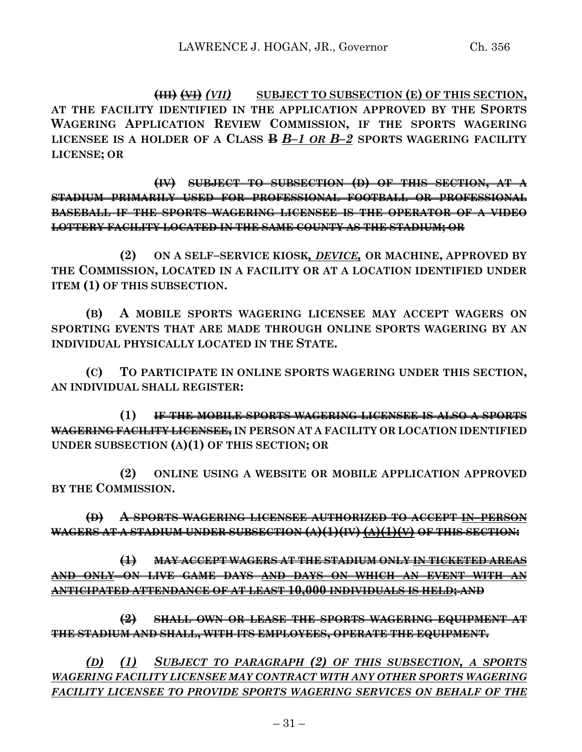~~(III)~~ ~~(VI)~~ *(VII)* **SUBJECT TO SUBSECTION (E) OF THIS SECTION, AT THE FACILITY IDENTIFIED IN THE APPLICATION APPROVED BY THE SPORTS WAGERING APPLICATION REVIEW COMMISSION, IF THE SPORTS WAGERING LICENSEE IS A HOLDER OF A CLASS ~~B~~ *B–1 OR B–2* SPORTS WAGERING FACILITY LICENSE; OR**

~~**(IV) SUBJECT TO SUBSECTION (D) OF THIS SECTION, AT A STADIUM PRIMARILY USED FOR PROFESSIONAL FOOTBALL OR PROFESSIONAL BASEBALL IF THE SPORTS WAGERING LICENSEE IS THE OPERATOR OF A VIDEO LOTTERY FACILITY LOCATED IN THE SAME COUNTY AS THE STADIUM; OR**~~

**(2) ON A SELF–SERVICE KIOSK, *DEVICE,* OR MACHINE, APPROVED BY THE COMMISSION, LOCATED IN A FACILITY OR AT A LOCATION IDENTIFIED UNDER ITEM (1) OF THIS SUBSECTION.**

**(B) A MOBILE SPORTS WAGERING LICENSEE MAY ACCEPT WAGERS ON SPORTING EVENTS THAT ARE MADE THROUGH ONLINE SPORTS WAGERING BY AN INDIVIDUAL PHYSICALLY LOCATED IN THE STATE.**

**(C) TO PARTICIPATE IN ONLINE SPORTS WAGERING UNDER THIS SECTION, AN INDIVIDUAL SHALL REGISTER:**

**(1) ~~IF THE MOBILE SPORTS WAGERING LICENSEE IS ALSO A SPORTS WAGERING FACILITY LICENSEE,~~ IN PERSON AT A FACILITY OR LOCATION IDENTIFIED UNDER SUBSECTION (A)(1) OF THIS SECTION; OR**

**(2) ONLINE USING A WEBSITE OR MOBILE APPLICATION APPROVED BY THE COMMISSION.**

~~**(D) A SPORTS WAGERING LICENSEE AUTHORIZED TO ACCEPT IN–PERSON WAGERS AT A STADIUM UNDER SUBSECTION (A)(1)(IV) (A)(1)(V) OF THIS SECTION:**~~

~~**(1) MAY ACCEPT WAGERS AT THE STADIUM ONLY IN TICKETED AREAS AND ONLY ON LIVE GAME DAYS AND DAYS ON WHICH AN EVENT WITH AN ANTICIPATED ATTENDANCE OF AT LEAST 10,000 INDIVIDUALS IS HELD; AND**~~

~~**(2) SHALL OWN OR LEASE THE SPORTS WAGERING EQUIPMENT AT THE STADIUM AND SHALL, WITH ITS EMPLOYEES, OPERATE THE EQUIPMENT.**~~

*(D) (1) SUBJECT TO PARAGRAPH (2) OF THIS SUBSECTION, A SPORTS WAGERING FACILITY LICENSEE MAY CONTRACT WITH ANY OTHER SPORTS WAGERING FACILITY LICENSEE TO PROVIDE SPORTS WAGERING SERVICES ON BEHALF OF THE*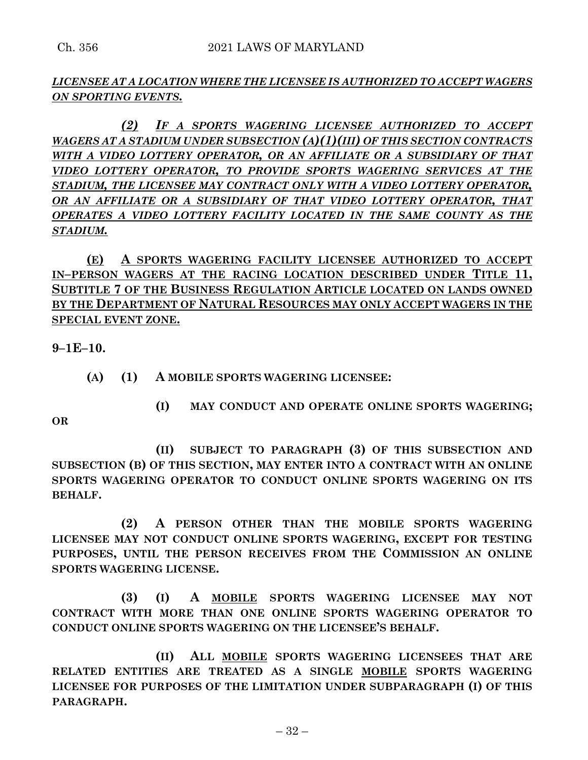***<u>LICENSEE AT A LOCATION WHERE THE LICENSEE IS AUTHORIZED TO ACCEPT WAGERS ON SPORTING EVENTS.</u>***

***<u>(2) IF A SPORTS WAGERING LICENSEE AUTHORIZED TO ACCEPT WAGERS AT A STADIUM UNDER SUBSECTION (A)(1)(III) OF THIS SECTION CONTRACTS WITH A VIDEO LOTTERY OPERATOR, OR AN AFFILIATE OR A SUBSIDIARY OF THAT VIDEO LOTTERY OPERATOR, TO PROVIDE SPORTS WAGERING SERVICES AT THE STADIUM, THE LICENSEE MAY CONTRACT ONLY WITH A VIDEO LOTTERY OPERATOR, OR AN AFFILIATE OR A SUBSIDIARY OF THAT VIDEO LOTTERY OPERATOR, THAT OPERATES A VIDEO LOTTERY FACILITY LOCATED IN THE SAME COUNTY AS THE STADIUM.</u>***

**<u>(E) A SPORTS WAGERING FACILITY LICENSEE AUTHORIZED TO ACCEPT IN–PERSON WAGERS AT THE RACING LOCATION DESCRIBED UNDER TITLE 11, SUBTITLE 7 OF THE BUSINESS REGULATION ARTICLE LOCATED ON LANDS OWNED BY THE DEPARTMENT OF NATURAL RESOURCES MAY ONLY ACCEPT WAGERS IN THE SPECIAL EVENT ZONE.</u>**

**9–1E–10.**

**(A) (1) A MOBILE SPORTS WAGERING LICENSEE:**

**(I) MAY CONDUCT AND OPERATE ONLINE SPORTS WAGERING; OR**

**(II) SUBJECT TO PARAGRAPH (3) OF THIS SUBSECTION AND SUBSECTION (B) OF THIS SECTION, MAY ENTER INTO A CONTRACT WITH AN ONLINE SPORTS WAGERING OPERATOR TO CONDUCT ONLINE SPORTS WAGERING ON ITS BEHALF.**

**(2) A PERSON OTHER THAN THE MOBILE SPORTS WAGERING LICENSEE MAY NOT CONDUCT ONLINE SPORTS WAGERING, EXCEPT FOR TESTING PURPOSES, UNTIL THE PERSON RECEIVES FROM THE COMMISSION AN ONLINE SPORTS WAGERING LICENSE.**

**(3) (I) A <u>MOBILE</u> SPORTS WAGERING LICENSEE MAY NOT CONTRACT WITH MORE THAN ONE ONLINE SPORTS WAGERING OPERATOR TO CONDUCT ONLINE SPORTS WAGERING ON THE LICENSEE'S BEHALF.**

**(II) ALL <u>MOBILE</u> SPORTS WAGERING LICENSEES THAT ARE RELATED ENTITIES ARE TREATED AS A SINGLE <u>MOBILE</u> SPORTS WAGERING LICENSEE FOR PURPOSES OF THE LIMITATION UNDER SUBPARAGRAPH (I) OF THIS PARAGRAPH.**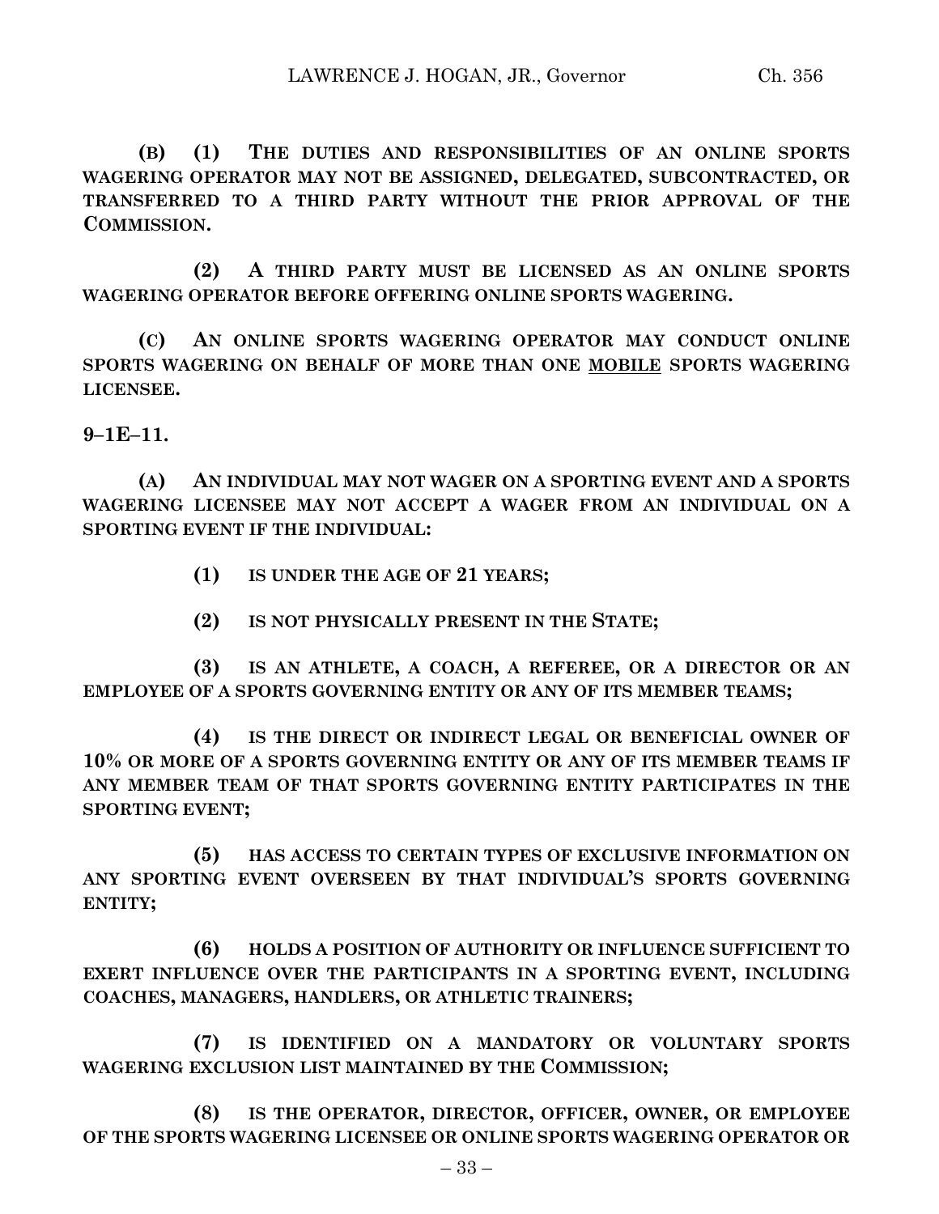**(B) (1) THE DUTIES AND RESPONSIBILITIES OF AN ONLINE SPORTS WAGERING OPERATOR MAY NOT BE ASSIGNED, DELEGATED, SUBCONTRACTED, OR TRANSFERRED TO A THIRD PARTY WITHOUT THE PRIOR APPROVAL OF THE COMMISSION.**

**(2) A THIRD PARTY MUST BE LICENSED AS AN ONLINE SPORTS WAGERING OPERATOR BEFORE OFFERING ONLINE SPORTS WAGERING.**

**(C) AN ONLINE SPORTS WAGERING OPERATOR MAY CONDUCT ONLINE SPORTS WAGERING ON BEHALF OF MORE THAN ONE <u>MOBILE</u> SPORTS WAGERING LICENSEE.**

**9–1E–11.**

**(A) AN INDIVIDUAL MAY NOT WAGER ON A SPORTING EVENT AND A SPORTS WAGERING LICENSEE MAY NOT ACCEPT A WAGER FROM AN INDIVIDUAL ON A SPORTING EVENT IF THE INDIVIDUAL:**

**(1) IS UNDER THE AGE OF 21 YEARS;**

**(2) IS NOT PHYSICALLY PRESENT IN THE STATE;**

**(3) IS AN ATHLETE, A COACH, A REFEREE, OR A DIRECTOR OR AN EMPLOYEE OF A SPORTS GOVERNING ENTITY OR ANY OF ITS MEMBER TEAMS;**

**(4) IS THE DIRECT OR INDIRECT LEGAL OR BENEFICIAL OWNER OF 10% OR MORE OF A SPORTS GOVERNING ENTITY OR ANY OF ITS MEMBER TEAMS IF ANY MEMBER TEAM OF THAT SPORTS GOVERNING ENTITY PARTICIPATES IN THE SPORTING EVENT;**

**(5) HAS ACCESS TO CERTAIN TYPES OF EXCLUSIVE INFORMATION ON ANY SPORTING EVENT OVERSEEN BY THAT INDIVIDUAL'S SPORTS GOVERNING ENTITY;**

**(6) HOLDS A POSITION OF AUTHORITY OR INFLUENCE SUFFICIENT TO EXERT INFLUENCE OVER THE PARTICIPANTS IN A SPORTING EVENT, INCLUDING COACHES, MANAGERS, HANDLERS, OR ATHLETIC TRAINERS;**

**(7) IS IDENTIFIED ON A MANDATORY OR VOLUNTARY SPORTS WAGERING EXCLUSION LIST MAINTAINED BY THE COMMISSION;**

**(8) IS THE OPERATOR, DIRECTOR, OFFICER, OWNER, OR EMPLOYEE OF THE SPORTS WAGERING LICENSEE OR ONLINE SPORTS WAGERING OPERATOR OR**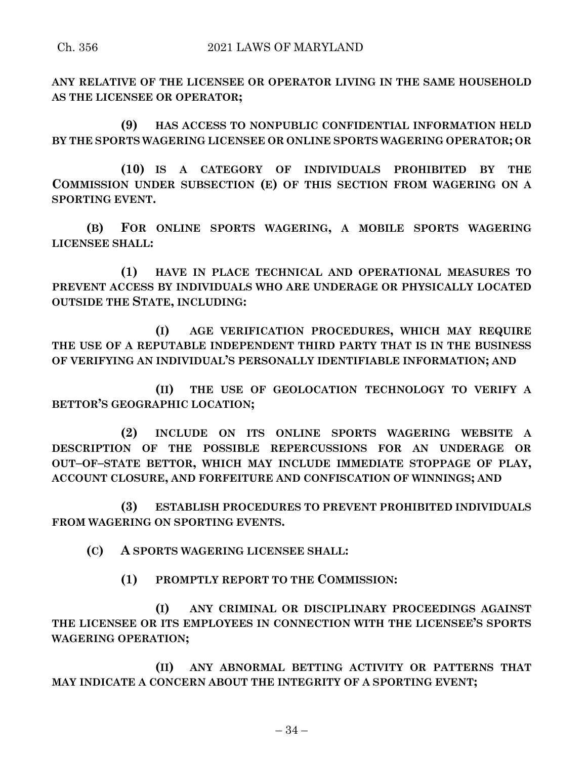**ANY RELATIVE OF THE LICENSEE OR OPERATOR LIVING IN THE SAME HOUSEHOLD AS THE LICENSEE OR OPERATOR;**

**(9) HAS ACCESS TO NONPUBLIC CONFIDENTIAL INFORMATION HELD BY THE SPORTS WAGERING LICENSEE OR ONLINE SPORTS WAGERING OPERATOR; OR**

**(10) IS A CATEGORY OF INDIVIDUALS PROHIBITED BY THE COMMISSION UNDER SUBSECTION (E) OF THIS SECTION FROM WAGERING ON A SPORTING EVENT.**

**(B) FOR ONLINE SPORTS WAGERING, A MOBILE SPORTS WAGERING LICENSEE SHALL:**

**(1) HAVE IN PLACE TECHNICAL AND OPERATIONAL MEASURES TO PREVENT ACCESS BY INDIVIDUALS WHO ARE UNDERAGE OR PHYSICALLY LOCATED OUTSIDE THE STATE, INCLUDING:**

**(I) AGE VERIFICATION PROCEDURES, WHICH MAY REQUIRE THE USE OF A REPUTABLE INDEPENDENT THIRD PARTY THAT IS IN THE BUSINESS OF VERIFYING AN INDIVIDUAL'S PERSONALLY IDENTIFIABLE INFORMATION; AND**

**(II) THE USE OF GEOLOCATION TECHNOLOGY TO VERIFY A BETTOR'S GEOGRAPHIC LOCATION;**

**(2) INCLUDE ON ITS ONLINE SPORTS WAGERING WEBSITE A DESCRIPTION OF THE POSSIBLE REPERCUSSIONS FOR AN UNDERAGE OR OUT–OF–STATE BETTOR, WHICH MAY INCLUDE IMMEDIATE STOPPAGE OF PLAY, ACCOUNT CLOSURE, AND FORFEITURE AND CONFISCATION OF WINNINGS; AND**

**(3) ESTABLISH PROCEDURES TO PREVENT PROHIBITED INDIVIDUALS FROM WAGERING ON SPORTING EVENTS.**

**(C) A SPORTS WAGERING LICENSEE SHALL:**

**(1) PROMPTLY REPORT TO THE COMMISSION:**

**(I) ANY CRIMINAL OR DISCIPLINARY PROCEEDINGS AGAINST THE LICENSEE OR ITS EMPLOYEES IN CONNECTION WITH THE LICENSEE'S SPORTS WAGERING OPERATION;**

**(II) ANY ABNORMAL BETTING ACTIVITY OR PATTERNS THAT MAY INDICATE A CONCERN ABOUT THE INTEGRITY OF A SPORTING EVENT;**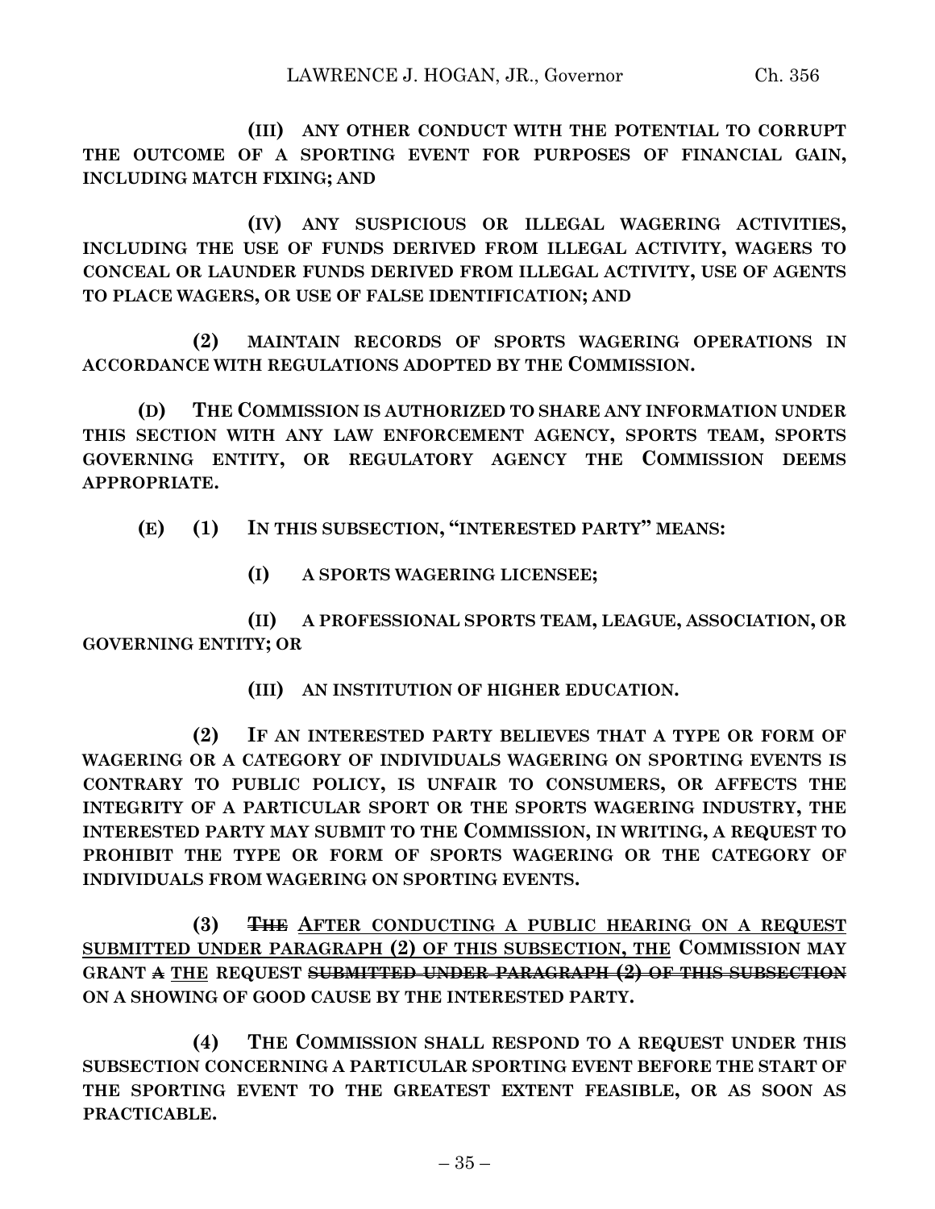**(III) ANY OTHER CONDUCT WITH THE POTENTIAL TO CORRUPT THE OUTCOME OF A SPORTING EVENT FOR PURPOSES OF FINANCIAL GAIN, INCLUDING MATCH FIXING; AND**

**(IV) ANY SUSPICIOUS OR ILLEGAL WAGERING ACTIVITIES, INCLUDING THE USE OF FUNDS DERIVED FROM ILLEGAL ACTIVITY, WAGERS TO CONCEAL OR LAUNDER FUNDS DERIVED FROM ILLEGAL ACTIVITY, USE OF AGENTS TO PLACE WAGERS, OR USE OF FALSE IDENTIFICATION; AND**

**(2) MAINTAIN RECORDS OF SPORTS WAGERING OPERATIONS IN ACCORDANCE WITH REGULATIONS ADOPTED BY THE COMMISSION.**

**(D) THE COMMISSION IS AUTHORIZED TO SHARE ANY INFORMATION UNDER THIS SECTION WITH ANY LAW ENFORCEMENT AGENCY, SPORTS TEAM, SPORTS GOVERNING ENTITY, OR REGULATORY AGENCY THE COMMISSION DEEMS APPROPRIATE.**

**(E) (1) IN THIS SUBSECTION, "INTERESTED PARTY" MEANS:**

**(I) A SPORTS WAGERING LICENSEE;**

**(II) A PROFESSIONAL SPORTS TEAM, LEAGUE, ASSOCIATION, OR GOVERNING ENTITY; OR**

**(III) AN INSTITUTION OF HIGHER EDUCATION.**

**(2) IF AN INTERESTED PARTY BELIEVES THAT A TYPE OR FORM OF WAGERING OR A CATEGORY OF INDIVIDUALS WAGERING ON SPORTING EVENTS IS CONTRARY TO PUBLIC POLICY, IS UNFAIR TO CONSUMERS, OR AFFECTS THE INTEGRITY OF A PARTICULAR SPORT OR THE SPORTS WAGERING INDUSTRY, THE INTERESTED PARTY MAY SUBMIT TO THE COMMISSION, IN WRITING, A REQUEST TO PROHIBIT THE TYPE OR FORM OF SPORTS WAGERING OR THE CATEGORY OF INDIVIDUALS FROM WAGERING ON SPORTING EVENTS.**

**(3) ~~THE~~ <u>AFTER CONDUCTING A PUBLIC HEARING ON A REQUEST SUBMITTED UNDER PARAGRAPH (2) OF THIS SUBSECTION, THE</u> COMMISSION MAY GRANT ~~A~~ <u>THE</u> REQUEST ~~SUBMITTED UNDER PARAGRAPH (2) OF THIS SUBSECTION~~ ON A SHOWING OF GOOD CAUSE BY THE INTERESTED PARTY.**

**(4) THE COMMISSION SHALL RESPOND TO A REQUEST UNDER THIS SUBSECTION CONCERNING A PARTICULAR SPORTING EVENT BEFORE THE START OF THE SPORTING EVENT TO THE GREATEST EXTENT FEASIBLE, OR AS SOON AS PRACTICABLE.**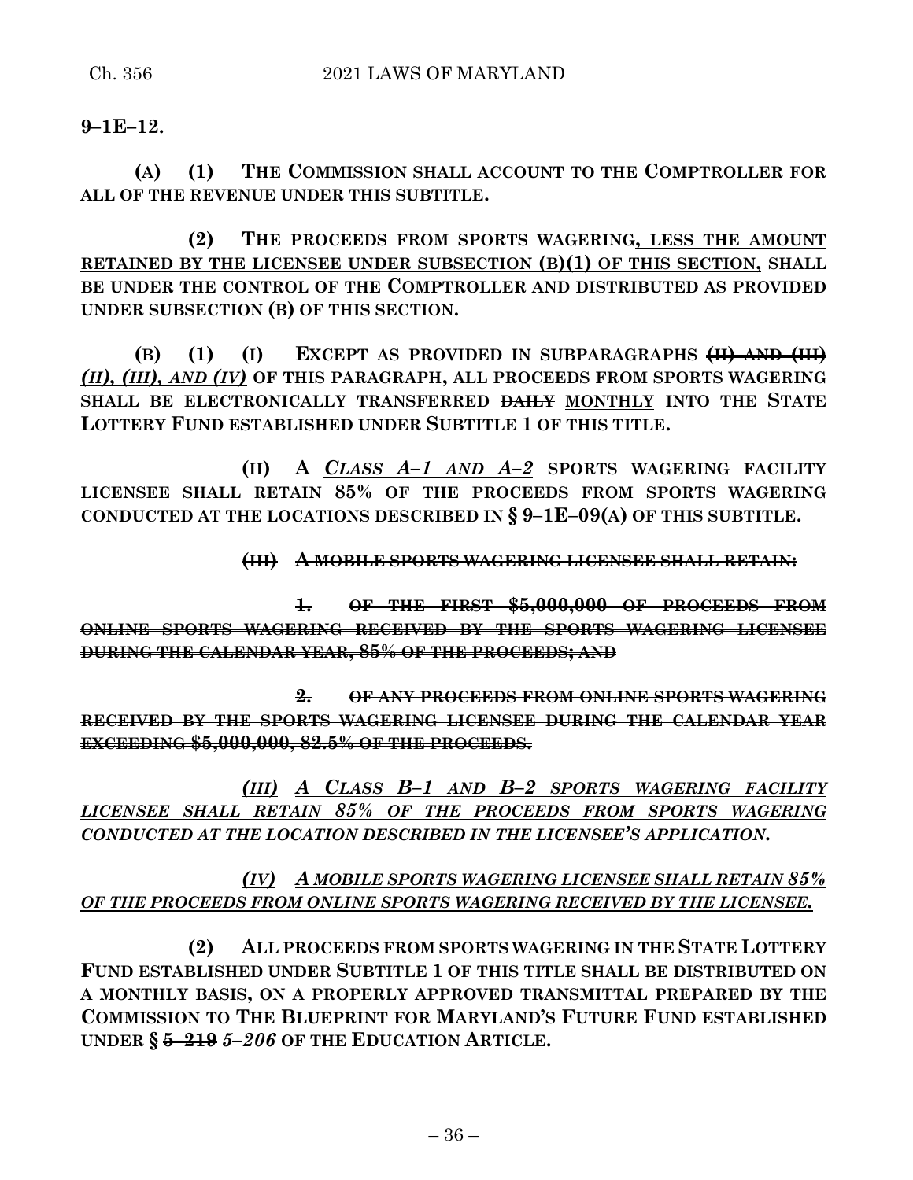**9–1E–12.**

**(A) (1) THE COMMISSION SHALL ACCOUNT TO THE COMPTROLLER FOR ALL OF THE REVENUE UNDER THIS SUBTITLE.**

**(2) THE PROCEEDS FROM SPORTS WAGERING, LESS THE AMOUNT RETAINED BY THE LICENSEE UNDER SUBSECTION (B)(1) OF THIS SECTION, SHALL BE UNDER THE CONTROL OF THE COMPTROLLER AND DISTRIBUTED AS PROVIDED UNDER SUBSECTION (B) OF THIS SECTION.**

**(B) (1) (I) EXCEPT AS PROVIDED IN SUBPARAGRAPHS ~~(II) AND (III)~~ *(II), (III), AND (IV)* OF THIS PARAGRAPH, ALL PROCEEDS FROM SPORTS WAGERING SHALL BE ELECTRONICALLY TRANSFERRED ~~DAILY~~ MONTHLY INTO THE STATE LOTTERY FUND ESTABLISHED UNDER SUBTITLE 1 OF THIS TITLE.**

**(II) A *CLASS A–1 AND A–2* SPORTS WAGERING FACILITY LICENSEE SHALL RETAIN 85% OF THE PROCEEDS FROM SPORTS WAGERING CONDUCTED AT THE LOCATIONS DESCRIBED IN § 9–1E–09(A) OF THIS SUBTITLE.**

**~~(III) A MOBILE SPORTS WAGERING LICENSEE SHALL RETAIN:~~**

**~~1. OF THE FIRST $5,000,000 OF PROCEEDS FROM ONLINE SPORTS WAGERING RECEIVED BY THE SPORTS WAGERING LICENSEE DURING THE CALENDAR YEAR, 85% OF THE PROCEEDS; AND~~**

**~~2. OF ANY PROCEEDS FROM ONLINE SPORTS WAGERING RECEIVED BY THE SPORTS WAGERING LICENSEE DURING THE CALENDAR YEAR EXCEEDING $5,000,000, 82.5% OF THE PROCEEDS.~~**

***(III) A CLASS B–1 AND B–2 SPORTS WAGERING FACILITY LICENSEE SHALL RETAIN 85% OF THE PROCEEDS FROM SPORTS WAGERING CONDUCTED AT THE LOCATION DESCRIBED IN THE LICENSEE'S APPLICATION.***

***(IV) A MOBILE SPORTS WAGERING LICENSEE SHALL RETAIN 85% OF THE PROCEEDS FROM ONLINE SPORTS WAGERING RECEIVED BY THE LICENSEE.***

**(2) ALL PROCEEDS FROM SPORTS WAGERING IN THE STATE LOTTERY FUND ESTABLISHED UNDER SUBTITLE 1 OF THIS TITLE SHALL BE DISTRIBUTED ON A MONTHLY BASIS, ON A PROPERLY APPROVED TRANSMITTAL PREPARED BY THE COMMISSION TO THE BLUEPRINT FOR MARYLAND'S FUTURE FUND ESTABLISHED UNDER § ~~5–219~~ *5–206* OF THE EDUCATION ARTICLE.**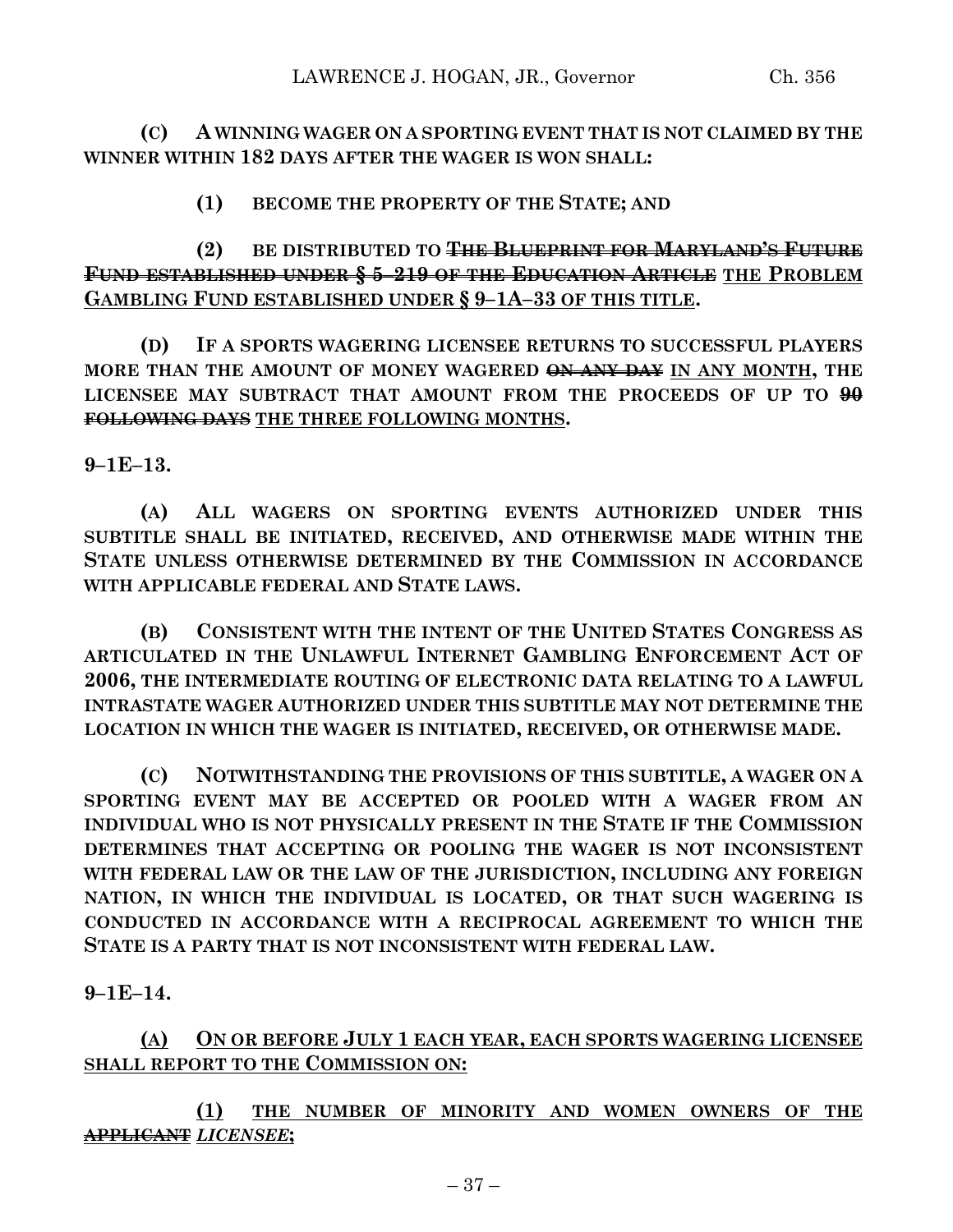**(C) A WINNING WAGER ON A SPORTING EVENT THAT IS NOT CLAIMED BY THE WINNER WITHIN 182 DAYS AFTER THE WAGER IS WON SHALL:**

**(1) BECOME THE PROPERTY OF THE STATE; AND**

**(2) BE DISTRIBUTED TO ~~THE BLUEPRINT FOR MARYLAND'S FUTURE FUND ESTABLISHED UNDER § 5–219 OF THE EDUCATION ARTICLE~~ <u>THE PROBLEM GAMBLING FUND ESTABLISHED UNDER § 9–1A–33 OF THIS TITLE</u>.**

**(D) IF A SPORTS WAGERING LICENSEE RETURNS TO SUCCESSFUL PLAYERS MORE THAN THE AMOUNT OF MONEY WAGERED ~~ON ANY DAY~~ <u>IN ANY MONTH</u>, THE LICENSEE MAY SUBTRACT THAT AMOUNT FROM THE PROCEEDS OF UP TO ~~90 FOLLOWING DAYS~~ <u>THE THREE FOLLOWING MONTHS</u>.**

**9–1E–13.**

**(A) ALL WAGERS ON SPORTING EVENTS AUTHORIZED UNDER THIS SUBTITLE SHALL BE INITIATED, RECEIVED, AND OTHERWISE MADE WITHIN THE STATE UNLESS OTHERWISE DETERMINED BY THE COMMISSION IN ACCORDANCE WITH APPLICABLE FEDERAL AND STATE LAWS.**

**(B) CONSISTENT WITH THE INTENT OF THE UNITED STATES CONGRESS AS ARTICULATED IN THE UNLAWFUL INTERNET GAMBLING ENFORCEMENT ACT OF 2006, THE INTERMEDIATE ROUTING OF ELECTRONIC DATA RELATING TO A LAWFUL INTRASTATE WAGER AUTHORIZED UNDER THIS SUBTITLE MAY NOT DETERMINE THE LOCATION IN WHICH THE WAGER IS INITIATED, RECEIVED, OR OTHERWISE MADE.**

**(C) NOTWITHSTANDING THE PROVISIONS OF THIS SUBTITLE, A WAGER ON A SPORTING EVENT MAY BE ACCEPTED OR POOLED WITH A WAGER FROM AN INDIVIDUAL WHO IS NOT PHYSICALLY PRESENT IN THE STATE IF THE COMMISSION DETERMINES THAT ACCEPTING OR POOLING THE WAGER IS NOT INCONSISTENT WITH FEDERAL LAW OR THE LAW OF THE JURISDICTION, INCLUDING ANY FOREIGN NATION, IN WHICH THE INDIVIDUAL IS LOCATED, OR THAT SUCH WAGERING IS CONDUCTED IN ACCORDANCE WITH A RECIPROCAL AGREEMENT TO WHICH THE STATE IS A PARTY THAT IS NOT INCONSISTENT WITH FEDERAL LAW.**

**9–1E–14.**

**<u>(A) ON OR BEFORE JULY 1 EACH YEAR, EACH SPORTS WAGERING LICENSEE SHALL REPORT TO THE COMMISSION ON:</u>**

**<u>(1) THE NUMBER OF MINORITY AND WOMEN OWNERS OF THE ~~APPLICANT~~</u> *LICENSEE*;**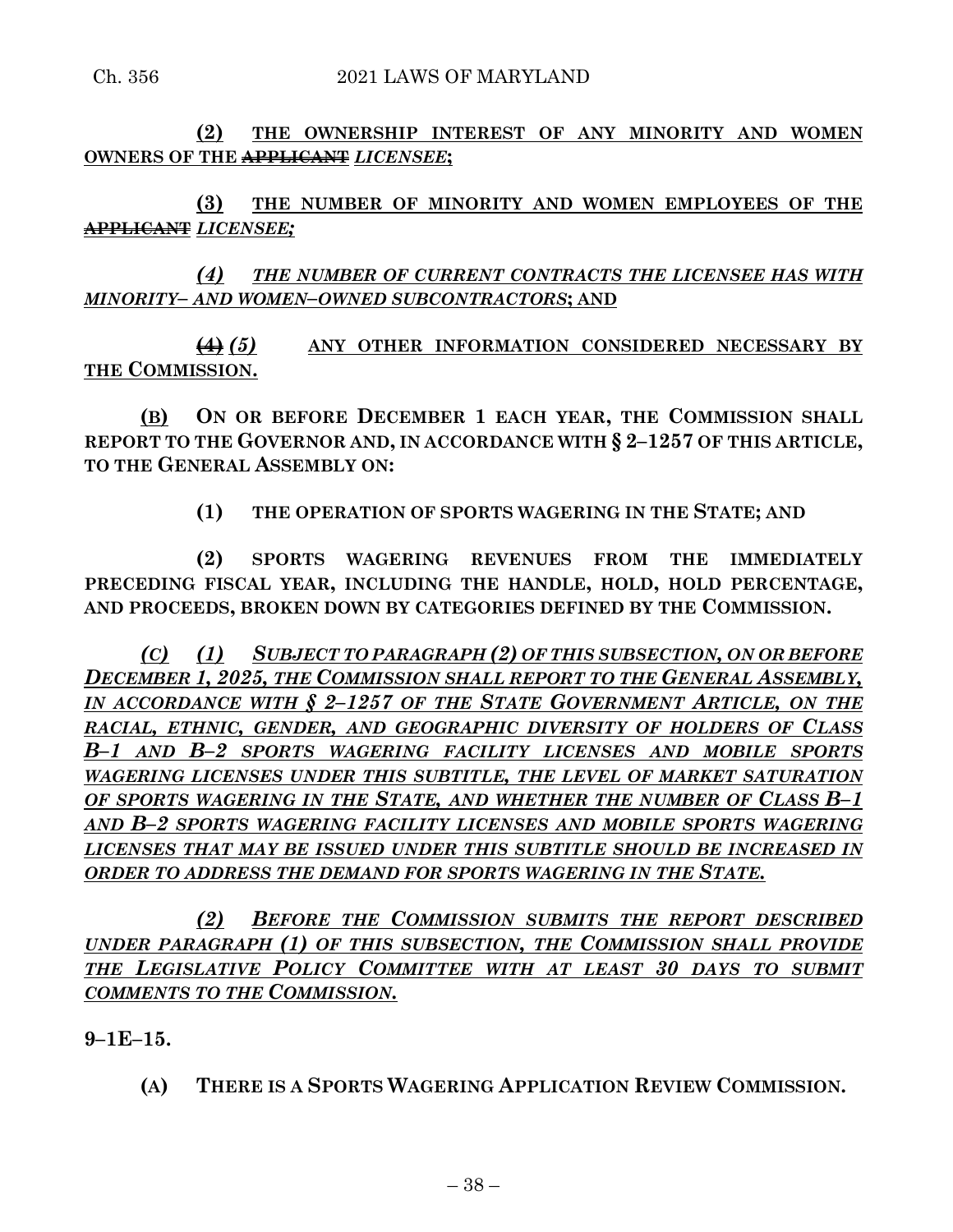**(2)** **THE OWNERSHIP INTEREST OF ANY MINORITY AND WOMEN OWNERS OF THE ~~APPLICANT~~ *LICENSEE*;**

**(3)** **THE NUMBER OF MINORITY AND WOMEN EMPLOYEES OF THE ~~APPLICANT~~ *LICENSEE;***

***(4)*** ***THE NUMBER OF CURRENT CONTRACTS THE LICENSEE HAS WITH MINORITY– AND WOMEN–OWNED SUBCONTRACTORS*; AND**

**~~(4)~~ *(5)*** **ANY OTHER INFORMATION CONSIDERED NECESSARY BY THE COMMISSION.**

**(B)** **ON OR BEFORE DECEMBER 1 EACH YEAR, THE COMMISSION SHALL REPORT TO THE GOVERNOR AND, IN ACCORDANCE WITH § 2–1257 OF THIS ARTICLE, TO THE GENERAL ASSEMBLY ON:**

**(1)** **THE OPERATION OF SPORTS WAGERING IN THE STATE; AND**

**(2)** **SPORTS WAGERING REVENUES FROM THE IMMEDIATELY PRECEDING FISCAL YEAR, INCLUDING THE HANDLE, HOLD, HOLD PERCENTAGE, AND PROCEEDS, BROKEN DOWN BY CATEGORIES DEFINED BY THE COMMISSION.**

***(C)*** ***(1)*** ***SUBJECT TO PARAGRAPH (2) OF THIS SUBSECTION, ON OR BEFORE DECEMBER 1, 2025, THE COMMISSION SHALL REPORT TO THE GENERAL ASSEMBLY, IN ACCORDANCE WITH § 2–1257 OF THE STATE GOVERNMENT ARTICLE, ON THE RACIAL, ETHNIC, GENDER, AND GEOGRAPHIC DIVERSITY OF HOLDERS OF CLASS B–1 AND B–2 SPORTS WAGERING FACILITY LICENSES AND MOBILE SPORTS WAGERING LICENSES UNDER THIS SUBTITLE, THE LEVEL OF MARKET SATURATION OF SPORTS WAGERING IN THE STATE, AND WHETHER THE NUMBER OF CLASS B–1 AND B–2 SPORTS WAGERING FACILITY LICENSES AND MOBILE SPORTS WAGERING LICENSES THAT MAY BE ISSUED UNDER THIS SUBTITLE SHOULD BE INCREASED IN ORDER TO ADDRESS THE DEMAND FOR SPORTS WAGERING IN THE STATE.***

***(2)*** ***BEFORE THE COMMISSION SUBMITS THE REPORT DESCRIBED UNDER PARAGRAPH (1) OF THIS SUBSECTION, THE COMMISSION SHALL PROVIDE THE LEGISLATIVE POLICY COMMITTEE WITH AT LEAST 30 DAYS TO SUBMIT COMMENTS TO THE COMMISSION.***

**9–1E–15.**

**(A)** **THERE IS A SPORTS WAGERING APPLICATION REVIEW COMMISSION.**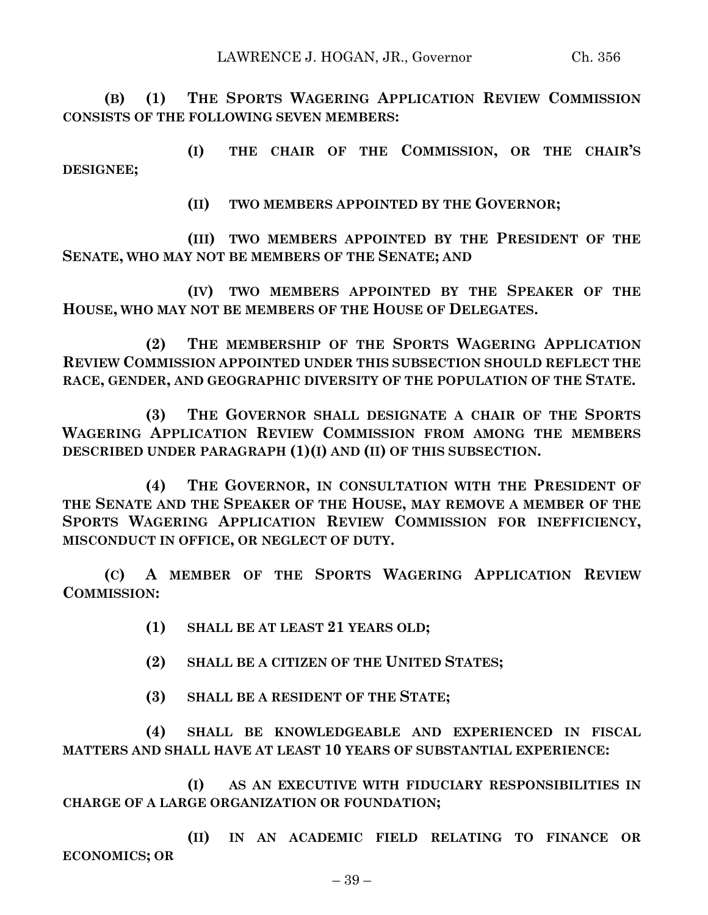**(B) (1) THE SPORTS WAGERING APPLICATION REVIEW COMMISSION CONSISTS OF THE FOLLOWING SEVEN MEMBERS:**

**(I) THE CHAIR OF THE COMMISSION, OR THE CHAIR'S DESIGNEE;**

**(II) TWO MEMBERS APPOINTED BY THE GOVERNOR;**

**(III) TWO MEMBERS APPOINTED BY THE PRESIDENT OF THE SENATE, WHO MAY NOT BE MEMBERS OF THE SENATE; AND**

**(IV) TWO MEMBERS APPOINTED BY THE SPEAKER OF THE HOUSE, WHO MAY NOT BE MEMBERS OF THE HOUSE OF DELEGATES.**

**(2) THE MEMBERSHIP OF THE SPORTS WAGERING APPLICATION REVIEW COMMISSION APPOINTED UNDER THIS SUBSECTION SHOULD REFLECT THE RACE, GENDER, AND GEOGRAPHIC DIVERSITY OF THE POPULATION OF THE STATE.**

**(3) THE GOVERNOR SHALL DESIGNATE A CHAIR OF THE SPORTS WAGERING APPLICATION REVIEW COMMISSION FROM AMONG THE MEMBERS DESCRIBED UNDER PARAGRAPH (1)(I) AND (II) OF THIS SUBSECTION.**

**(4) THE GOVERNOR, IN CONSULTATION WITH THE PRESIDENT OF THE SENATE AND THE SPEAKER OF THE HOUSE, MAY REMOVE A MEMBER OF THE SPORTS WAGERING APPLICATION REVIEW COMMISSION FOR INEFFICIENCY, MISCONDUCT IN OFFICE, OR NEGLECT OF DUTY.**

**(C) A MEMBER OF THE SPORTS WAGERING APPLICATION REVIEW COMMISSION:**

**(1) SHALL BE AT LEAST 21 YEARS OLD;**

**(2) SHALL BE A CITIZEN OF THE UNITED STATES;**

**(3) SHALL BE A RESIDENT OF THE STATE;**

**(4) SHALL BE KNOWLEDGEABLE AND EXPERIENCED IN FISCAL MATTERS AND SHALL HAVE AT LEAST 10 YEARS OF SUBSTANTIAL EXPERIENCE:**

**(I) AS AN EXECUTIVE WITH FIDUCIARY RESPONSIBILITIES IN CHARGE OF A LARGE ORGANIZATION OR FOUNDATION;**

**(II) IN AN ACADEMIC FIELD RELATING TO FINANCE OR ECONOMICS; OR**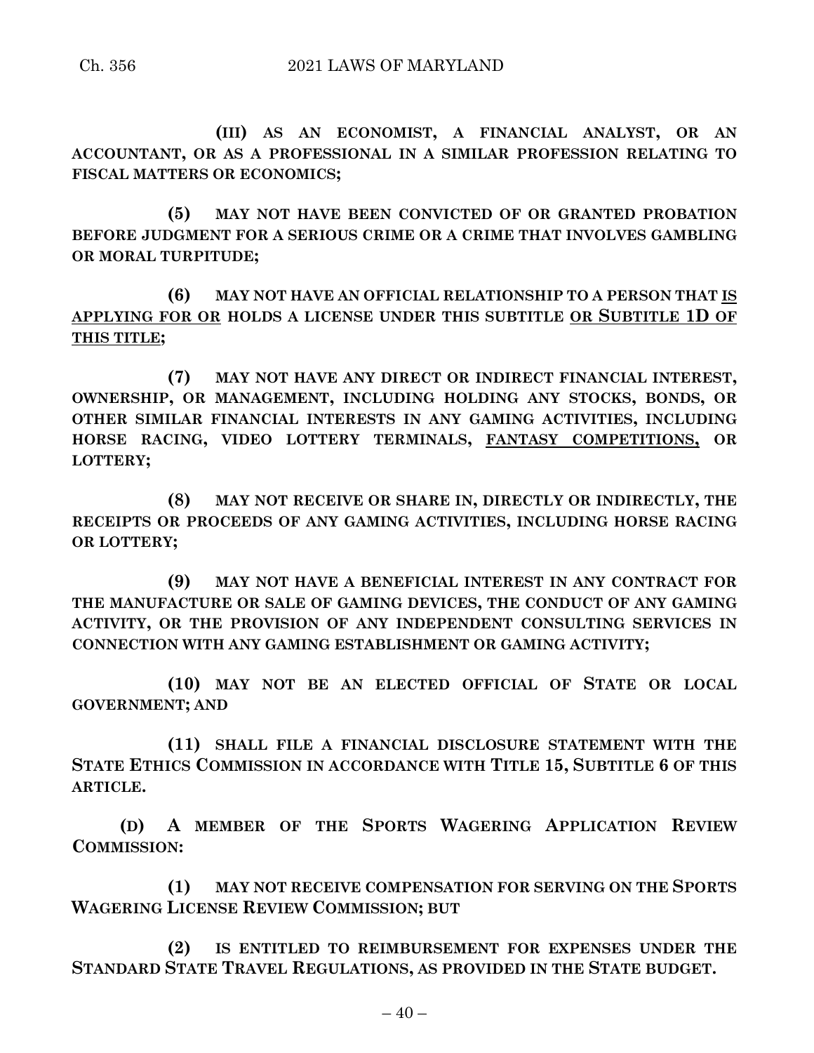**(III) AS AN ECONOMIST, A FINANCIAL ANALYST, OR AN ACCOUNTANT, OR AS A PROFESSIONAL IN A SIMILAR PROFESSION RELATING TO FISCAL MATTERS OR ECONOMICS;**

**(5) MAY NOT HAVE BEEN CONVICTED OF OR GRANTED PROBATION BEFORE JUDGMENT FOR A SERIOUS CRIME OR A CRIME THAT INVOLVES GAMBLING OR MORAL TURPITUDE;**

**(6) MAY NOT HAVE AN OFFICIAL RELATIONSHIP TO A PERSON THAT <u>IS APPLYING FOR OR</u> HOLDS A LICENSE UNDER THIS SUBTITLE <u>OR SUBTITLE 1D OF THIS TITLE</u>;**

**(7) MAY NOT HAVE ANY DIRECT OR INDIRECT FINANCIAL INTEREST, OWNERSHIP, OR MANAGEMENT, INCLUDING HOLDING ANY STOCKS, BONDS, OR OTHER SIMILAR FINANCIAL INTERESTS IN ANY GAMING ACTIVITIES, INCLUDING HORSE RACING, VIDEO LOTTERY TERMINALS, <u>FANTASY COMPETITIONS,</u> OR LOTTERY;**

**(8) MAY NOT RECEIVE OR SHARE IN, DIRECTLY OR INDIRECTLY, THE RECEIPTS OR PROCEEDS OF ANY GAMING ACTIVITIES, INCLUDING HORSE RACING OR LOTTERY;**

**(9) MAY NOT HAVE A BENEFICIAL INTEREST IN ANY CONTRACT FOR THE MANUFACTURE OR SALE OF GAMING DEVICES, THE CONDUCT OF ANY GAMING ACTIVITY, OR THE PROVISION OF ANY INDEPENDENT CONSULTING SERVICES IN CONNECTION WITH ANY GAMING ESTABLISHMENT OR GAMING ACTIVITY;**

**(10) MAY NOT BE AN ELECTED OFFICIAL OF STATE OR LOCAL GOVERNMENT; AND**

**(11) SHALL FILE A FINANCIAL DISCLOSURE STATEMENT WITH THE STATE ETHICS COMMISSION IN ACCORDANCE WITH TITLE 15, SUBTITLE 6 OF THIS ARTICLE.**

**(D) A MEMBER OF THE SPORTS WAGERING APPLICATION REVIEW COMMISSION:**

**(1) MAY NOT RECEIVE COMPENSATION FOR SERVING ON THE SPORTS WAGERING LICENSE REVIEW COMMISSION; BUT**

**(2) IS ENTITLED TO REIMBURSEMENT FOR EXPENSES UNDER THE STANDARD STATE TRAVEL REGULATIONS, AS PROVIDED IN THE STATE BUDGET.**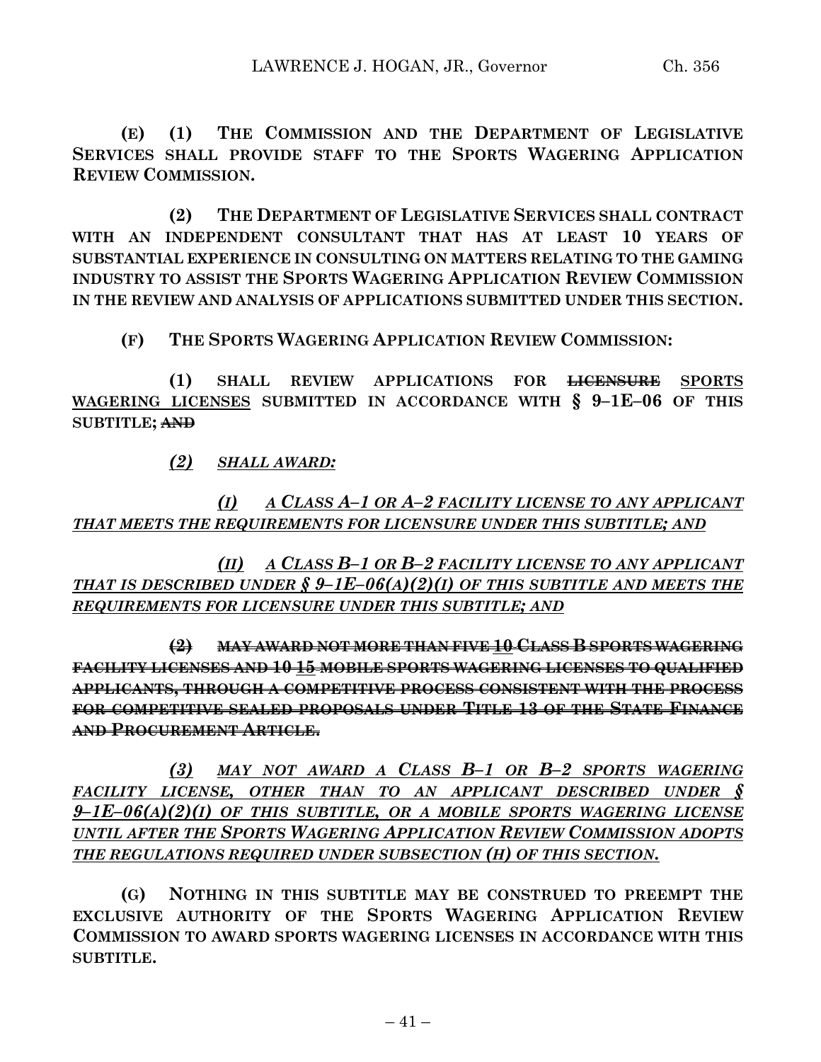**(E) (1) THE COMMISSION AND THE DEPARTMENT OF LEGISLATIVE SERVICES SHALL PROVIDE STAFF TO THE SPORTS WAGERING APPLICATION REVIEW COMMISSION.**

**(2) THE DEPARTMENT OF LEGISLATIVE SERVICES SHALL CONTRACT WITH AN INDEPENDENT CONSULTANT THAT HAS AT LEAST 10 YEARS OF SUBSTANTIAL EXPERIENCE IN CONSULTING ON MATTERS RELATING TO THE GAMING INDUSTRY TO ASSIST THE SPORTS WAGERING APPLICATION REVIEW COMMISSION IN THE REVIEW AND ANALYSIS OF APPLICATIONS SUBMITTED UNDER THIS SECTION.**

**(F) THE SPORTS WAGERING APPLICATION REVIEW COMMISSION:**

**(1) SHALL REVIEW APPLICATIONS FOR ~~LICENSURE~~ SPORTS WAGERING LICENSES SUBMITTED IN ACCORDANCE WITH § 9–1E–06 OF THIS SUBTITLE; ~~AND~~**

***(2) SHALL AWARD:***

***(I) A CLASS A–1 OR A–2 FACILITY LICENSE TO ANY APPLICANT THAT MEETS THE REQUIREMENTS FOR LICENSURE UNDER THIS SUBTITLE; AND***

***(II) A CLASS B–1 OR B–2 FACILITY LICENSE TO ANY APPLICANT THAT IS DESCRIBED UNDER § 9–1E–06(A)(2)(I) OF THIS SUBTITLE AND MEETS THE REQUIREMENTS FOR LICENSURE UNDER THIS SUBTITLE; AND***

~~**(2) MAY AWARD NOT MORE THAN FIVE 10 CLASS B SPORTS WAGERING FACILITY LICENSES AND 10 15 MOBILE SPORTS WAGERING LICENSES TO QUALIFIED APPLICANTS, THROUGH A COMPETITIVE PROCESS CONSISTENT WITH THE PROCESS FOR COMPETITIVE SEALED PROPOSALS UNDER TITLE 13 OF THE STATE FINANCE AND PROCUREMENT ARTICLE.**~~

***(3) MAY NOT AWARD A CLASS B–1 OR B–2 SPORTS WAGERING FACILITY LICENSE, OTHER THAN TO AN APPLICANT DESCRIBED UNDER § 9–1E–06(A)(2)(I) OF THIS SUBTITLE, OR A MOBILE SPORTS WAGERING LICENSE UNTIL AFTER THE SPORTS WAGERING APPLICATION REVIEW COMMISSION ADOPTS THE REGULATIONS REQUIRED UNDER SUBSECTION (H) OF THIS SECTION.***

**(G) NOTHING IN THIS SUBTITLE MAY BE CONSTRUED TO PREEMPT THE EXCLUSIVE AUTHORITY OF THE SPORTS WAGERING APPLICATION REVIEW COMMISSION TO AWARD SPORTS WAGERING LICENSES IN ACCORDANCE WITH THIS SUBTITLE.**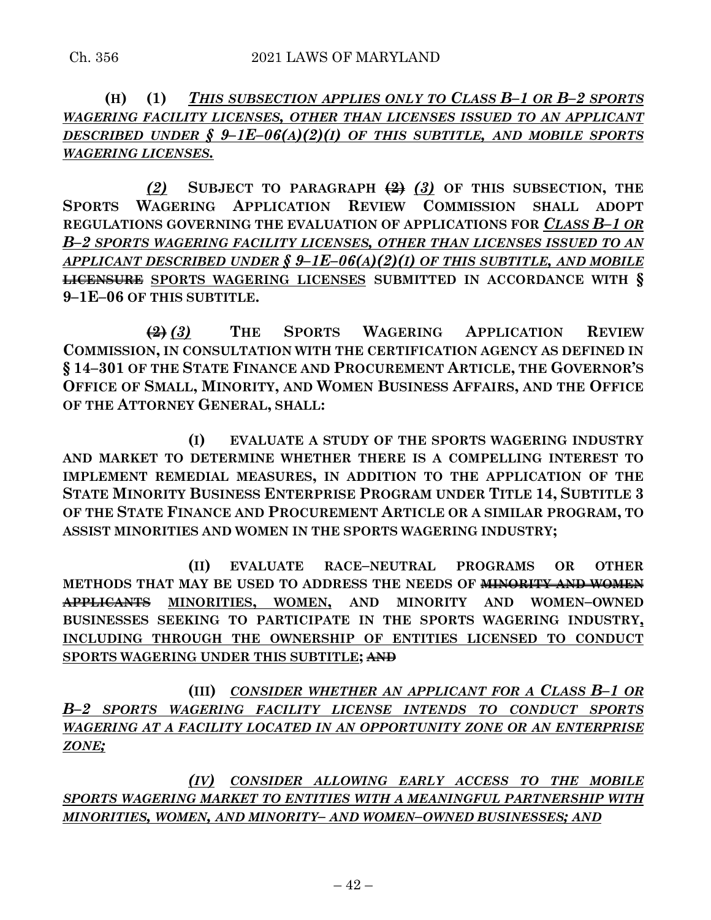**(H) (1)** ***THIS SUBSECTION APPLIES ONLY TO CLASS B–1 OR B–2 SPORTS WAGERING FACILITY LICENSES, OTHER THAN LICENSES ISSUED TO AN APPLICANT DESCRIBED UNDER § 9–1E–06(A)(2)(I) OF THIS SUBTITLE, AND MOBILE SPORTS WAGERING LICENSES.***

***(2)*** **SUBJECT TO PARAGRAPH ~~(2)~~ *(3)* OF THIS SUBSECTION, THE SPORTS WAGERING APPLICATION REVIEW COMMISSION SHALL ADOPT REGULATIONS GOVERNING THE EVALUATION OF APPLICATIONS FOR *CLASS B–1 OR B–2 SPORTS WAGERING FACILITY LICENSES, OTHER THAN LICENSES ISSUED TO AN APPLICANT DESCRIBED UNDER § 9–1E–06(A)(2)(I) OF THIS SUBTITLE, AND MOBILE* ~~LICENSURE~~ SPORTS WAGERING LICENSES SUBMITTED IN ACCORDANCE WITH § 9–1E–06 OF THIS SUBTITLE.**

**~~(2)~~ *(3)* THE SPORTS WAGERING APPLICATION REVIEW COMMISSION, IN CONSULTATION WITH THE CERTIFICATION AGENCY AS DEFINED IN § 14–301 OF THE STATE FINANCE AND PROCUREMENT ARTICLE, THE GOVERNOR'S OFFICE OF SMALL, MINORITY, AND WOMEN BUSINESS AFFAIRS, AND THE OFFICE OF THE ATTORNEY GENERAL, SHALL:**

**(I) EVALUATE A STUDY OF THE SPORTS WAGERING INDUSTRY AND MARKET TO DETERMINE WHETHER THERE IS A COMPELLING INTEREST TO IMPLEMENT REMEDIAL MEASURES, IN ADDITION TO THE APPLICATION OF THE STATE MINORITY BUSINESS ENTERPRISE PROGRAM UNDER TITLE 14, SUBTITLE 3 OF THE STATE FINANCE AND PROCUREMENT ARTICLE OR A SIMILAR PROGRAM, TO ASSIST MINORITIES AND WOMEN IN THE SPORTS WAGERING INDUSTRY;**

**(II) EVALUATE RACE–NEUTRAL PROGRAMS OR OTHER METHODS THAT MAY BE USED TO ADDRESS THE NEEDS OF ~~MINORITY AND WOMEN APPLICANTS~~ MINORITIES, WOMEN, AND MINORITY AND WOMEN–OWNED BUSINESSES SEEKING TO PARTICIPATE IN THE SPORTS WAGERING INDUSTRY, INCLUDING THROUGH THE OWNERSHIP OF ENTITIES LICENSED TO CONDUCT SPORTS WAGERING UNDER THIS SUBTITLE; ~~AND~~**

**(III)** ***CONSIDER WHETHER AN APPLICANT FOR A CLASS B–1 OR B–2 SPORTS WAGERING FACILITY LICENSE INTENDS TO CONDUCT SPORTS WAGERING AT A FACILITY LOCATED IN AN OPPORTUNITY ZONE OR AN ENTERPRISE ZONE;***

***(IV) CONSIDER ALLOWING EARLY ACCESS TO THE MOBILE SPORTS WAGERING MARKET TO ENTITIES WITH A MEANINGFUL PARTNERSHIP WITH MINORITIES, WOMEN, AND MINORITY– AND WOMEN–OWNED BUSINESSES; AND***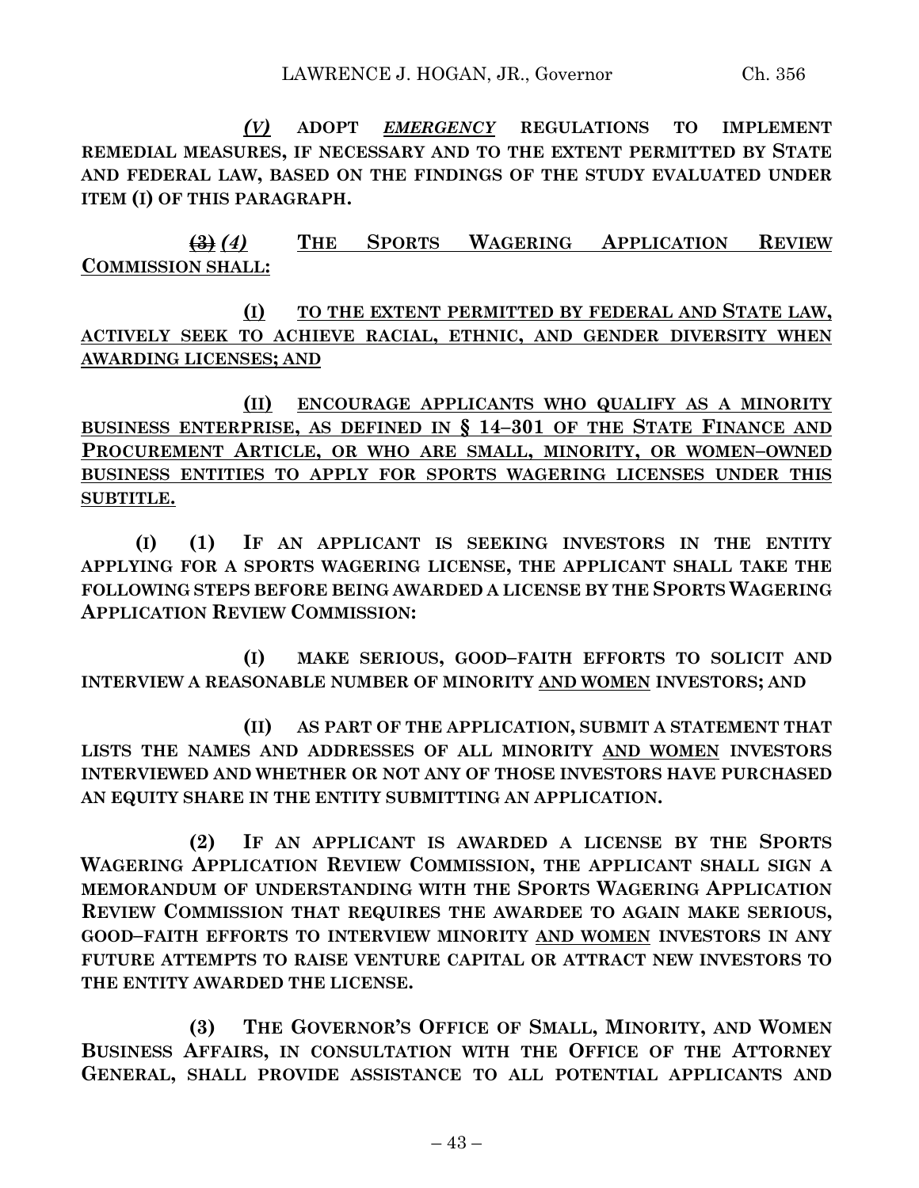*(V)* **ADOPT** ***EMERGENCY*** **REGULATIONS TO IMPLEMENT REMEDIAL MEASURES, IF NECESSARY AND TO THE EXTENT PERMITTED BY STATE AND FEDERAL LAW, BASED ON THE FINDINGS OF THE STUDY EVALUATED UNDER ITEM (I) OF THIS PARAGRAPH.**

~~(3)~~ *(4)* **THE SPORTS WAGERING APPLICATION REVIEW COMMISSION SHALL:**

**(I) TO THE EXTENT PERMITTED BY FEDERAL AND STATE LAW, ACTIVELY SEEK TO ACHIEVE RACIAL, ETHNIC, AND GENDER DIVERSITY WHEN AWARDING LICENSES; AND**

**(II) ENCOURAGE APPLICANTS WHO QUALIFY AS A MINORITY BUSINESS ENTERPRISE, AS DEFINED IN § 14–301 OF THE STATE FINANCE AND PROCUREMENT ARTICLE, OR WHO ARE SMALL, MINORITY, OR WOMEN–OWNED BUSINESS ENTITIES TO APPLY FOR SPORTS WAGERING LICENSES UNDER THIS SUBTITLE.**

**(I) (1) IF AN APPLICANT IS SEEKING INVESTORS IN THE ENTITY APPLYING FOR A SPORTS WAGERING LICENSE, THE APPLICANT SHALL TAKE THE FOLLOWING STEPS BEFORE BEING AWARDED A LICENSE BY THE SPORTS WAGERING APPLICATION REVIEW COMMISSION:**

**(I) MAKE SERIOUS, GOOD–FAITH EFFORTS TO SOLICIT AND INTERVIEW A REASONABLE NUMBER OF MINORITY AND WOMEN INVESTORS; AND**

**(II) AS PART OF THE APPLICATION, SUBMIT A STATEMENT THAT LISTS THE NAMES AND ADDRESSES OF ALL MINORITY AND WOMEN INVESTORS INTERVIEWED AND WHETHER OR NOT ANY OF THOSE INVESTORS HAVE PURCHASED AN EQUITY SHARE IN THE ENTITY SUBMITTING AN APPLICATION.**

**(2) IF AN APPLICANT IS AWARDED A LICENSE BY THE SPORTS WAGERING APPLICATION REVIEW COMMISSION, THE APPLICANT SHALL SIGN A MEMORANDUM OF UNDERSTANDING WITH THE SPORTS WAGERING APPLICATION REVIEW COMMISSION THAT REQUIRES THE AWARDEE TO AGAIN MAKE SERIOUS, GOOD–FAITH EFFORTS TO INTERVIEW MINORITY AND WOMEN INVESTORS IN ANY FUTURE ATTEMPTS TO RAISE VENTURE CAPITAL OR ATTRACT NEW INVESTORS TO THE ENTITY AWARDED THE LICENSE.**

**(3) THE GOVERNOR'S OFFICE OF SMALL, MINORITY, AND WOMEN BUSINESS AFFAIRS, IN CONSULTATION WITH THE OFFICE OF THE ATTORNEY GENERAL, SHALL PROVIDE ASSISTANCE TO ALL POTENTIAL APPLICANTS AND**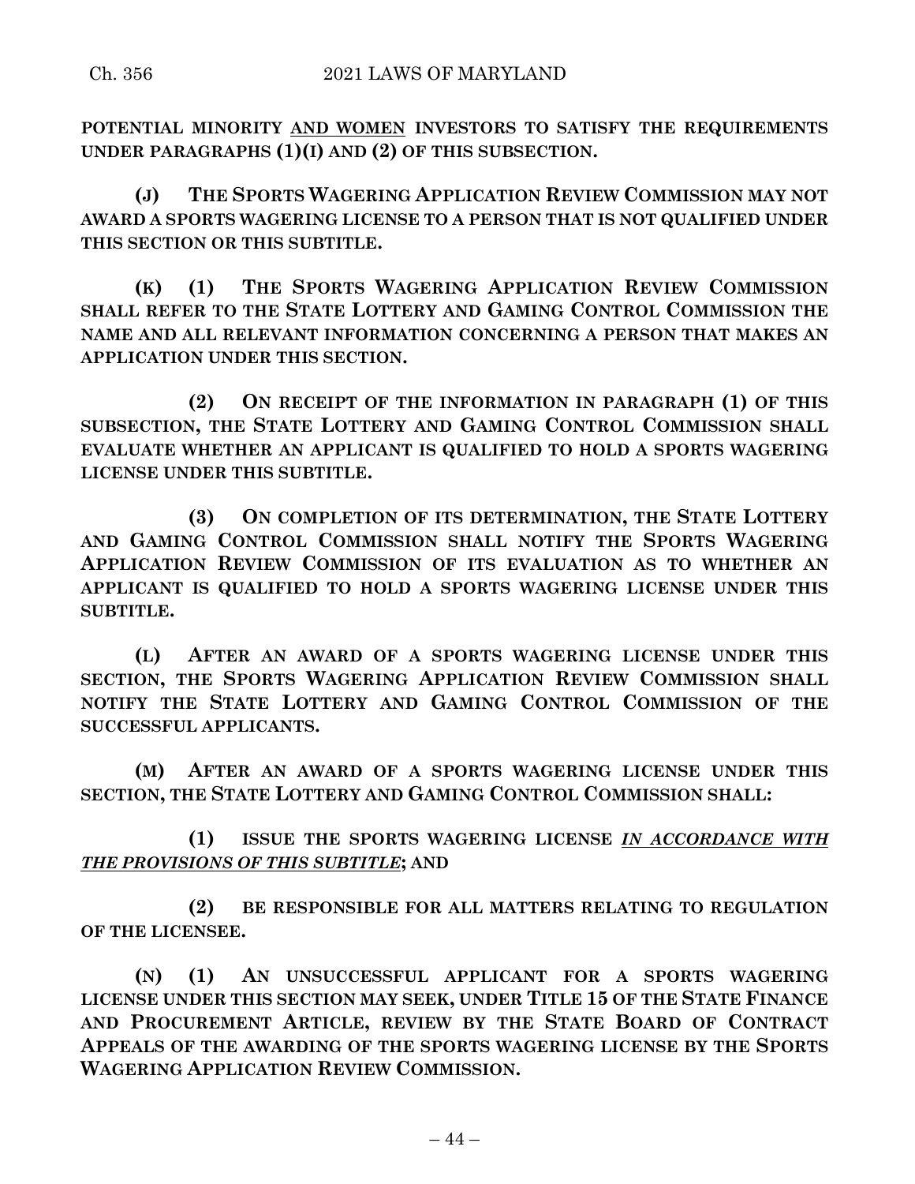**POTENTIAL MINORITY AND WOMEN INVESTORS TO SATISFY THE REQUIREMENTS UNDER PARAGRAPHS (1)(I) AND (2) OF THIS SUBSECTION.**

**(J) THE SPORTS WAGERING APPLICATION REVIEW COMMISSION MAY NOT AWARD A SPORTS WAGERING LICENSE TO A PERSON THAT IS NOT QUALIFIED UNDER THIS SECTION OR THIS SUBTITLE.**

**(K) (1) THE SPORTS WAGERING APPLICATION REVIEW COMMISSION SHALL REFER TO THE STATE LOTTERY AND GAMING CONTROL COMMISSION THE NAME AND ALL RELEVANT INFORMATION CONCERNING A PERSON THAT MAKES AN APPLICATION UNDER THIS SECTION.**

**(2) ON RECEIPT OF THE INFORMATION IN PARAGRAPH (1) OF THIS SUBSECTION, THE STATE LOTTERY AND GAMING CONTROL COMMISSION SHALL EVALUATE WHETHER AN APPLICANT IS QUALIFIED TO HOLD A SPORTS WAGERING LICENSE UNDER THIS SUBTITLE.**

**(3) ON COMPLETION OF ITS DETERMINATION, THE STATE LOTTERY AND GAMING CONTROL COMMISSION SHALL NOTIFY THE SPORTS WAGERING APPLICATION REVIEW COMMISSION OF ITS EVALUATION AS TO WHETHER AN APPLICANT IS QUALIFIED TO HOLD A SPORTS WAGERING LICENSE UNDER THIS SUBTITLE.**

**(L) AFTER AN AWARD OF A SPORTS WAGERING LICENSE UNDER THIS SECTION, THE SPORTS WAGERING APPLICATION REVIEW COMMISSION SHALL NOTIFY THE STATE LOTTERY AND GAMING CONTROL COMMISSION OF THE SUCCESSFUL APPLICANTS.**

**(M) AFTER AN AWARD OF A SPORTS WAGERING LICENSE UNDER THIS SECTION, THE STATE LOTTERY AND GAMING CONTROL COMMISSION SHALL:**

**(1) ISSUE THE SPORTS WAGERING LICENSE *IN ACCORDANCE WITH THE PROVISIONS OF THIS SUBTITLE*; AND**

**(2) BE RESPONSIBLE FOR ALL MATTERS RELATING TO REGULATION OF THE LICENSEE.**

**(N) (1) AN UNSUCCESSFUL APPLICANT FOR A SPORTS WAGERING LICENSE UNDER THIS SECTION MAY SEEK, UNDER TITLE 15 OF THE STATE FINANCE AND PROCUREMENT ARTICLE, REVIEW BY THE STATE BOARD OF CONTRACT APPEALS OF THE AWARDING OF THE SPORTS WAGERING LICENSE BY THE SPORTS WAGERING APPLICATION REVIEW COMMISSION.**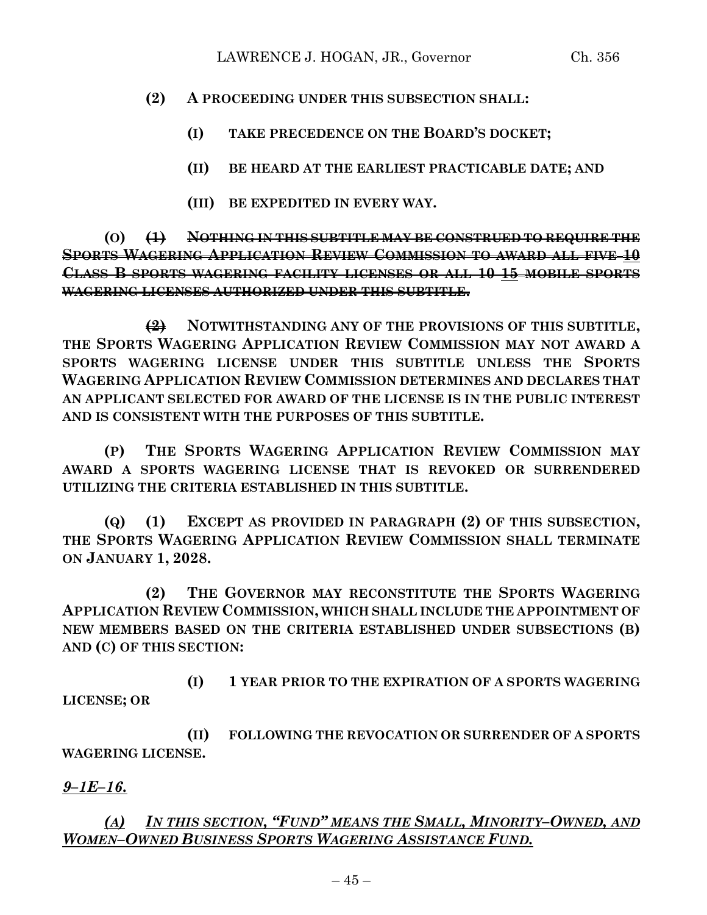**(2) A PROCEEDING UNDER THIS SUBSECTION SHALL:**

**(I) TAKE PRECEDENCE ON THE BOARD'S DOCKET;**

**(II) BE HEARD AT THE EARLIEST PRACTICABLE DATE; AND**

**(III) BE EXPEDITED IN EVERY WAY.**

**(O)** ~~**(1) NOTHING IN THIS SUBTITLE MAY BE CONSTRUED TO REQUIRE THE SPORTS WAGERING APPLICATION REVIEW COMMISSION TO AWARD ALL FIVE 10 CLASS B SPORTS WAGERING FACILITY LICENSES OR ALL 10 15 MOBILE SPORTS WAGERING LICENSES AUTHORIZED UNDER THIS SUBTITLE.**~~

~~**(2)**~~ **NOTWITHSTANDING ANY OF THE PROVISIONS OF THIS SUBTITLE, THE SPORTS WAGERING APPLICATION REVIEW COMMISSION MAY NOT AWARD A SPORTS WAGERING LICENSE UNDER THIS SUBTITLE UNLESS THE SPORTS WAGERING APPLICATION REVIEW COMMISSION DETERMINES AND DECLARES THAT AN APPLICANT SELECTED FOR AWARD OF THE LICENSE IS IN THE PUBLIC INTEREST AND IS CONSISTENT WITH THE PURPOSES OF THIS SUBTITLE.**

**(P) THE SPORTS WAGERING APPLICATION REVIEW COMMISSION MAY AWARD A SPORTS WAGERING LICENSE THAT IS REVOKED OR SURRENDERED UTILIZING THE CRITERIA ESTABLISHED IN THIS SUBTITLE.**

**(Q) (1) EXCEPT AS PROVIDED IN PARAGRAPH (2) OF THIS SUBSECTION, THE SPORTS WAGERING APPLICATION REVIEW COMMISSION SHALL TERMINATE ON JANUARY 1, 2028.**

**(2) THE GOVERNOR MAY RECONSTITUTE THE SPORTS WAGERING APPLICATION REVIEW COMMISSION, WHICH SHALL INCLUDE THE APPOINTMENT OF NEW MEMBERS BASED ON THE CRITERIA ESTABLISHED UNDER SUBSECTIONS (B) AND (C) OF THIS SECTION:**

**(I) 1 YEAR PRIOR TO THE EXPIRATION OF A SPORTS WAGERING LICENSE; OR**

**(II) FOLLOWING THE REVOCATION OR SURRENDER OF A SPORTS WAGERING LICENSE.**

***9–1E–16.***

***(A) IN THIS SECTION, "FUND" MEANS THE SMALL, MINORITY–OWNED, AND WOMEN–OWNED BUSINESS SPORTS WAGERING ASSISTANCE FUND.***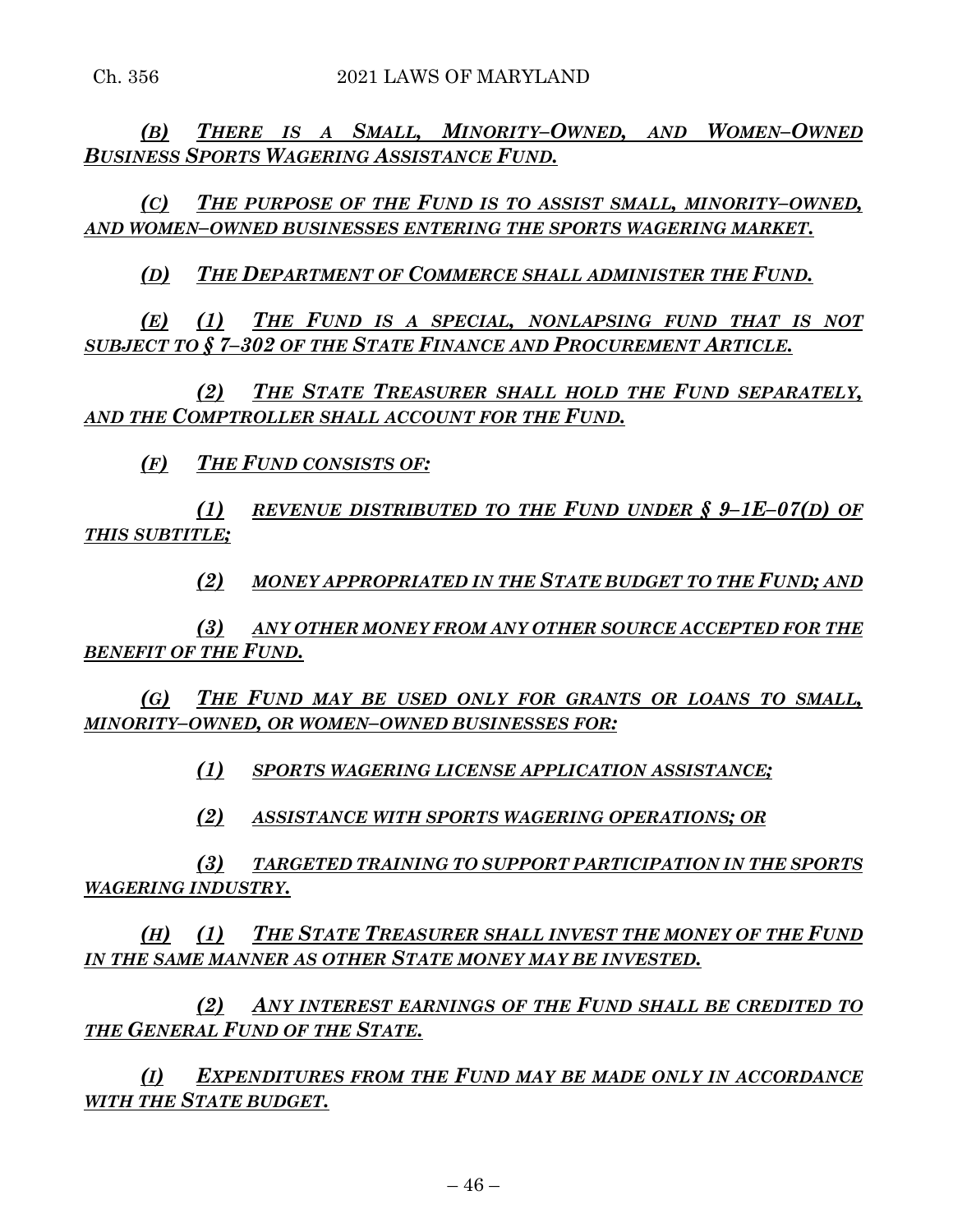*(B) THERE IS A SMALL, MINORITY–OWNED, AND WOMEN–OWNED BUSINESS SPORTS WAGERING ASSISTANCE FUND.*

*(C) THE PURPOSE OF THE FUND IS TO ASSIST SMALL, MINORITY–OWNED, AND WOMEN–OWNED BUSINESSES ENTERING THE SPORTS WAGERING MARKET.*

*(D) THE DEPARTMENT OF COMMERCE SHALL ADMINISTER THE FUND.*

*(E) (1) THE FUND IS A SPECIAL, NONLAPSING FUND THAT IS NOT SUBJECT TO § 7–302 OF THE STATE FINANCE AND PROCUREMENT ARTICLE.*

*(2) THE STATE TREASURER SHALL HOLD THE FUND SEPARATELY, AND THE COMPTROLLER SHALL ACCOUNT FOR THE FUND.*

*(F) THE FUND CONSISTS OF:*

*(1) REVENUE DISTRIBUTED TO THE FUND UNDER § 9–1E–07(D) OF THIS SUBTITLE;*

*(2) MONEY APPROPRIATED IN THE STATE BUDGET TO THE FUND; AND*

*(3) ANY OTHER MONEY FROM ANY OTHER SOURCE ACCEPTED FOR THE BENEFIT OF THE FUND.*

*(G) THE FUND MAY BE USED ONLY FOR GRANTS OR LOANS TO SMALL, MINORITY–OWNED, OR WOMEN–OWNED BUSINESSES FOR:*

*(1) SPORTS WAGERING LICENSE APPLICATION ASSISTANCE;*

*(2) ASSISTANCE WITH SPORTS WAGERING OPERATIONS; OR*

*(3) TARGETED TRAINING TO SUPPORT PARTICIPATION IN THE SPORTS WAGERING INDUSTRY.*

*(H) (1) THE STATE TREASURER SHALL INVEST THE MONEY OF THE FUND IN THE SAME MANNER AS OTHER STATE MONEY MAY BE INVESTED.*

*(2) ANY INTEREST EARNINGS OF THE FUND SHALL BE CREDITED TO THE GENERAL FUND OF THE STATE.*

*(I) EXPENDITURES FROM THE FUND MAY BE MADE ONLY IN ACCORDANCE WITH THE STATE BUDGET.*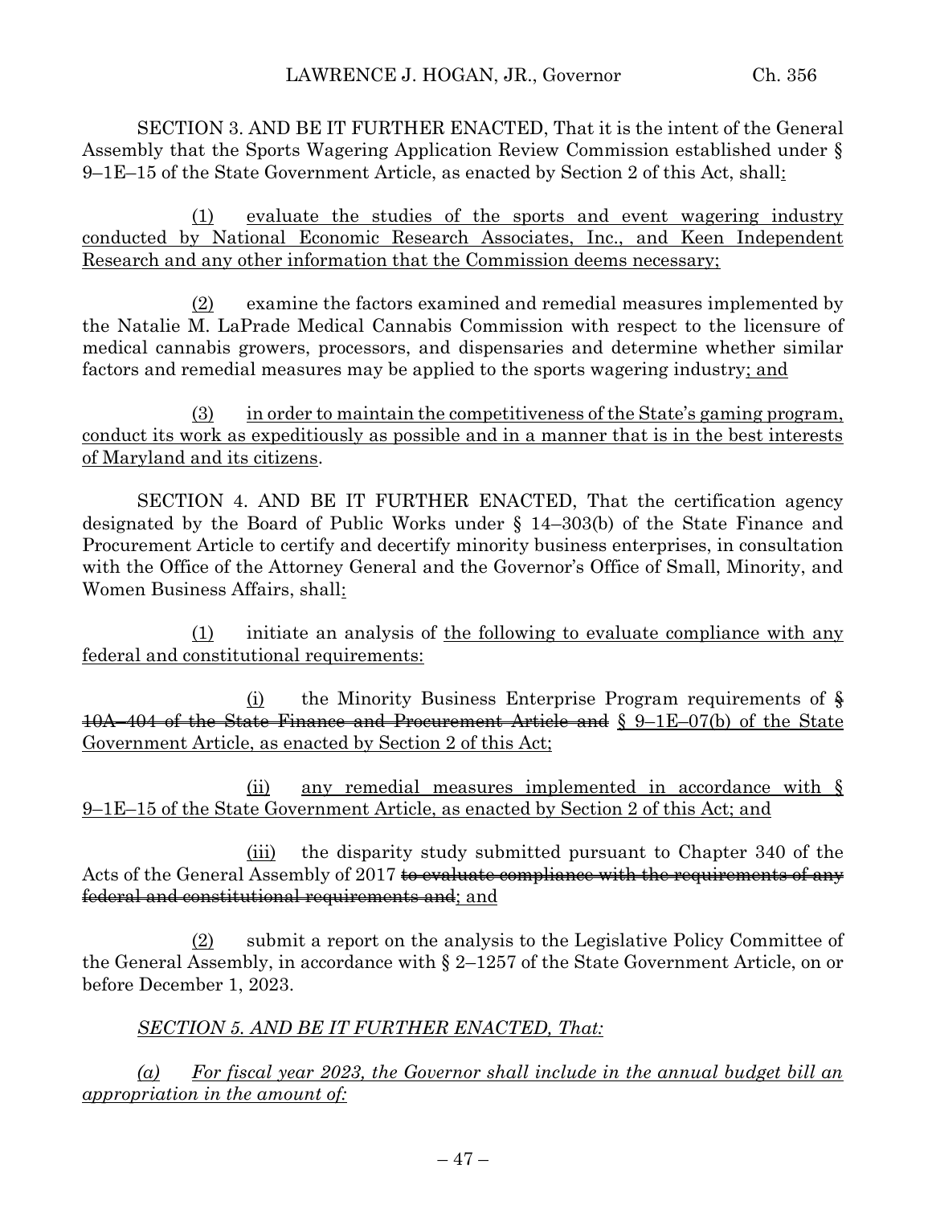SECTION 3. AND BE IT FURTHER ENACTED, That it is the intent of the General Assembly that the Sports Wagering Application Review Commission established under § 9–1E–15 of the State Government Article, as enacted by Section 2 of this Act, shall:

(1) evaluate the studies of the sports and event wagering industry conducted by National Economic Research Associates, Inc., and Keen Independent Research and any other information that the Commission deems necessary;

(2) examine the factors examined and remedial measures implemented by the Natalie M. LaPrade Medical Cannabis Commission with respect to the licensure of medical cannabis growers, processors, and dispensaries and determine whether similar factors and remedial measures may be applied to the sports wagering industry; and

(3) in order to maintain the competitiveness of the State's gaming program, conduct its work as expeditiously as possible and in a manner that is in the best interests of Maryland and its citizens.

SECTION 4. AND BE IT FURTHER ENACTED, That the certification agency designated by the Board of Public Works under § 14–303(b) of the State Finance and Procurement Article to certify and decertify minority business enterprises, in consultation with the Office of the Attorney General and the Governor's Office of Small, Minority, and Women Business Affairs, shall:

(1) initiate an analysis of the following to evaluate compliance with any federal and constitutional requirements:

(i) the Minority Business Enterprise Program requirements of ~~§ 10A–404 of the State Finance and Procurement Article and~~ § 9–1E–07(b) of the State Government Article, as enacted by Section 2 of this Act;

(ii) any remedial measures implemented in accordance with § 9–1E–15 of the State Government Article, as enacted by Section 2 of this Act; and

(iii) the disparity study submitted pursuant to Chapter 340 of the Acts of the General Assembly of 2017 ~~to evaluate compliance with the requirements of any federal and constitutional requirements and~~; and

(2) submit a report on the analysis to the Legislative Policy Committee of the General Assembly, in accordance with § 2–1257 of the State Government Article, on or before December 1, 2023.

*SECTION 5. AND BE IT FURTHER ENACTED, That:*

*(a) For fiscal year 2023, the Governor shall include in the annual budget bill an appropriation in the amount of:*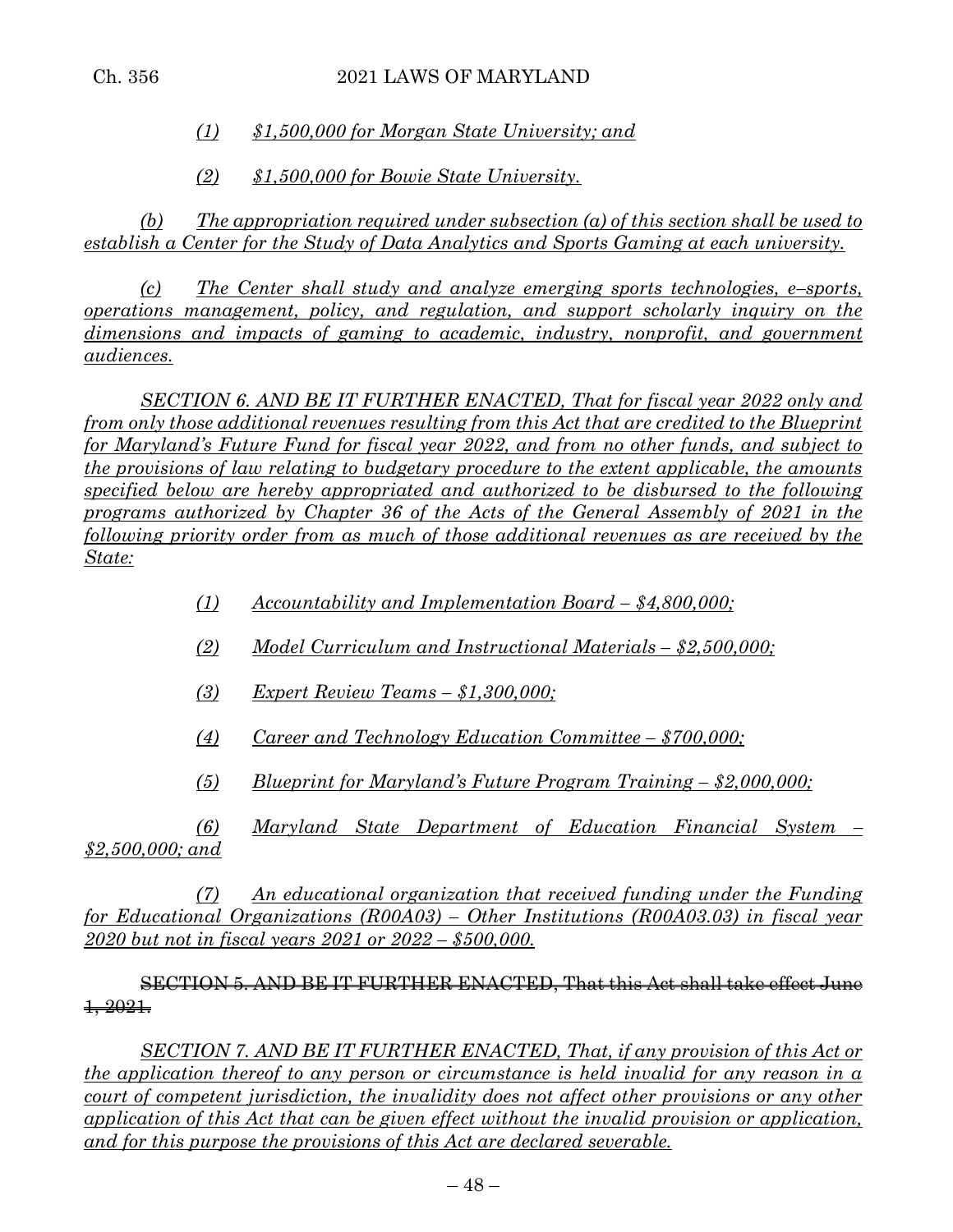*(1) $1,500,000 for Morgan State University; and*

*(2) $1,500,000 for Bowie State University.*

*(b) The appropriation required under subsection (a) of this section shall be used to establish a Center for the Study of Data Analytics and Sports Gaming at each university.*

*(c) The Center shall study and analyze emerging sports technologies, e–sports, operations management, policy, and regulation, and support scholarly inquiry on the dimensions and impacts of gaming to academic, industry, nonprofit, and government audiences.*

*SECTION 6. AND BE IT FURTHER ENACTED, That for fiscal year 2022 only and from only those additional revenues resulting from this Act that are credited to the Blueprint for Maryland's Future Fund for fiscal year 2022, and from no other funds, and subject to the provisions of law relating to budgetary procedure to the extent applicable, the amounts specified below are hereby appropriated and authorized to be disbursed to the following programs authorized by Chapter 36 of the Acts of the General Assembly of 2021 in the following priority order from as much of those additional revenues as are received by the State:*

*(1) Accountability and Implementation Board – $4,800,000;*

*(2) Model Curriculum and Instructional Materials – $2,500,000;*

*(3) Expert Review Teams – $1,300,000;*

*(4) Career and Technology Education Committee – $700,000;*

*(5) Blueprint for Maryland's Future Program Training – $2,000,000;*

*(6) Maryland State Department of Education Financial System – $2,500,000; and*

*(7) An educational organization that received funding under the Funding for Educational Organizations (R00A03) – Other Institutions (R00A03.03) in fiscal year 2020 but not in fiscal years 2021 or 2022 – $500,000.*

~~SECTION 5. AND BE IT FURTHER ENACTED, That this Act shall take effect June 1, 2021.~~

*SECTION 7. AND BE IT FURTHER ENACTED, That, if any provision of this Act or the application thereof to any person or circumstance is held invalid for any reason in a court of competent jurisdiction, the invalidity does not affect other provisions or any other application of this Act that can be given effect without the invalid provision or application, and for this purpose the provisions of this Act are declared severable.*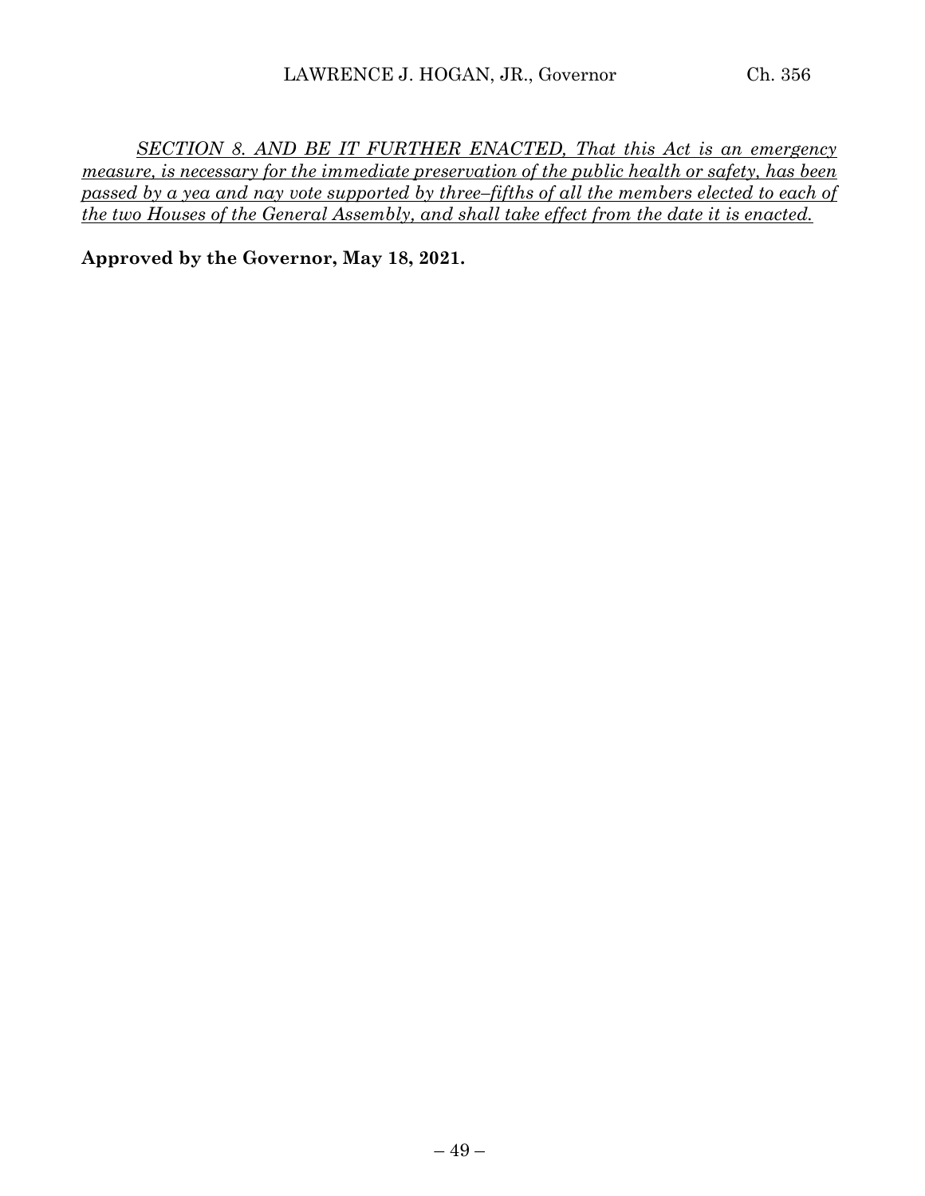*SECTION 8. AND BE IT FURTHER ENACTED, That this Act is an emergency measure, is necessary for the immediate preservation of the public health or safety, has been passed by a yea and nay vote supported by three–fifths of all the members elected to each of the two Houses of the General Assembly, and shall take effect from the date it is enacted.*

**Approved by the Governor, May 18, 2021.**